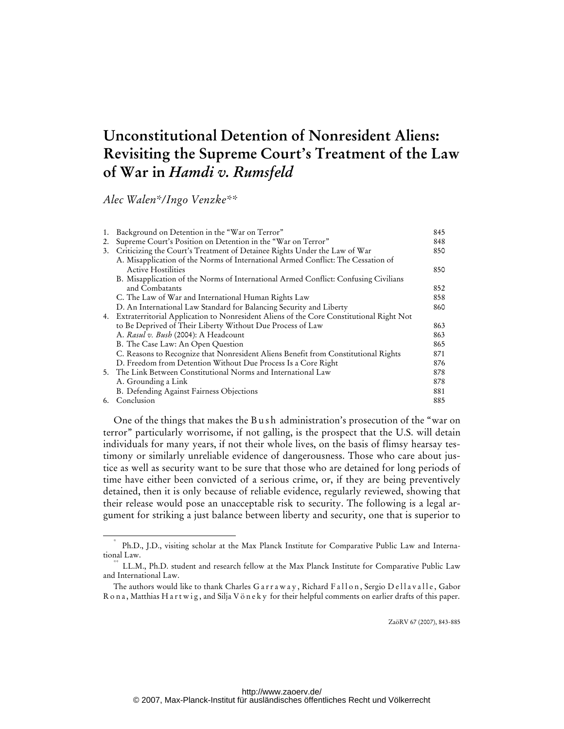# Unconstitutional Detention of Nonresident Aliens: Revisiting the Supreme Court's Treatment of the Law of War in *Hamdi v. Rumsfeld*

*Alec Walen\*/Ingo Venzke\*\**

| | | |
|---|---|---|
| 1. | Background on Detention in the "War on Terror" | 845 |
| 2. | Supreme Court's Position on Detention in the "War on Terror" | 848 |
| 3. | Criticizing the Court's Treatment of Detainee Rights Under the Law of War | 850 |
| | A. Misapplication of the Norms of International Armed Conflict: The Cessation of Active Hostilities | 850 |
| | B. Misapplication of the Norms of International Armed Conflict: Confusing Civilians and Combatants | 852 |
| | C. The Law of War and International Human Rights Law | 858 |
| | D. An International Law Standard for Balancing Security and Liberty | 860 |
| 4. | Extraterritorial Application to Nonresident Aliens of the Core Constitutional Right Not to Be Deprived of Their Liberty Without Due Process of Law | 863 |
| | A. *Rasul v. Bush* (2004): A Headcount | 863 |
| | B. The Case Law: An Open Question | 865 |
| | C. Reasons to Recognize that Nonresident Aliens Benefit from Constitutional Rights | 871 |
| | D. Freedom from Detention Without Due Process Is a Core Right | 876 |
| 5. | The Link Between Constitutional Norms and International Law | 878 |
| | A. Grounding a Link | 878 |
| | B. Defending Against Fairness Objections | 881 |
| 6. | Conclusion | 885 |

One of the things that makes the Bush administration's prosecution of the "war on terror" particularly worrisome, if not galling, is the prospect that the U.S. will detain individuals for many years, if not their whole lives, on the basis of flimsy hearsay testimony or similarly unreliable evidence of dangerousness. Those who care about justice as well as security want to be sure that those who are detained for long periods of time have either been convicted of a serious crime, or, if they are being preventively detained, then it is only because of reliable evidence, regularly reviewed, showing that their release would pose an unacceptable risk to security. The following is a legal argument for striking a just balance between liberty and security, one that is superior to

\* Ph.D., J.D., visiting scholar at the Max Planck Institute for Comparative Public Law and International Law.

\*\* LL.M., Ph.D. student and research fellow at the Max Planck Institute for Comparative Public Law and International Law.

The authors would like to thank Charles Garraway, Richard Fallon, Sergio Dellavalle, Gabor Rona, Matthias Hartwig, and Silja Vöneky for their helpful comments on earlier drafts of this paper.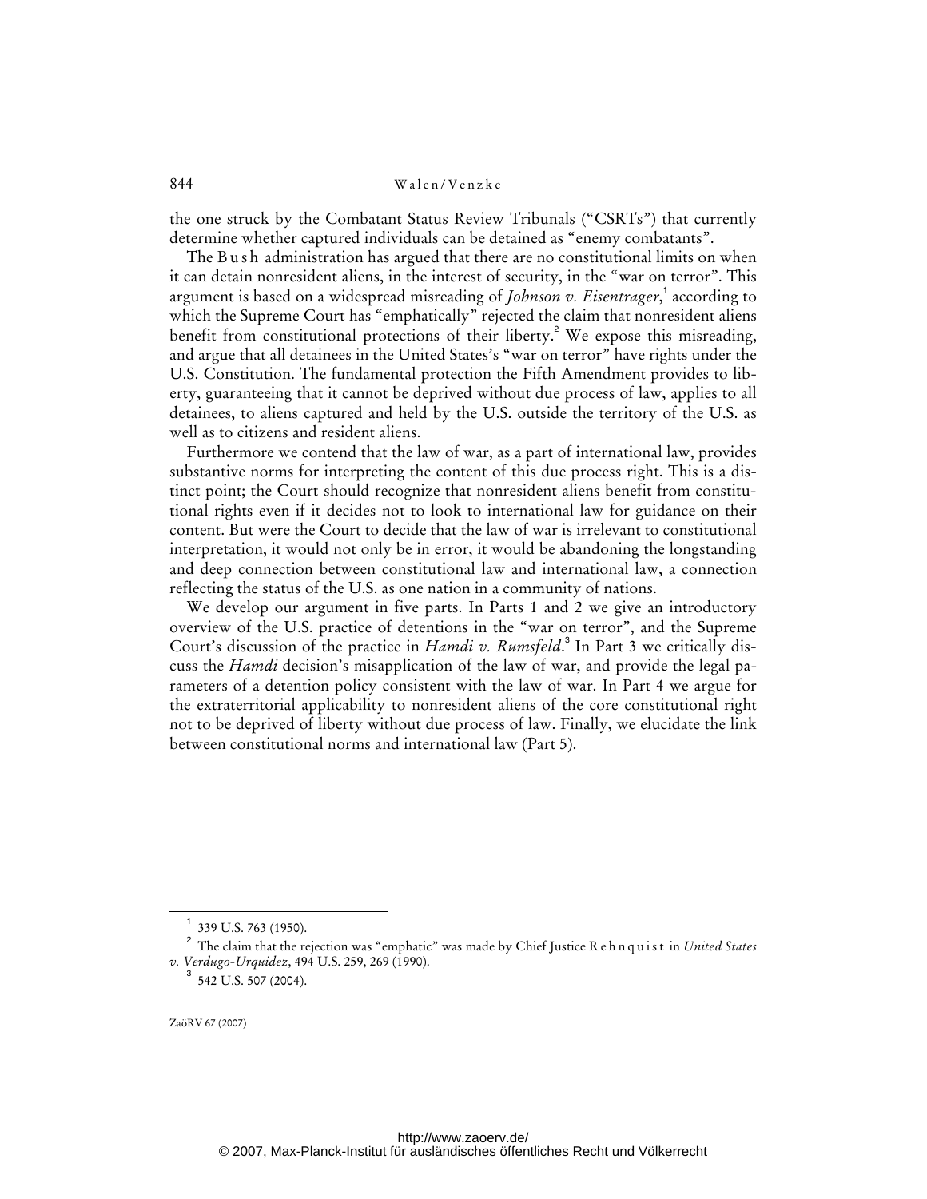the one struck by the Combatant Status Review Tribunals ("CSRTs") that currently determine whether captured individuals can be detained as "enemy combatants".

The Bush administration has argued that there are no constitutional limits on when it can detain nonresident aliens, in the interest of security, in the "war on terror". This argument is based on a widespread misreading of *Johnson v. Eisentrager*,[1] according to which the Supreme Court has "emphatically" rejected the claim that nonresident aliens benefit from constitutional protections of their liberty.[2] We expose this misreading, and argue that all detainees in the United States's "war on terror" have rights under the U.S. Constitution. The fundamental protection the Fifth Amendment provides to liberty, guaranteeing that it cannot be deprived without due process of law, applies to all detainees, to aliens captured and held by the U.S. outside the territory of the U.S. as well as to citizens and resident aliens.

Furthermore we contend that the law of war, as a part of international law, provides substantive norms for interpreting the content of this due process right. This is a distinct point; the Court should recognize that nonresident aliens benefit from constitutional rights even if it decides not to look to international law for guidance on their content. But were the Court to decide that the law of war is irrelevant to constitutional interpretation, it would not only be in error, it would be abandoning the longstanding and deep connection between constitutional law and international law, a connection reflecting the status of the U.S. as one nation in a community of nations.

We develop our argument in five parts. In Parts 1 and 2 we give an introductory overview of the U.S. practice of detentions in the "war on terror", and the Supreme Court's discussion of the practice in *Hamdi v. Rumsfeld*.[3] In Part 3 we critically discuss the *Hamdi* decision's misapplication of the law of war, and provide the legal parameters of a detention policy consistent with the law of war. In Part 4 we argue for the extraterritorial applicability to nonresident aliens of the core constitutional right not to be deprived of liberty without due process of law. Finally, we elucidate the link between constitutional norms and international law (Part 5).

---

[1] 339 U.S. 763 (1950).

[2] The claim that the rejection was "emphatic" was made by Chief Justice Rehnquist in *United States v. Verdugo-Urquidez*, 494 U.S. 259, 269 (1990).

[3] 542 U.S. 507 (2004).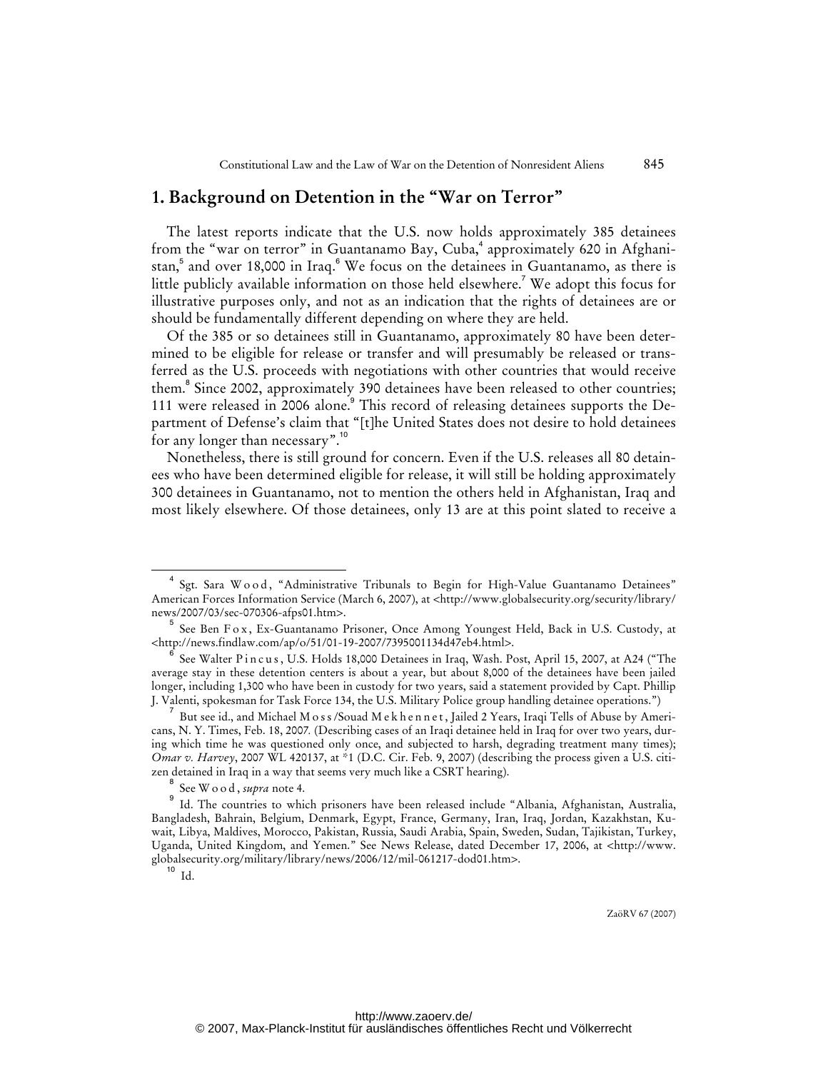## 1. Background on Detention in the "War on Terror"

The latest reports indicate that the U.S. now holds approximately 385 detainees from the "war on terror" in Guantanamo Bay, Cuba,[4] approximately 620 in Afghanistan,[5] and over 18,000 in Iraq.[6] We focus on the detainees in Guantanamo, as there is little publicly available information on those held elsewhere.[7] We adopt this focus for illustrative purposes only, and not as an indication that the rights of detainees are or should be fundamentally different depending on where they are held.

Of the 385 or so detainees still in Guantanamo, approximately 80 have been determined to be eligible for release or transfer and will presumably be released or transferred as the U.S. proceeds with negotiations with other countries that would receive them.[8] Since 2002, approximately 390 detainees have been released to other countries; 111 were released in 2006 alone.[9] This record of releasing detainees supports the Department of Defense's claim that "[t]he United States does not desire to hold detainees for any longer than necessary".[10]

Nonetheless, there is still ground for concern. Even if the U.S. releases all 80 detainees who have been determined eligible for release, it will still be holding approximately 300 detainees in Guantanamo, not to mention the others held in Afghanistan, Iraq and most likely elsewhere. Of those detainees, only 13 are at this point slated to receive a

---

[4] Sgt. Sara Wood, "Administrative Tribunals to Begin for High-Value Guantanamo Detainees" American Forces Information Service (March 6, 2007), at <http://www.globalsecurity.org/security/library/news/2007/03/sec-070306-afps01.htm>.

[5] See Ben Fox, Ex-Guantanamo Prisoner, Once Among Youngest Held, Back in U.S. Custody, at <http://news.findlaw.com/ap/o/51/01-19-2007/7395001134d47eb4.html>.

[6] See Walter Pincus, U.S. Holds 18,000 Detainees in Iraq, Wash. Post, April 15, 2007, at A24 ("The average stay in these detention centers is about a year, but about 8,000 of the detainees have been jailed longer, including 1,300 who have been in custody for two years, said a statement provided by Capt. Phillip J. Valenti, spokesman for Task Force 134, the U.S. Military Police group handling detainee operations.")

[7] But see id., and Michael Moss/Souad Mekhennet, Jailed 2 Years, Iraqi Tells of Abuse by Americans, N. Y. Times, Feb. 18, 2007. (Describing cases of an Iraqi detainee held in Iraq for over two years, during which time he was questioned only once, and subjected to harsh, degrading treatment many times); *Omar v. Harvey*, 2007 WL 420137, at *1 (D.C. Cir. Feb. 9, 2007) (describing the process given a U.S. citizen detained in Iraq in a way that seems very much like a CSRT hearing).

[8] See Wood, *supra* note 4.

[9] Id. The countries to which prisoners have been released include "Albania, Afghanistan, Australia, Bangladesh, Bahrain, Belgium, Denmark, Egypt, France, Germany, Iran, Iraq, Jordan, Kazakhstan, Kuwait, Libya, Maldives, Morocco, Pakistan, Russia, Saudi Arabia, Spain, Sweden, Sudan, Tajikistan, Turkey, Uganda, United Kingdom, and Yemen." See News Release, dated December 17, 2006, at <http://www.globalsecurity.org/military/library/news/2006/12/mil-061217-dod01.htm>.

[10] Id.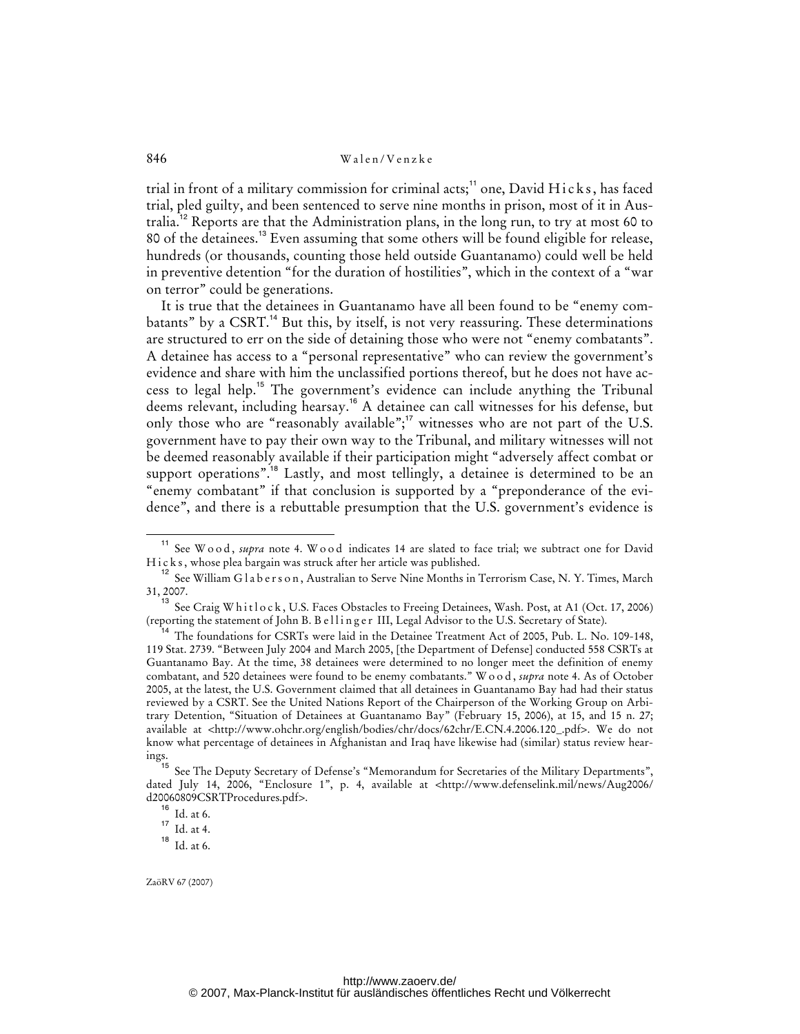trial in front of a military commission for criminal acts;[11] one, David Hicks, has faced trial, pled guilty, and been sentenced to serve nine months in prison, most of it in Australia.[12] Reports are that the Administration plans, in the long run, to try at most 60 to 80 of the detainees.[13] Even assuming that some others will be found eligible for release, hundreds (or thousands, counting those held outside Guantanamo) could well be held in preventive detention "for the duration of hostilities", which in the context of a "war on terror" could be generations.

It is true that the detainees in Guantanamo have all been found to be "enemy combatants" by a CSRT.[14] But this, by itself, is not very reassuring. These determinations are structured to err on the side of detaining those who were not "enemy combatants". A detainee has access to a "personal representative" who can review the government's evidence and share with him the unclassified portions thereof, but he does not have access to legal help.[15] The government's evidence can include anything the Tribunal deems relevant, including hearsay.[16] A detainee can call witnesses for his defense, but only those who are "reasonably available";[17] witnesses who are not part of the U.S. government have to pay their own way to the Tribunal, and military witnesses will not be deemed reasonably available if their participation might "adversely affect combat or support operations".[18] Lastly, and most tellingly, a detainee is determined to be an "enemy combatant" if that conclusion is supported by a "preponderance of the evidence", and there is a rebuttable presumption that the U.S. government's evidence is

---

[11] See Wood, *supra* note 4. Wood indicates 14 are slated to face trial; we subtract one for David Hicks, whose plea bargain was struck after her article was published.

[12] See William Glaberson, Australian to Serve Nine Months in Terrorism Case, N. Y. Times, March 31, 2007.

[13] See Craig Whitlock, U.S. Faces Obstacles to Freeing Detainees, Wash. Post, at A1 (Oct. 17, 2006) (reporting the statement of John B. Bellinger III, Legal Advisor to the U.S. Secretary of State).

[14] The foundations for CSRTs were laid in the Detainee Treatment Act of 2005, Pub. L. No. 109-148, 119 Stat. 2739. "Between July 2004 and March 2005, [the Department of Defense] conducted 558 CSRTs at Guantanamo Bay. At the time, 38 detainees were determined to no longer meet the definition of enemy combatant, and 520 detainees were found to be enemy combatants." Wood, *supra* note 4. As of October 2005, at the latest, the U.S. Government claimed that all detainees in Guantanamo Bay had had their status reviewed by a CSRT. See the United Nations Report of the Chairperson of the Working Group on Arbitrary Detention, "Situation of Detainees at Guantanamo Bay" (February 15, 2006), at 15, and 15 n. 27; available at <http://www.ohchr.org/english/bodies/chr/docs/62chr/E.CN.4.2006.120_.pdf>. We do not know what percentage of detainees in Afghanistan and Iraq have likewise had (similar) status review hearings.

[15] See The Deputy Secretary of Defense's "Memorandum for Secretaries of the Military Departments", dated July 14, 2006, "Enclosure 1", p. 4, available at <http://www.defenselink.mil/news/Aug2006/d20060809CSRTProcedures.pdf>.

[16] Id. at 6.

[17] Id. at 4.

[18] Id. at 6.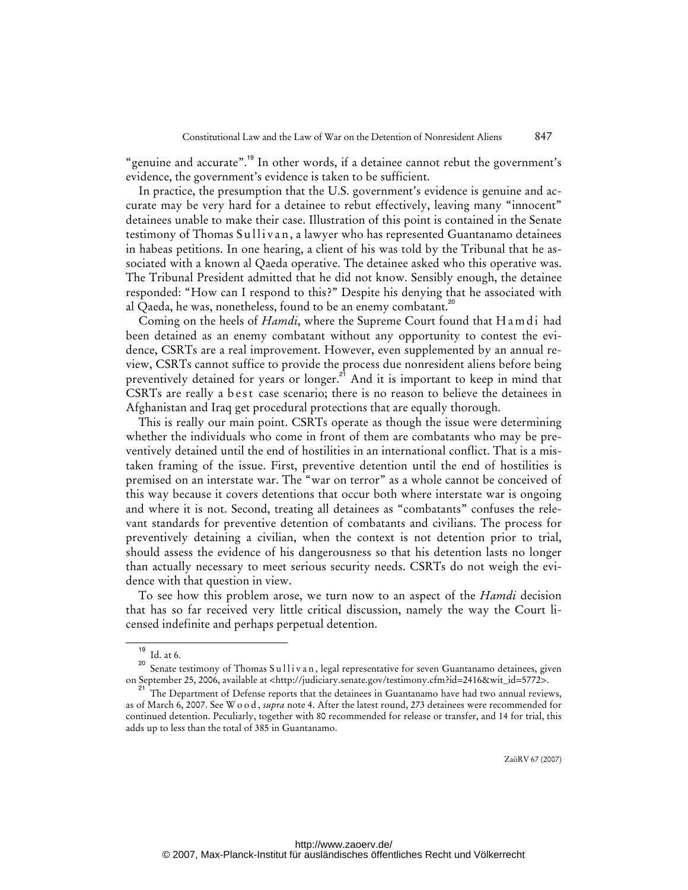"genuine and accurate".[19] In other words, if a detainee cannot rebut the government's evidence, the government's evidence is taken to be sufficient.

In practice, the presumption that the U.S. government's evidence is genuine and accurate may be very hard for a detainee to rebut effectively, leaving many "innocent" detainees unable to make their case. Illustration of this point is contained in the Senate testimony of Thomas Sullivan, a lawyer who has represented Guantanamo detainees in habeas petitions. In one hearing, a client of his was told by the Tribunal that he associated with a known al Qaeda operative. The detainee asked who this operative was. The Tribunal President admitted that he did not know. Sensibly enough, the detainee responded: "How can I respond to this?" Despite his denying that he associated with al Qaeda, he was, nonetheless, found to be an enemy combatant.[20]

Coming on the heels of *Hamdi*, where the Supreme Court found that Hamdi had been detained as an enemy combatant without any opportunity to contest the evidence, CSRTs are a real improvement. However, even supplemented by an annual review, CSRTs cannot suffice to provide the process due nonresident aliens before being preventively detained for years or longer.[21] And it is important to keep in mind that CSRTs are really a best case scenario; there is no reason to believe the detainees in Afghanistan and Iraq get procedural protections that are equally thorough.

This is really our main point. CSRTs operate as though the issue were determining whether the individuals who come in front of them are combatants who may be preventively detained until the end of hostilities in an international conflict. That is a mistaken framing of the issue. First, preventive detention until the end of hostilities is premised on an interstate war. The "war on terror" as a whole cannot be conceived of this way because it covers detentions that occur both where interstate war is ongoing and where it is not. Second, treating all detainees as "combatants" confuses the relevant standards for preventive detention of combatants and civilians. The process for preventively detaining a civilian, when the context is not detention prior to trial, should assess the evidence of his dangerousness so that his detention lasts no longer than actually necessary to meet serious security needs. CSRTs do not weigh the evidence with that question in view.

To see how this problem arose, we turn now to an aspect of the *Hamdi* decision that has so far received very little critical discussion, namely the way the Court licensed indefinite and perhaps perpetual detention.

---

[19] Id. at 6.

[20] Senate testimony of Thomas Sullivan, legal representative for seven Guantanamo detainees, given on September 25, 2006, available at <http://judiciary.senate.gov/testimony.cfm?id=2416&wit_id=5772>.

[21] The Department of Defense reports that the detainees in Guantanamo have had two annual reviews, as of March 6, 2007. See Wood, *supra* note 4. After the latest round, 273 detainees were recommended for continued detention. Peculiarly, together with 80 recommended for release or transfer, and 14 for trial, this adds up to less than the total of 385 in Guantanamo.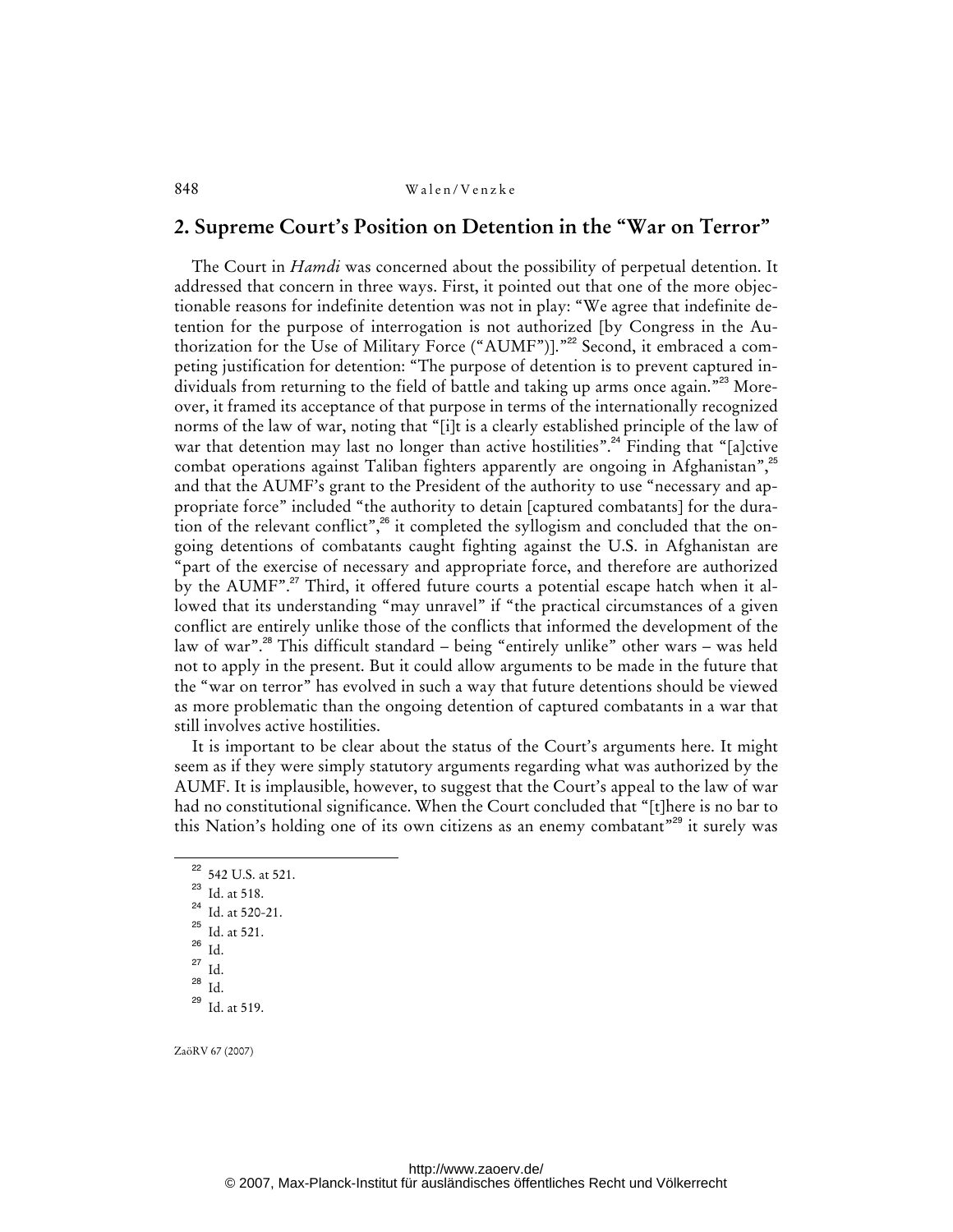## 2. Supreme Court's Position on Detention in the "War on Terror"

The Court in *Hamdi* was concerned about the possibility of perpetual detention. It addressed that concern in three ways. First, it pointed out that one of the more objectionable reasons for indefinite detention was not in play: "We agree that indefinite detention for the purpose of interrogation is not authorized [by Congress in the Authorization for the Use of Military Force ("AUMF")]."[22] Second, it embraced a competing justification for detention: "The purpose of detention is to prevent captured individuals from returning to the field of battle and taking up arms once again."[23] Moreover, it framed its acceptance of that purpose in terms of the internationally recognized norms of the law of war, noting that "[i]t is a clearly established principle of the law of war that detention may last no longer than active hostilities".[24] Finding that "[a]ctive combat operations against Taliban fighters apparently are ongoing in Afghanistan",[25] and that the AUMF's grant to the President of the authority to use "necessary and appropriate force" included "the authority to detain [captured combatants] for the duration of the relevant conflict",[26] it completed the syllogism and concluded that the ongoing detentions of combatants caught fighting against the U.S. in Afghanistan are "part of the exercise of necessary and appropriate force, and therefore are authorized by the AUMF".[27] Third, it offered future courts a potential escape hatch when it allowed that its understanding "may unravel" if "the practical circumstances of a given conflict are entirely unlike those of the conflicts that informed the development of the law of war".[28] This difficult standard – being "entirely unlike" other wars – was held not to apply in the present. But it could allow arguments to be made in the future that the "war on terror" has evolved in such a way that future detentions should be viewed as more problematic than the ongoing detention of captured combatants in a war that still involves active hostilities.

It is important to be clear about the status of the Court's arguments here. It might seem as if they were simply statutory arguments regarding what was authorized by the AUMF. It is implausible, however, to suggest that the Court's appeal to the law of war had no constitutional significance. When the Court concluded that "[t]here is no bar to this Nation's holding one of its own citizens as an enemy combatant"[29] it surely was

---

[22] 542 U.S. at 521.

[23] Id. at 518.

[24] Id. at 520-21.

[25] Id. at 521.

[26] Id.

[27] Id.

[28] Id.

[29] Id. at 519.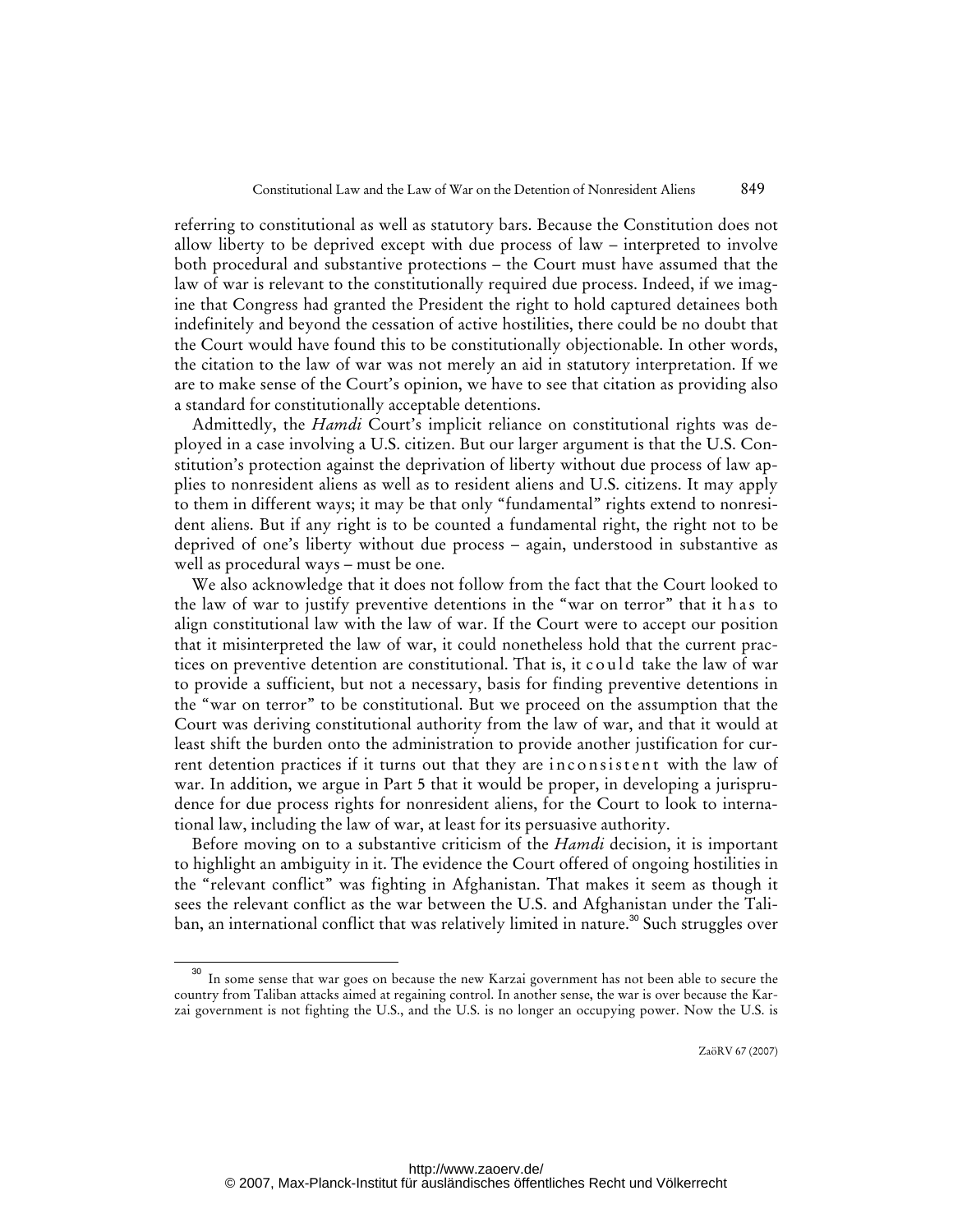referring to constitutional as well as statutory bars. Because the Constitution does not allow liberty to be deprived except with due process of law – interpreted to involve both procedural and substantive protections – the Court must have assumed that the law of war is relevant to the constitutionally required due process. Indeed, if we imagine that Congress had granted the President the right to hold captured detainees both indefinitely and beyond the cessation of active hostilities, there could be no doubt that the Court would have found this to be constitutionally objectionable. In other words, the citation to the law of war was not merely an aid in statutory interpretation. If we are to make sense of the Court's opinion, we have to see that citation as providing also a standard for constitutionally acceptable detentions.

Admittedly, the *Hamdi* Court's implicit reliance on constitutional rights was deployed in a case involving a U.S. citizen. But our larger argument is that the U.S. Constitution's protection against the deprivation of liberty without due process of law applies to nonresident aliens as well as to resident aliens and U.S. citizens. It may apply to them in different ways; it may be that only "fundamental" rights extend to nonresident aliens. But if any right is to be counted a fundamental right, the right not to be deprived of one's liberty without due process – again, understood in substantive as well as procedural ways – must be one.

We also acknowledge that it does not follow from the fact that the Court looked to the law of war to justify preventive detentions in the "war on terror" that it *has* to align constitutional law with the law of war. If the Court were to accept our position that it misinterpreted the law of war, it could nonetheless hold that the current practices on preventive detention are constitutional. That is, it *could* take the law of war to provide a sufficient, but not a necessary, basis for finding preventive detentions in the "war on terror" to be constitutional. But we proceed on the assumption that the Court was deriving constitutional authority from the law of war, and that it would at least shift the burden onto the administration to provide another justification for current detention practices if it turns out that they are *inconsistent* with the law of war. In addition, we argue in Part 5 that it would be proper, in developing a jurisprudence for due process rights for nonresident aliens, for the Court to look to international law, including the law of war, at least for its persuasive authority.

Before moving on to a substantive criticism of the *Hamdi* decision, it is important to highlight an ambiguity in it. The evidence the Court offered of ongoing hostilities in the "relevant conflict" was fighting in Afghanistan. That makes it seem as though it sees the relevant conflict as the war between the U.S. and Afghanistan under the Taliban, an international conflict that was relatively limited in nature.[30] Such struggles over

[30] In some sense that war goes on because the new Karzai government has not been able to secure the country from Taliban attacks aimed at regaining control. In another sense, the war is over because the Karzai government is not fighting the U.S., and the U.S. is no longer an occupying power. Now the U.S. is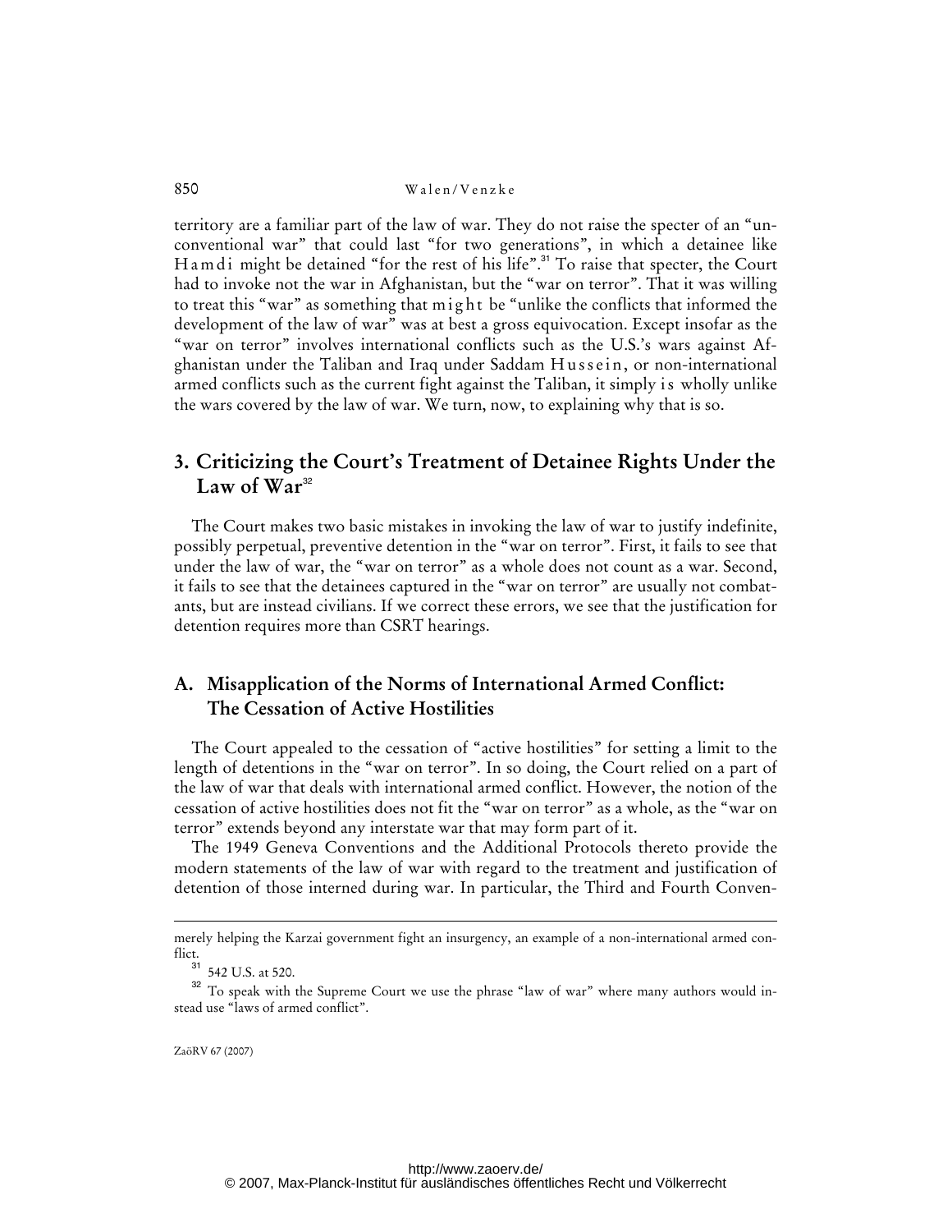territory are a familiar part of the law of war. They do not raise the specter of an "unconventional war" that could last "for two generations", in which a detainee like Hamdi might be detained "for the rest of his life".[31] To raise that specter, the Court had to invoke not the war in Afghanistan, but the "war on terror". That it was willing to treat this "war" as something that *might* be "unlike the conflicts that informed the development of the law of war" was at best a gross equivocation. Except insofar as the "war on terror" involves international conflicts such as the U.S.'s wars against Afghanistan under the Taliban and Iraq under Saddam Hussein, or non-international armed conflicts such as the current fight against the Taliban, it simply *is* wholly unlike the wars covered by the law of war. We turn, now, to explaining why that is so.

## 3. Criticizing the Court's Treatment of Detainee Rights Under the Law of War[32]

The Court makes two basic mistakes in invoking the law of war to justify indefinite, possibly perpetual, preventive detention in the "war on terror". First, it fails to see that under the law of war, the "war on terror" as a whole does not count as a war. Second, it fails to see that the detainees captured in the "war on terror" are usually not combatants, but are instead civilians. If we correct these errors, we see that the justification for detention requires more than CSRT hearings.

### A. Misapplication of the Norms of International Armed Conflict: The Cessation of Active Hostilities

The Court appealed to the cessation of "active hostilities" for setting a limit to the length of detentions in the "war on terror". In so doing, the Court relied on a part of the law of war that deals with international armed conflict. However, the notion of the cessation of active hostilities does not fit the "war on terror" as a whole, as the "war on terror" extends beyond any interstate war that may form part of it.

The 1949 Geneva Conventions and the Additional Protocols thereto provide the modern statements of the law of war with regard to the treatment and justification of detention of those interned during war. In particular, the Third and Fourth Conven-

---

merely helping the Karzai government fight an insurgency, an example of a non-international armed conflict.

[31] 542 U.S. at 520.

[32] To speak with the Supreme Court we use the phrase "law of war" where many authors would instead use "laws of armed conflict".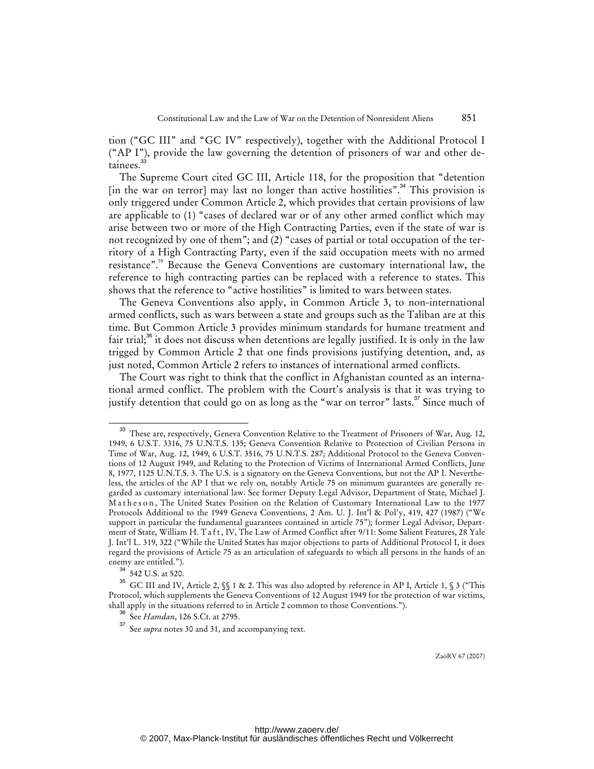tion ("GC III" and "GC IV" respectively), together with the Additional Protocol I ("AP I"), provide the law governing the detention of prisoners of war and other detainees.[33]

The Supreme Court cited GC III, Article 118, for the proposition that "detention [in the war on terror] may last no longer than active hostilities".[34] This provision is only triggered under Common Article 2, which provides that certain provisions of law are applicable to (1) "cases of declared war or of any other armed conflict which may arise between two or more of the High Contracting Parties, even if the state of war is not recognized by one of them"; and (2) "cases of partial or total occupation of the territory of a High Contracting Party, even if the said occupation meets with no armed resistance".[35] Because the Geneva Conventions are customary international law, the reference to high contracting parties can be replaced with a reference to states. This shows that the reference to "active hostilities" is limited to wars between states.

The Geneva Conventions also apply, in Common Article 3, to non-international armed conflicts, such as wars between a state and groups such as the Taliban are at this time. But Common Article 3 provides minimum standards for humane treatment and fair trial;[36] it does not discuss when detentions are legally justified. It is only in the law trigged by Common Article 2 that one finds provisions justifying detention, and, as just noted, Common Article 2 refers to instances of international armed conflicts.

The Court was right to think that the conflict in Afghanistan counted as an international armed conflict. The problem with the Court's analysis is that it was trying to justify detention that could go on as long as the "war on terror" lasts.[37] Since much of

---

[33] These are, respectively, Geneva Convention Relative to the Treatment of Prisoners of War, Aug. 12, 1949, 6 U.S.T. 3316, 75 U.N.T.S. 135; Geneva Convention Relative to Protection of Civilian Persons in Time of War, Aug. 12, 1949, 6 U.S.T. 3516, 75 U.N.T.S. 287; Additional Protocol to the Geneva Conventions of 12 August 1949, and Relating to the Protection of Victims of International Armed Conflicts, June 8, 1977, 1125 U.N.T.S. 3. The U.S. is a signatory on the Geneva Conventions, but not the AP I. Nevertheless, the articles of the AP I that we rely on, notably Article 75 on minimum guarantees are generally regarded as customary international law. See former Deputy Legal Advisor, Department of State, Michael J. Matheson, The United States Position on the Relation of Customary International Law to the 1977 Protocols Additional to the 1949 Geneva Conventions, 2 Am. U. J. Int'l & Pol'y, 419, 427 (1987) ("We support in particular the fundamental guarantees contained in article 75"); former Legal Advisor, Department of State, William H. Taft, IV, The Law of Armed Conflict after 9/11: Some Salient Features, 28 Yale J. Int'l L. 319, 322 ("While the United States has major objections to parts of Additional Protocol I, it does regard the provisions of Article 75 as an articulation of safeguards to which all persons in the hands of an enemy are entitled.").

[34] 542 U.S. at 520.

[35] GC III and IV, Article 2, §§ 1 & 2. This was also adopted by reference in AP I, Article 1, § 3 ("This Protocol, which supplements the Geneva Conventions of 12 August 1949 for the protection of war victims, shall apply in the situations referred to in Article 2 common to those Conventions.").

[36] See *Hamdan*, 126 S.Ct. at 2795.

[37] See *supra* notes 30 and 31, and accompanying text.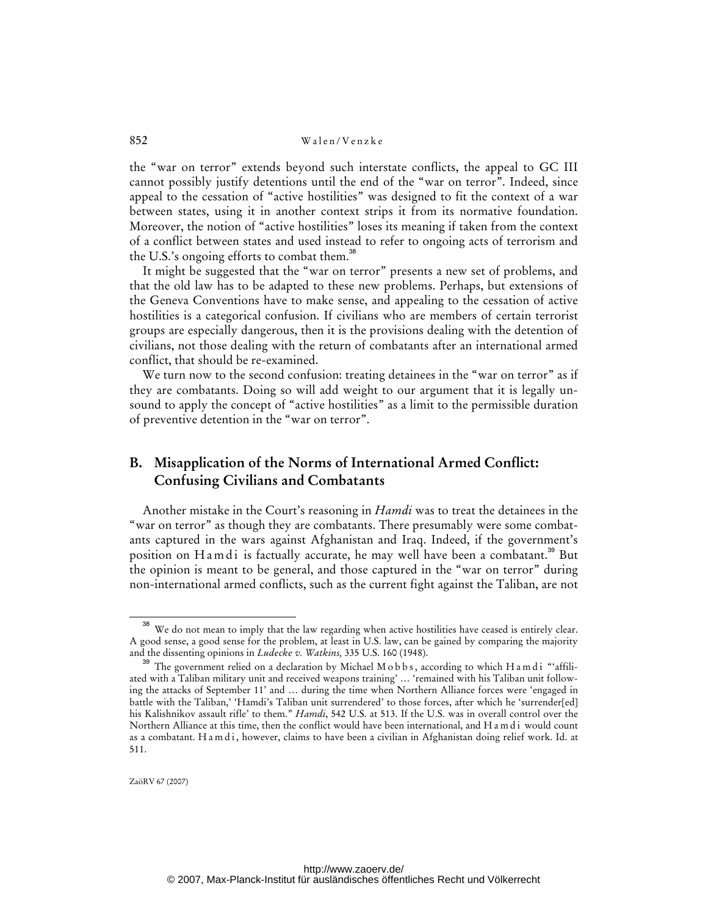the "war on terror" extends beyond such interstate conflicts, the appeal to GC III cannot possibly justify detentions until the end of the "war on terror". Indeed, since appeal to the cessation of "active hostilities" was designed to fit the context of a war between states, using it in another context strips it from its normative foundation. Moreover, the notion of "active hostilities" loses its meaning if taken from the context of a conflict between states and used instead to refer to ongoing acts of terrorism and the U.S.'s ongoing efforts to combat them.[38]

It might be suggested that the "war on terror" presents a new set of problems, and that the old law has to be adapted to these new problems. Perhaps, but extensions of the Geneva Conventions have to make sense, and appealing to the cessation of active hostilities is a categorical confusion. If civilians who are members of certain terrorist groups are especially dangerous, then it is the provisions dealing with the detention of civilians, not those dealing with the return of combatants after an international armed conflict, that should be re-examined.

We turn now to the second confusion: treating detainees in the "war on terror" as if they are combatants. Doing so will add weight to our argument that it is legally unsound to apply the concept of "active hostilities" as a limit to the permissible duration of preventive detention in the "war on terror".

## B. Misapplication of the Norms of International Armed Conflict: Confusing Civilians and Combatants

Another mistake in the Court's reasoning in *Hamdi* was to treat the detainees in the "war on terror" as though they are combatants. There presumably were some combatants captured in the wars against Afghanistan and Iraq. Indeed, if the government's position on Hamdi is factually accurate, he may well have been a combatant.[39] But the opinion is meant to be general, and those captured in the "war on terror" during non-international armed conflicts, such as the current fight against the Taliban, are not

[38] We do not mean to imply that the law regarding when active hostilities have ceased is entirely clear. A good sense, a good sense for the problem, at least in U.S. law, can be gained by comparing the majority and the dissenting opinions in *Ludecke v. Watkins,* 335 U.S. 160 (1948).

[39] The government relied on a declaration by Michael Mobbs, according to which Hamdi "'affiliated with a Taliban military unit and received weapons training' … 'remained with his Taliban unit following the attacks of September 11' and … during the time when Northern Alliance forces were 'engaged in battle with the Taliban,' 'Hamdi's Taliban unit surrendered' to those forces, after which he 'surrender[ed] his Kalishnikov assault rifle' to them." *Hamdi*, 542 U.S. at 513. If the U.S. was in overall control over the Northern Alliance at this time, then the conflict would have been international, and Hamdi would count as a combatant. Hamdi, however, claims to have been a civilian in Afghanistan doing relief work. Id. at 511.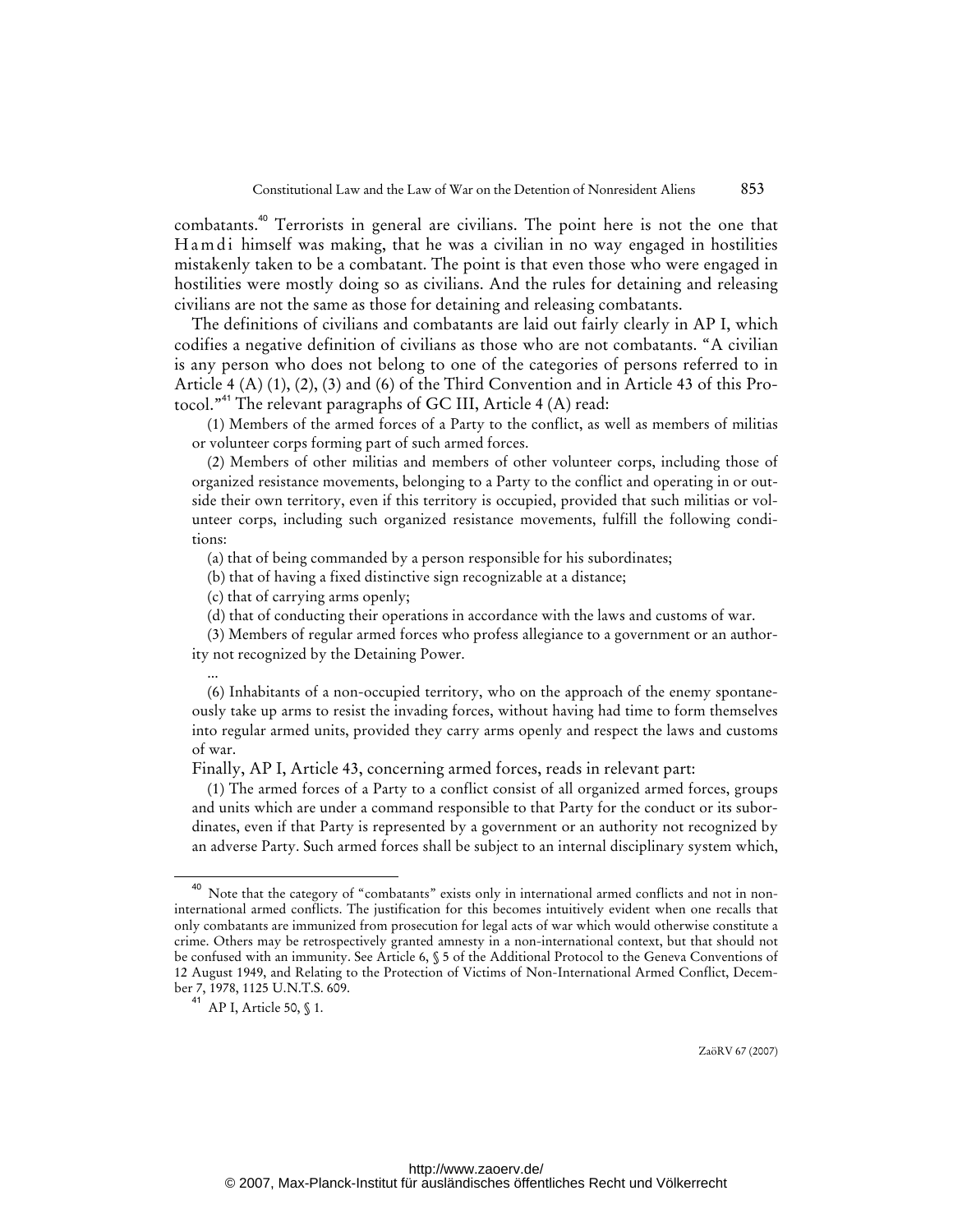combatants.[40] Terrorists in general are civilians. The point here is not the one that Hamdi himself was making, that he was a civilian in no way engaged in hostilities mistakenly taken to be a combatant. The point is that even those who were engaged in hostilities were mostly doing so as civilians. And the rules for detaining and releasing civilians are not the same as those for detaining and releasing combatants.

The definitions of civilians and combatants are laid out fairly clearly in AP I, which codifies a negative definition of civilians as those who are not combatants. "A civilian is any person who does not belong to one of the categories of persons referred to in Article 4 (A) (1), (2), (3) and (6) of the Third Convention and in Article 43 of this Protocol."[41] The relevant paragraphs of GC III, Article 4 (A) read:

> (1) Members of the armed forces of a Party to the conflict, as well as members of militias or volunteer corps forming part of such armed forces.
>
> (2) Members of other militias and members of other volunteer corps, including those of organized resistance movements, belonging to a Party to the conflict and operating in or outside their own territory, even if this territory is occupied, provided that such militias or volunteer corps, including such organized resistance movements, fulfill the following conditions:
>
> (a) that of being commanded by a person responsible for his subordinates;
>
> (b) that of having a fixed distinctive sign recognizable at a distance;
>
> (c) that of carrying arms openly;
>
> (d) that of conducting their operations in accordance with the laws and customs of war.
>
> (3) Members of regular armed forces who profess allegiance to a government or an authority not recognized by the Detaining Power.
>
> ...
>
> (6) Inhabitants of a non-occupied territory, who on the approach of the enemy spontaneously take up arms to resist the invading forces, without having had time to form themselves into regular armed units, provided they carry arms openly and respect the laws and customs of war.

Finally, AP I, Article 43, concerning armed forces, reads in relevant part:

> (1) The armed forces of a Party to a conflict consist of all organized armed forces, groups and units which are under a command responsible to that Party for the conduct or its subordinates, even if that Party is represented by a government or an authority not recognized by an adverse Party. Such armed forces shall be subject to an internal disciplinary system which,

---

[40] Note that the category of "combatants" exists only in international armed conflicts and not in non-international armed conflicts. The justification for this becomes intuitively evident when one recalls that only combatants are immunized from prosecution for legal acts of war which would otherwise constitute a crime. Others may be retrospectively granted amnesty in a non-international context, but that should not be confused with an immunity. See Article 6, § 5 of the Additional Protocol to the Geneva Conventions of 12 August 1949, and Relating to the Protection of Victims of Non-International Armed Conflict, December 7, 1978, 1125 U.N.T.S. 609.

[41] AP I, Article 50, § 1.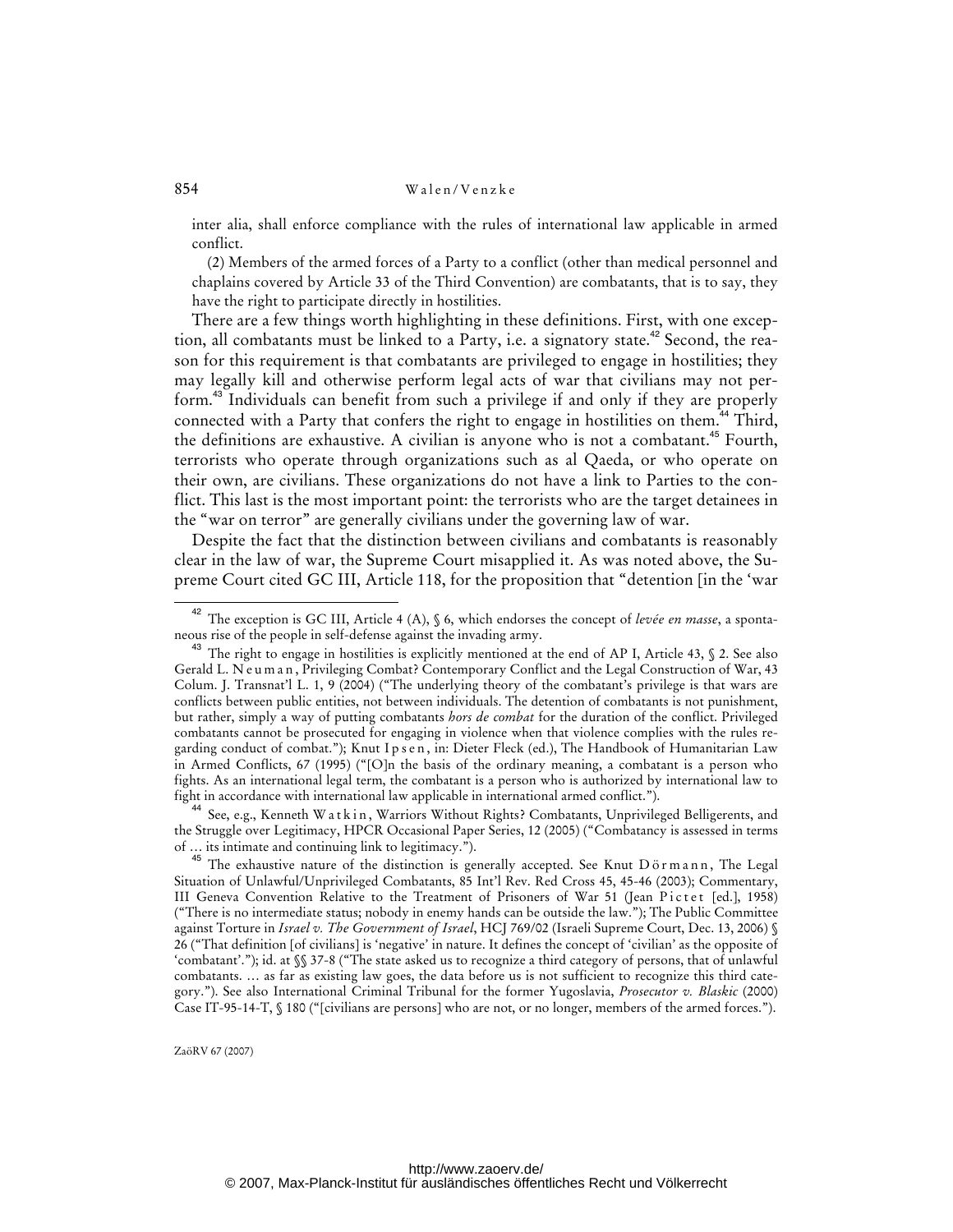inter alia, shall enforce compliance with the rules of international law applicable in armed conflict.

(2) Members of the armed forces of a Party to a conflict (other than medical personnel and chaplains covered by Article 33 of the Third Convention) are combatants, that is to say, they have the right to participate directly in hostilities.

There are a few things worth highlighting in these definitions. First, with one exception, all combatants must be linked to a Party, i.e. a signatory state.[42] Second, the reason for this requirement is that combatants are privileged to engage in hostilities; they may legally kill and otherwise perform legal acts of war that civilians may not perform.[43] Individuals can benefit from such a privilege if and only if they are properly connected with a Party that confers the right to engage in hostilities on them.[44] Third, the definitions are exhaustive. A civilian is anyone who is not a combatant.[45] Fourth, terrorists who operate through organizations such as al Qaeda, or who operate on their own, are civilians. These organizations do not have a link to Parties to the conflict. This last is the most important point: the terrorists who are the target detainees in the "war on terror" are generally civilians under the governing law of war.

Despite the fact that the distinction between civilians and combatants is reasonably clear in the law of war, the Supreme Court misapplied it. As was noted above, the Supreme Court cited GC III, Article 118, for the proposition that "detention [in the 'war

---

[42] The exception is GC III, Article 4 (A), § 6, which endorses the concept of *levée en masse*, a spontaneous rise of the people in self-defense against the invading army.

[43] The right to engage in hostilities is explicitly mentioned at the end of AP I, Article 43, § 2. See also Gerald L. Neuman, Privileging Combat? Contemporary Conflict and the Legal Construction of War, 43 Colum. J. Transnat'l L. 1, 9 (2004) ("The underlying theory of the combatant's privilege is that wars are conflicts between public entities, not between individuals. The detention of combatants is not punishment, but rather, simply a way of putting combatants *hors de combat* for the duration of the conflict. Privileged combatants cannot be prosecuted for engaging in violence when that violence complies with the rules regarding conduct of combat."); Knut Ipsen, in: Dieter Fleck (ed.), The Handbook of Humanitarian Law in Armed Conflicts, 67 (1995) ("[O]n the basis of the ordinary meaning, a combatant is a person who fights. As an international legal term, the combatant is a person who is authorized by international law to fight in accordance with international law applicable in international armed conflict.").

[44] See, e.g., Kenneth Watkin, Warriors Without Rights? Combatants, Unprivileged Belligerents, and the Struggle over Legitimacy, HPCR Occasional Paper Series, 12 (2005) ("Combatancy is assessed in terms of … its intimate and continuing link to legitimacy.").

[45] The exhaustive nature of the distinction is generally accepted. See Knut Dörmann, The Legal Situation of Unlawful/Unprivileged Combatants, 85 Int'l Rev. Red Cross 45, 45-46 (2003); Commentary, III Geneva Convention Relative to the Treatment of Prisoners of War 51 (Jean Pictet [ed.], 1958) ("There is no intermediate status; nobody in enemy hands can be outside the law."); The Public Committee against Torture in *Israel v. The Government of Israel*, HCJ 769/02 (Israeli Supreme Court, Dec. 13, 2006) § 26 ("That definition [of civilians] is 'negative' in nature. It defines the concept of 'civilian' as the opposite of 'combatant'."); id. at §§ 37-8 ("The state asked us to recognize a third category of persons, that of unlawful combatants. … as far as existing law goes, the data before us is not sufficient to recognize this third category."). See also International Criminal Tribunal for the former Yugoslavia, *Prosecutor v. Blaskic* (2000) Case IT-95-14-T, § 180 ("[civilians are persons] who are not, or no longer, members of the armed forces.").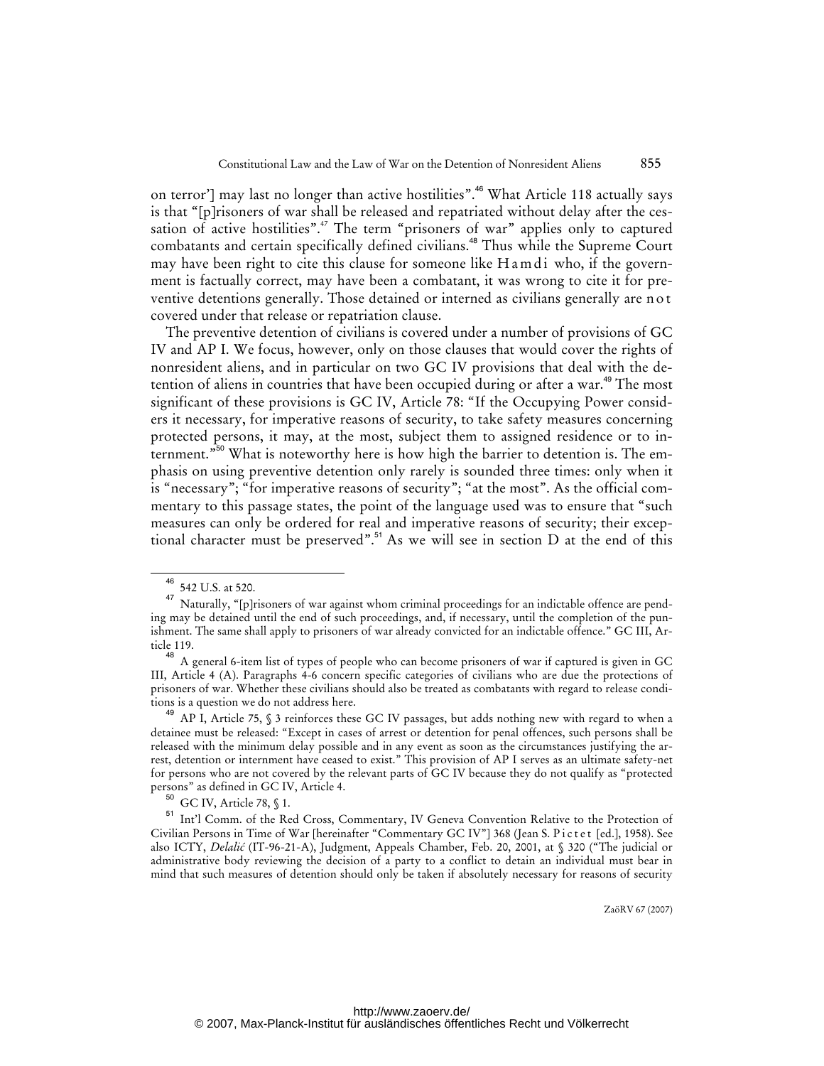on terror'] may last no longer than active hostilities".[46] What Article 118 actually says is that "[p]risoners of war shall be released and repatriated without delay after the cessation of active hostilities".[47] The term "prisoners of war" applies only to captured combatants and certain specifically defined civilians.[48] Thus while the Supreme Court may have been right to cite this clause for someone like Hamdi who, if the government is factually correct, may have been a combatant, it was wrong to cite it for preventive detentions generally. Those detained or interned as civilians generally are not covered under that release or repatriation clause.

The preventive detention of civilians is covered under a number of provisions of GC IV and AP I. We focus, however, only on those clauses that would cover the rights of nonresident aliens, and in particular on two GC IV provisions that deal with the detention of aliens in countries that have been occupied during or after a war.[49] The most significant of these provisions is GC IV, Article 78: "If the Occupying Power considers it necessary, for imperative reasons of security, to take safety measures concerning protected persons, it may, at the most, subject them to assigned residence or to internment."[50] What is noteworthy here is how high the barrier to detention is. The emphasis on using preventive detention only rarely is sounded three times: only when it is "necessary"; "for imperative reasons of security"; "at the most". As the official commentary to this passage states, the point of the language used was to ensure that "such measures can only be ordered for real and imperative reasons of security; their exceptional character must be preserved".[51] As we will see in section D at the end of this

---

[46] 542 U.S. at 520.

[47] Naturally, "[p]risoners of war against whom criminal proceedings for an indictable offence are pending may be detained until the end of such proceedings, and, if necessary, until the completion of the punishment. The same shall apply to prisoners of war already convicted for an indictable offence." GC III, Article 119.

[48] A general 6-item list of types of people who can become prisoners of war if captured is given in GC III, Article 4 (A). Paragraphs 4-6 concern specific categories of civilians who are due the protections of prisoners of war. Whether these civilians should also be treated as combatants with regard to release conditions is a question we do not address here.

[49] AP I, Article 75, § 3 reinforces these GC IV passages, but adds nothing new with regard to when a detainee must be released: "Except in cases of arrest or detention for penal offences, such persons shall be released with the minimum delay possible and in any event as soon as the circumstances justifying the arrest, detention or internment have ceased to exist." This provision of AP I serves as an ultimate safety-net for persons who are not covered by the relevant parts of GC IV because they do not qualify as "protected persons" as defined in GC IV, Article 4.

[50] GC IV, Article 78, § 1.

[51] Int'l Comm. of the Red Cross, Commentary, IV Geneva Convention Relative to the Protection of Civilian Persons in Time of War [hereinafter "Commentary GC IV"] 368 (Jean S. Pictet [ed.], 1958). See also ICTY, *Delalić* (IT-96-21-A), Judgment, Appeals Chamber, Feb. 20, 2001, at § 320 ("The judicial or administrative body reviewing the decision of a party to a conflict to detain an individual must bear in mind that such measures of detention should only be taken if absolutely necessary for reasons of security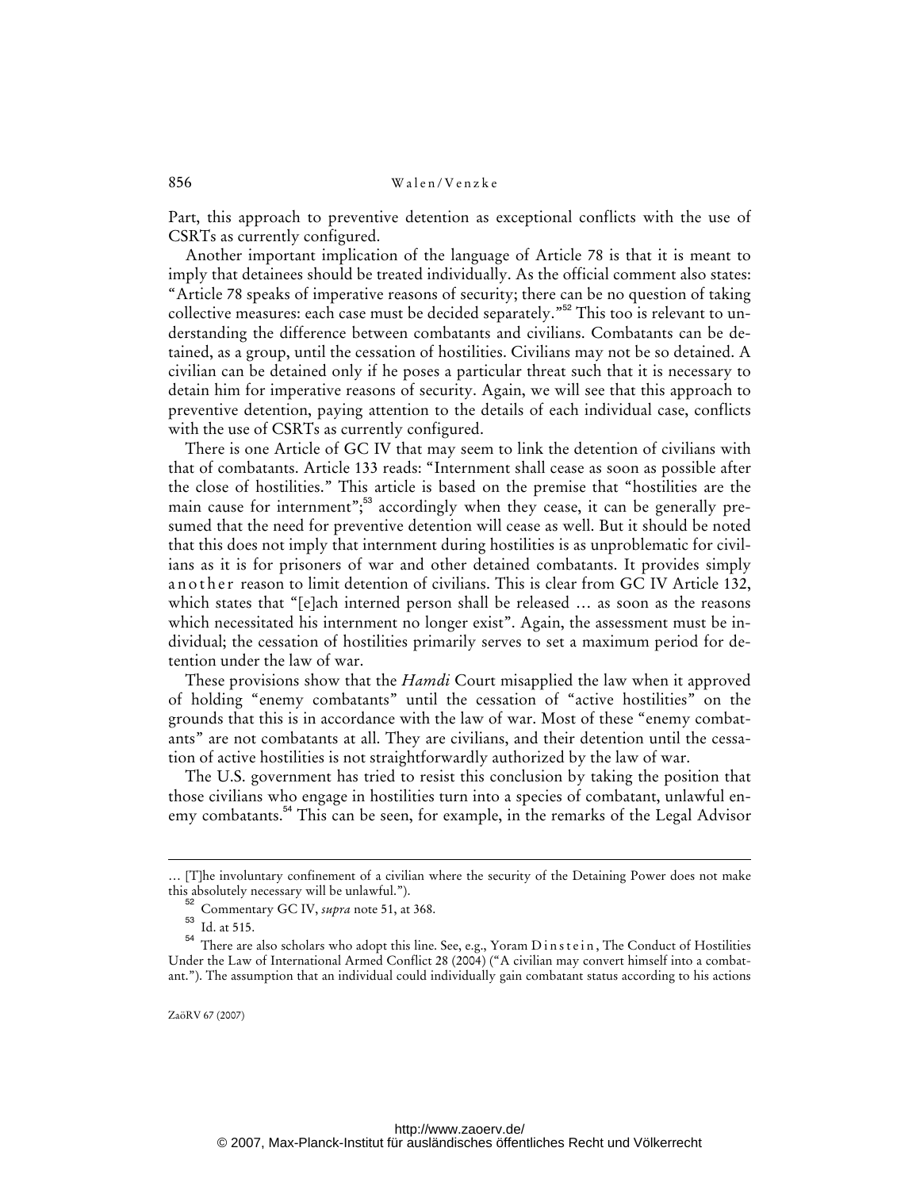Part, this approach to preventive detention as exceptional conflicts with the use of CSRTs as currently configured.

Another important implication of the language of Article 78 is that it is meant to imply that detainees should be treated individually. As the official comment also states: "Article 78 speaks of imperative reasons of security; there can be no question of taking collective measures: each case must be decided separately."[52] This too is relevant to understanding the difference between combatants and civilians. Combatants can be detained, as a group, until the cessation of hostilities. Civilians may not be so detained. A civilian can be detained only if he poses a particular threat such that it is necessary to detain him for imperative reasons of security. Again, we will see that this approach to preventive detention, paying attention to the details of each individual case, conflicts with the use of CSRTs as currently configured.

There is one Article of GC IV that may seem to link the detention of civilians with that of combatants. Article 133 reads: "Internment shall cease as soon as possible after the close of hostilities." This article is based on the premise that "hostilities are the main cause for internment";[53] accordingly when they cease, it can be generally presumed that the need for preventive detention will cease as well. But it should be noted that this does not imply that internment during hostilities is as unproblematic for civilians as it is for prisoners of war and other detained combatants. It provides simply another reason to limit detention of civilians. This is clear from GC IV Article 132, which states that "[e]ach interned person shall be released … as soon as the reasons which necessitated his internment no longer exist". Again, the assessment must be individual; the cessation of hostilities primarily serves to set a maximum period for detention under the law of war.

These provisions show that the *Hamdi* Court misapplied the law when it approved of holding "enemy combatants" until the cessation of "active hostilities" on the grounds that this is in accordance with the law of war. Most of these "enemy combatants" are not combatants at all. They are civilians, and their detention until the cessation of active hostilities is not straightforwardly authorized by the law of war.

The U.S. government has tried to resist this conclusion by taking the position that those civilians who engage in hostilities turn into a species of combatant, unlawful enemy combatants.[54] This can be seen, for example, in the remarks of the Legal Advisor

… [T]he involuntary confinement of a civilian where the security of the Detaining Power does not make this absolutely necessary will be unlawful.").

[52] Commentary GC IV, *supra* note 51, at 368.

[53] Id. at 515.

[54] There are also scholars who adopt this line. See, e.g., Yoram Dinstein, The Conduct of Hostilities Under the Law of International Armed Conflict 28 (2004) ("A civilian may convert himself into a combatant."). The assumption that an individual could individually gain combatant status according to his actions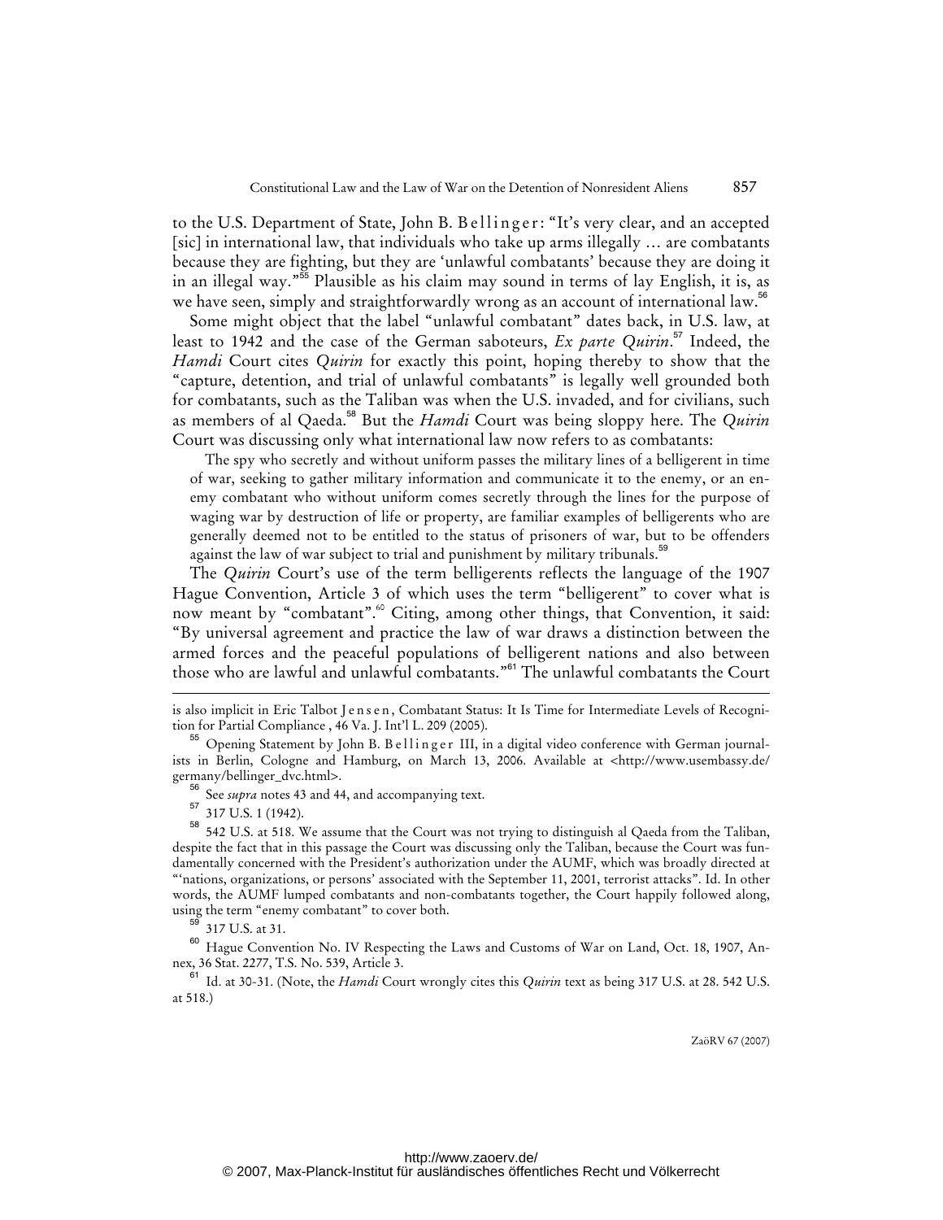to the U.S. Department of State, John B. Bellinger: "It's very clear, and an accepted [sic] in international law, that individuals who take up arms illegally … are combatants because they are fighting, but they are 'unlawful combatants' because they are doing it in an illegal way."[55] Plausible as his claim may sound in terms of lay English, it is, as we have seen, simply and straightforwardly wrong as an account of international law.[56]

Some might object that the label "unlawful combatant" dates back, in U.S. law, at least to 1942 and the case of the German saboteurs, *Ex parte Quirin*.[57] Indeed, the *Hamdi* Court cites *Quirin* for exactly this point, hoping thereby to show that the "capture, detention, and trial of unlawful combatants" is legally well grounded both for combatants, such as the Taliban was when the U.S. invaded, and for civilians, such as members of al Qaeda.[58] But the *Hamdi* Court was being sloppy here. The *Quirin* Court was discussing only what international law now refers to as combatants:

> The spy who secretly and without uniform passes the military lines of a belligerent in time of war, seeking to gather military information and communicate it to the enemy, or an enemy combatant who without uniform comes secretly through the lines for the purpose of waging war by destruction of life or property, are familiar examples of belligerents who are generally deemed not to be entitled to the status of prisoners of war, but to be offenders against the law of war subject to trial and punishment by military tribunals.[59]

The *Quirin* Court's use of the term belligerents reflects the language of the 1907 Hague Convention, Article 3 of which uses the term "belligerent" to cover what is now meant by "combatant".[60] Citing, among other things, that Convention, it said: "By universal agreement and practice the law of war draws a distinction between the armed forces and the peaceful populations of belligerent nations and also between those who are lawful and unlawful combatants."[61] The unlawful combatants the Court

---

is also implicit in Eric Talbot Jensen, Combatant Status: It Is Time for Intermediate Levels of Recognition for Partial Compliance , 46 Va. J. Int'l L. 209 (2005).

[55] Opening Statement by John B. Bellinger III, in a digital video conference with German journalists in Berlin, Cologne and Hamburg, on March 13, 2006. Available at <http://www.usembassy.de/germany/bellinger_dvc.html>.

[56] See *supra* notes 43 and 44, and accompanying text.

[57] 317 U.S. 1 (1942).

[58] 542 U.S. at 518. We assume that the Court was not trying to distinguish al Qaeda from the Taliban, despite the fact that in this passage the Court was discussing only the Taliban, because the Court was fundamentally concerned with the President's authorization under the AUMF, which was broadly directed at "'nations, organizations, or persons' associated with the September 11, 2001, terrorist attacks". Id. In other words, the AUMF lumped combatants and non-combatants together, the Court happily followed along, using the term "enemy combatant" to cover both.

[59] 317 U.S. at 31.

[60] Hague Convention No. IV Respecting the Laws and Customs of War on Land, Oct. 18, 1907, Annex, 36 Stat. 2277, T.S. No. 539, Article 3.

[61] Id. at 30-31. (Note, the *Hamdi* Court wrongly cites this *Quirin* text as being 317 U.S. at 28. 542 U.S. at 518.)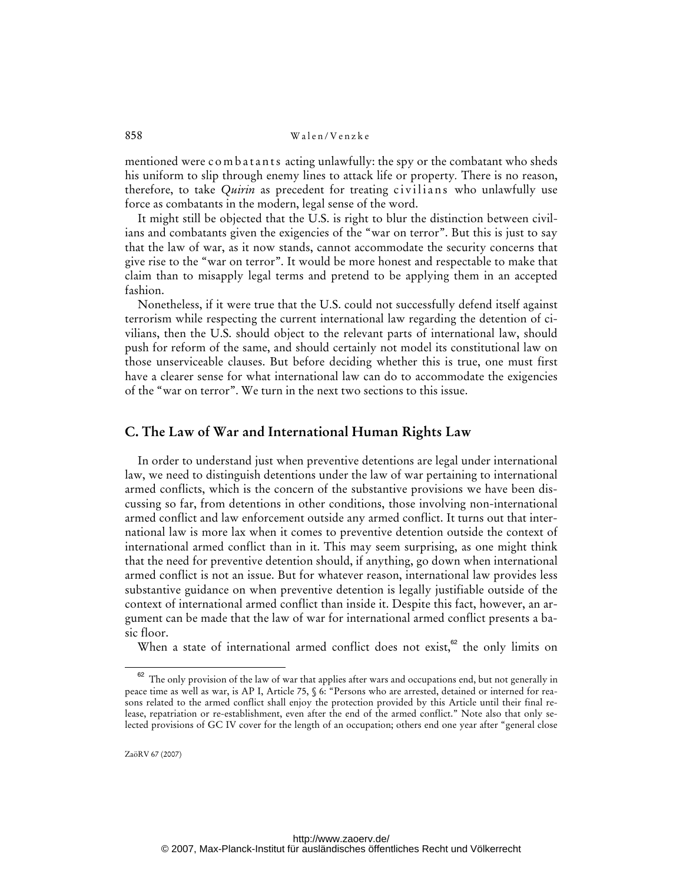mentioned were combatants acting unlawfully: the spy or the combatant who sheds his uniform to slip through enemy lines to attack life or property. There is no reason, therefore, to take *Quirin* as precedent for treating civilians who unlawfully use force as combatants in the modern, legal sense of the word.

It might still be objected that the U.S. is right to blur the distinction between civilians and combatants given the exigencies of the "war on terror". But this is just to say that the law of war, as it now stands, cannot accommodate the security concerns that give rise to the "war on terror". It would be more honest and respectable to make that claim than to misapply legal terms and pretend to be applying them in an accepted fashion.

Nonetheless, if it were true that the U.S. could not successfully defend itself against terrorism while respecting the current international law regarding the detention of civilians, then the U.S. should object to the relevant parts of international law, should push for reform of the same, and should certainly not model its constitutional law on those unserviceable clauses. But before deciding whether this is true, one must first have a clearer sense for what international law can do to accommodate the exigencies of the "war on terror". We turn in the next two sections to this issue.

## C. The Law of War and International Human Rights Law

In order to understand just when preventive detentions are legal under international law, we need to distinguish detentions under the law of war pertaining to international armed conflicts, which is the concern of the substantive provisions we have been discussing so far, from detentions in other conditions, those involving non-international armed conflict and law enforcement outside any armed conflict. It turns out that international law is more lax when it comes to preventive detention outside the context of international armed conflict than in it. This may seem surprising, as one might think that the need for preventive detention should, if anything, go down when international armed conflict is not an issue. But for whatever reason, international law provides less substantive guidance on when preventive detention is legally justifiable outside of the context of international armed conflict than inside it. Despite this fact, however, an argument can be made that the law of war for international armed conflict presents a basic floor.

When a state of international armed conflict does not exist,[62] the only limits on

[62] The only provision of the law of war that applies after wars and occupations end, but not generally in peace time as well as war, is AP I, Article 75, § 6: "Persons who are arrested, detained or interned for reasons related to the armed conflict shall enjoy the protection provided by this Article until their final release, repatriation or re-establishment, even after the end of the armed conflict." Note also that only selected provisions of GC IV cover for the length of an occupation; others end one year after "general close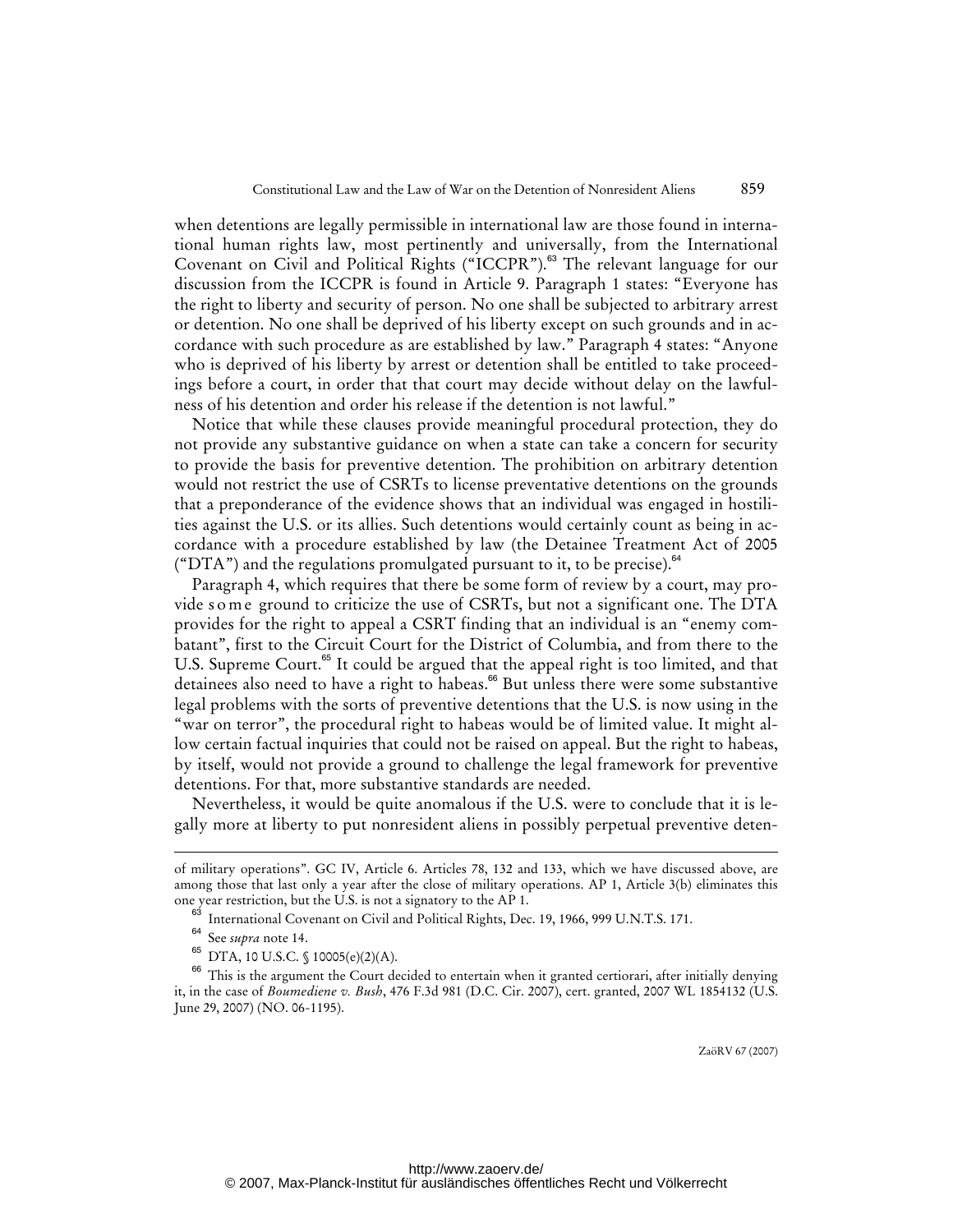when detentions are legally permissible in international law are those found in international human rights law, most pertinently and universally, from the International Covenant on Civil and Political Rights ("ICCPR").[63] The relevant language for our discussion from the ICCPR is found in Article 9. Paragraph 1 states: "Everyone has the right to liberty and security of person. No one shall be subjected to arbitrary arrest or detention. No one shall be deprived of his liberty except on such grounds and in accordance with such procedure as are established by law." Paragraph 4 states: "Anyone who is deprived of his liberty by arrest or detention shall be entitled to take proceedings before a court, in order that that court may decide without delay on the lawfulness of his detention and order his release if the detention is not lawful."

Notice that while these clauses provide meaningful procedural protection, they do not provide any substantive guidance on when a state can take a concern for security to provide the basis for preventive detention. The prohibition on arbitrary detention would not restrict the use of CSRTs to license preventative detentions on the grounds that a preponderance of the evidence shows that an individual was engaged in hostilities against the U.S. or its allies. Such detentions would certainly count as being in accordance with a procedure established by law (the Detainee Treatment Act of 2005 ("DTA") and the regulations promulgated pursuant to it, to be precise).[64]

Paragraph 4, which requires that there be some form of review by a court, may provide *some* ground to criticize the use of CSRTs, but not a significant one. The DTA provides for the right to appeal a CSRT finding that an individual is an "enemy combatant", first to the Circuit Court for the District of Columbia, and from there to the U.S. Supreme Court.[65] It could be argued that the appeal right is too limited, and that detainees also need to have a right to habeas.[66] But unless there were some substantive legal problems with the sorts of preventive detentions that the U.S. is now using in the "war on terror", the procedural right to habeas would be of limited value. It might allow certain factual inquiries that could not be raised on appeal. But the right to habeas, by itself, would not provide a ground to challenge the legal framework for preventive detentions. For that, more substantive standards are needed.

Nevertheless, it would be quite anomalous if the U.S. were to conclude that it is legally more at liberty to put nonresident aliens in possibly perpetual preventive deten-

---

of military operations". GC IV, Article 6. Articles 78, 132 and 133, which we have discussed above, are among those that last only a year after the close of military operations. AP 1, Article 3(b) eliminates this one year restriction, but the U.S. is not a signatory to the AP 1.

[63] International Covenant on Civil and Political Rights, Dec. 19, 1966, 999 U.N.T.S. 171.

[64] See *supra* note 14.

[65] DTA, 10 U.S.C. § 10005(e)(2)(A).

[66] This is the argument the Court decided to entertain when it granted certiorari, after initially denying it, in the case of *Boumediene v. Bush*, 476 F.3d 981 (D.C. Cir. 2007), cert. granted, 2007 WL 1854132 (U.S. June 29, 2007) (NO. 06-1195).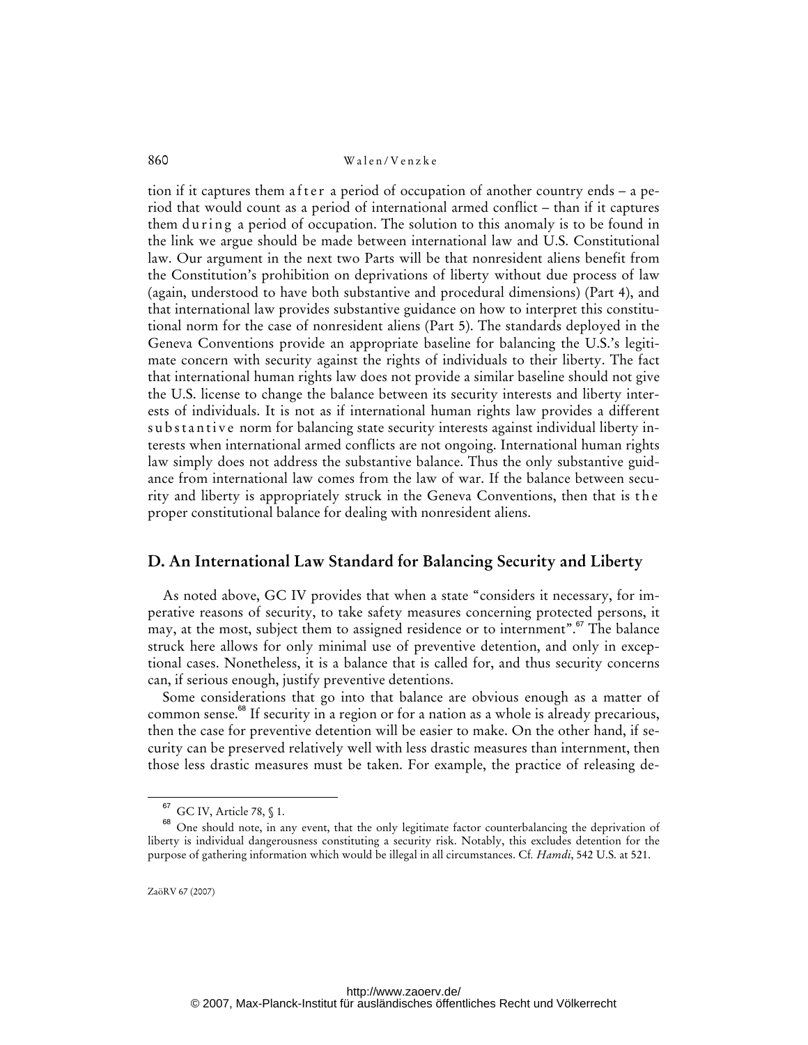tion if it captures them *after* a period of occupation of another country ends – a period that would count as a period of international armed conflict – than if it captures them *during* a period of occupation. The solution to this anomaly is to be found in the link we argue should be made between international law and U.S. Constitutional law. Our argument in the next two Parts will be that nonresident aliens benefit from the Constitution's prohibition on deprivations of liberty without due process of law (again, understood to have both substantive and procedural dimensions) (Part 4), and that international law provides substantive guidance on how to interpret this constitutional norm for the case of nonresident aliens (Part 5). The standards deployed in the Geneva Conventions provide an appropriate baseline for balancing the U.S.'s legitimate concern with security against the rights of individuals to their liberty. The fact that international human rights law does not provide a similar baseline should not give the U.S. license to change the balance between its security interests and liberty interests of individuals. It is not as if international human rights law provides a different *substantive* norm for balancing state security interests against individual liberty interests when international armed conflicts are not ongoing. International human rights law simply does not address the substantive balance. Thus the only substantive guidance from international law comes from the law of war. If the balance between security and liberty is appropriately struck in the Geneva Conventions, then that is *the* proper constitutional balance for dealing with nonresident aliens.

## D. An International Law Standard for Balancing Security and Liberty

As noted above, GC IV provides that when a state "considers it necessary, for imperative reasons of security, to take safety measures concerning protected persons, it may, at the most, subject them to assigned residence or to internment".[67] The balance struck here allows for only minimal use of preventive detention, and only in exceptional cases. Nonetheless, it is a balance that is called for, and thus security concerns can, if serious enough, justify preventive detentions.

Some considerations that go into that balance are obvious enough as a matter of common sense.[68] If security in a region or for a nation as a whole is already precarious, then the case for preventive detention will be easier to make. On the other hand, if security can be preserved relatively well with less drastic measures than internment, then those less drastic measures must be taken. For example, the practice of releasing de-

---

[67] GC IV, Article 78, § 1.

[68] One should note, in any event, that the only legitimate factor counterbalancing the deprivation of liberty is individual dangerousness constituting a security risk. Notably, this excludes detention for the purpose of gathering information which would be illegal in all circumstances. Cf. *Hamdi*, 542 U.S. at 521.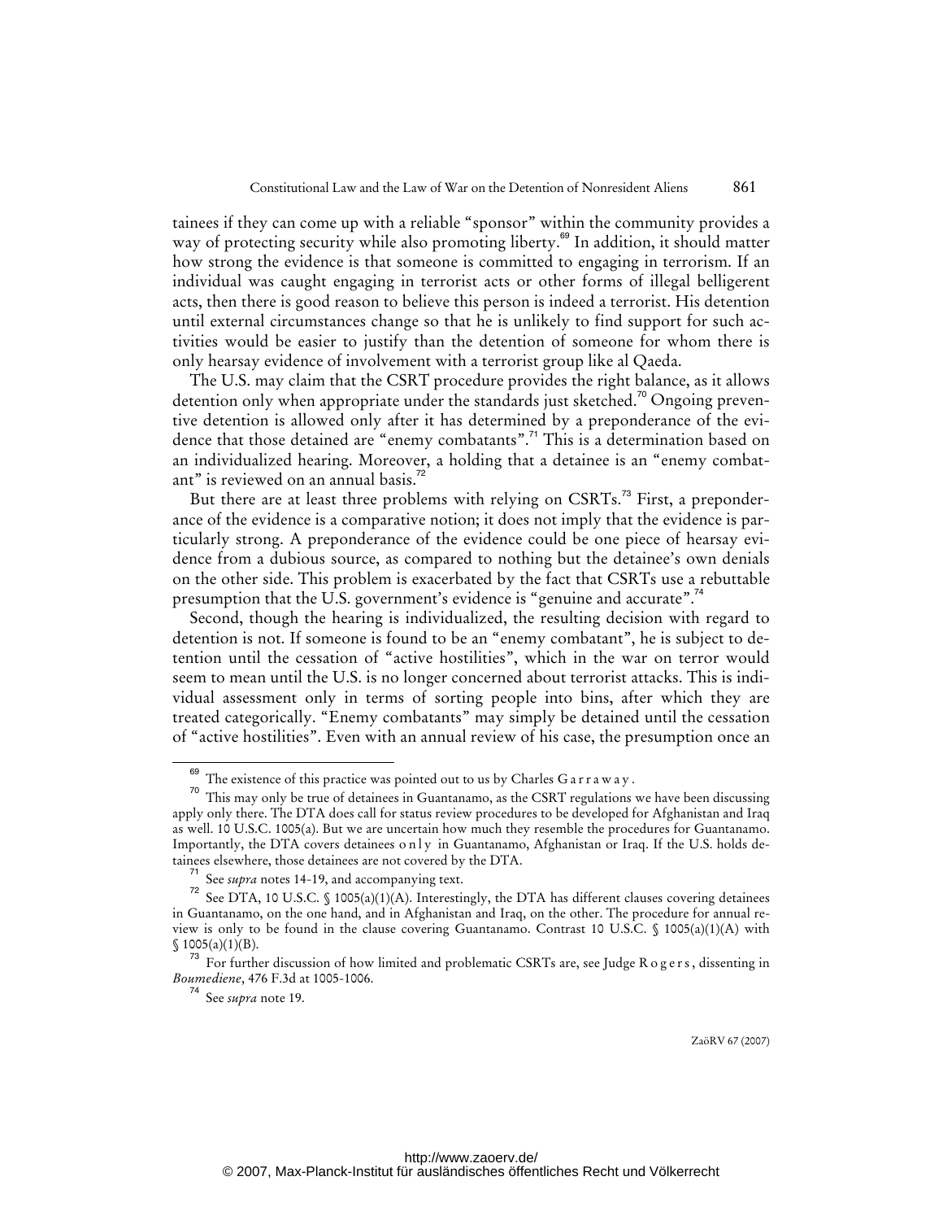tainees if they can come up with a reliable "sponsor" within the community provides a way of protecting security while also promoting liberty.[69] In addition, it should matter how strong the evidence is that someone is committed to engaging in terrorism. If an individual was caught engaging in terrorist acts or other forms of illegal belligerent acts, then there is good reason to believe this person is indeed a terrorist. His detention until external circumstances change so that he is unlikely to find support for such activities would be easier to justify than the detention of someone for whom there is only hearsay evidence of involvement with a terrorist group like al Qaeda.

The U.S. may claim that the CSRT procedure provides the right balance, as it allows detention only when appropriate under the standards just sketched.[70] Ongoing preventive detention is allowed only after it has determined by a preponderance of the evidence that those detained are "enemy combatants".[71] This is a determination based on an individualized hearing. Moreover, a holding that a detainee is an "enemy combatant" is reviewed on an annual basis.[72]

But there are at least three problems with relying on CSRTs.[73] First, a preponderance of the evidence is a comparative notion; it does not imply that the evidence is particularly strong. A preponderance of the evidence could be one piece of hearsay evidence from a dubious source, as compared to nothing but the detainee's own denials on the other side. This problem is exacerbated by the fact that CSRTs use a rebuttable presumption that the U.S. government's evidence is "genuine and accurate".[74]

Second, though the hearing is individualized, the resulting decision with regard to detention is not. If someone is found to be an "enemy combatant", he is subject to detention until the cessation of "active hostilities", which in the war on terror would seem to mean until the U.S. is no longer concerned about terrorist attacks. This is individual assessment only in terms of sorting people into bins, after which they are treated categorically. "Enemy combatants" may simply be detained until the cessation of "active hostilities". Even with an annual review of his case, the presumption once an

---

[69] The existence of this practice was pointed out to us by Charles Garraway.

[70] This may only be true of detainees in Guantanamo, as the CSRT regulations we have been discussing apply only there. The DTA does call for status review procedures to be developed for Afghanistan and Iraq as well. 10 U.S.C. 1005(a). But we are uncertain how much they resemble the procedures for Guantanamo. Importantly, the DTA covers detainees only in Guantanamo, Afghanistan or Iraq. If the U.S. holds detainees elsewhere, those detainees are not covered by the DTA.

[71] See *supra* notes 14-19, and accompanying text.

[72] See DTA, 10 U.S.C. § 1005(a)(1)(A). Interestingly, the DTA has different clauses covering detainees in Guantanamo, on the one hand, and in Afghanistan and Iraq, on the other. The procedure for annual review is only to be found in the clause covering Guantanamo. Contrast 10 U.S.C. § 1005(a)(1)(A) with § 1005(a)(1)(B).

[73] For further discussion of how limited and problematic CSRTs are, see Judge Rogers, dissenting in *Boumediene*, 476 F.3d at 1005-1006.

[74] See *supra* note 19.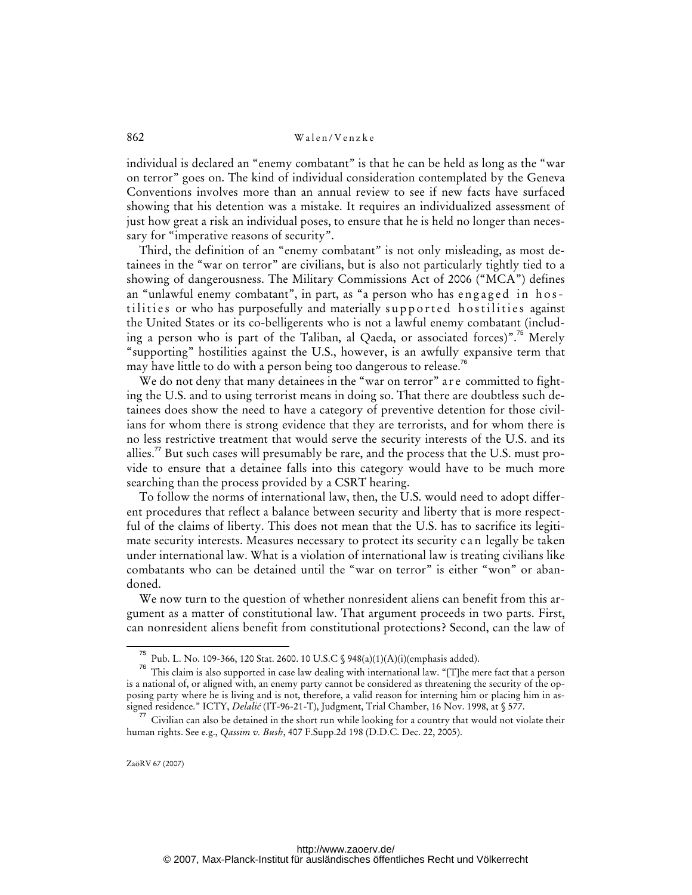individual is declared an "enemy combatant" is that he can be held as long as the "war on terror" goes on. The kind of individual consideration contemplated by the Geneva Conventions involves more than an annual review to see if new facts have surfaced showing that his detention was a mistake. It requires an individualized assessment of just how great a risk an individual poses, to ensure that he is held no longer than necessary for "imperative reasons of security".

Third, the definition of an "enemy combatant" is not only misleading, as most detainees in the "war on terror" are civilians, but is also not particularly tightly tied to a showing of dangerousness. The Military Commissions Act of 2006 ("MCA") defines an "unlawful enemy combatant", in part, as "a person who has *engaged in hostilities* or who has purposefully and materially *supported hostilities* against the United States or its co-belligerents who is not a lawful enemy combatant (including a person who is part of the Taliban, al Qaeda, or associated forces)".[75] Merely "supporting" hostilities against the U.S., however, is an awfully expansive term that may have little to do with a person being too dangerous to release.[76]

We do not deny that many detainees in the "war on terror" *are* committed to fighting the U.S. and to using terrorist means in doing so. That there are doubtless such detainees does show the need to have a category of preventive detention for those civilians for whom there is strong evidence that they are terrorists, and for whom there is no less restrictive treatment that would serve the security interests of the U.S. and its allies.[77] But such cases will presumably be rare, and the process that the U.S. must provide to ensure that a detainee falls into this category would have to be much more searching than the process provided by a CSRT hearing.

To follow the norms of international law, then, the U.S. would need to adopt different procedures that reflect a balance between security and liberty that is more respectful of the claims of liberty. This does not mean that the U.S. has to sacrifice its legitimate security interests. Measures necessary to protect its security *can* legally be taken under international law. What is a violation of international law is treating civilians like combatants who can be detained until the "war on terror" is either "won" or abandoned.

We now turn to the question of whether nonresident aliens can benefit from this argument as a matter of constitutional law. That argument proceeds in two parts. First, can nonresident aliens benefit from constitutional protections? Second, can the law of

---

[75] Pub. L. No. 109-366, 120 Stat. 2600. 10 U.S.C § 948(a)(1)(A)(i)(emphasis added).

[76] This claim is also supported in case law dealing with international law. "[T]he mere fact that a person is a national of, or aligned with, an enemy party cannot be considered as threatening the security of the opposing party where he is living and is not, therefore, a valid reason for interning him or placing him in assigned residence." ICTY, *Delalić* (IT-96-21-T), Judgment, Trial Chamber, 16 Nov. 1998, at § 577.

[77] Civilian can also be detained in the short run while looking for a country that would not violate their human rights. See e.g., *Qassim v. Bush*, 407 F.Supp.2d 198 (D.D.C. Dec. 22, 2005).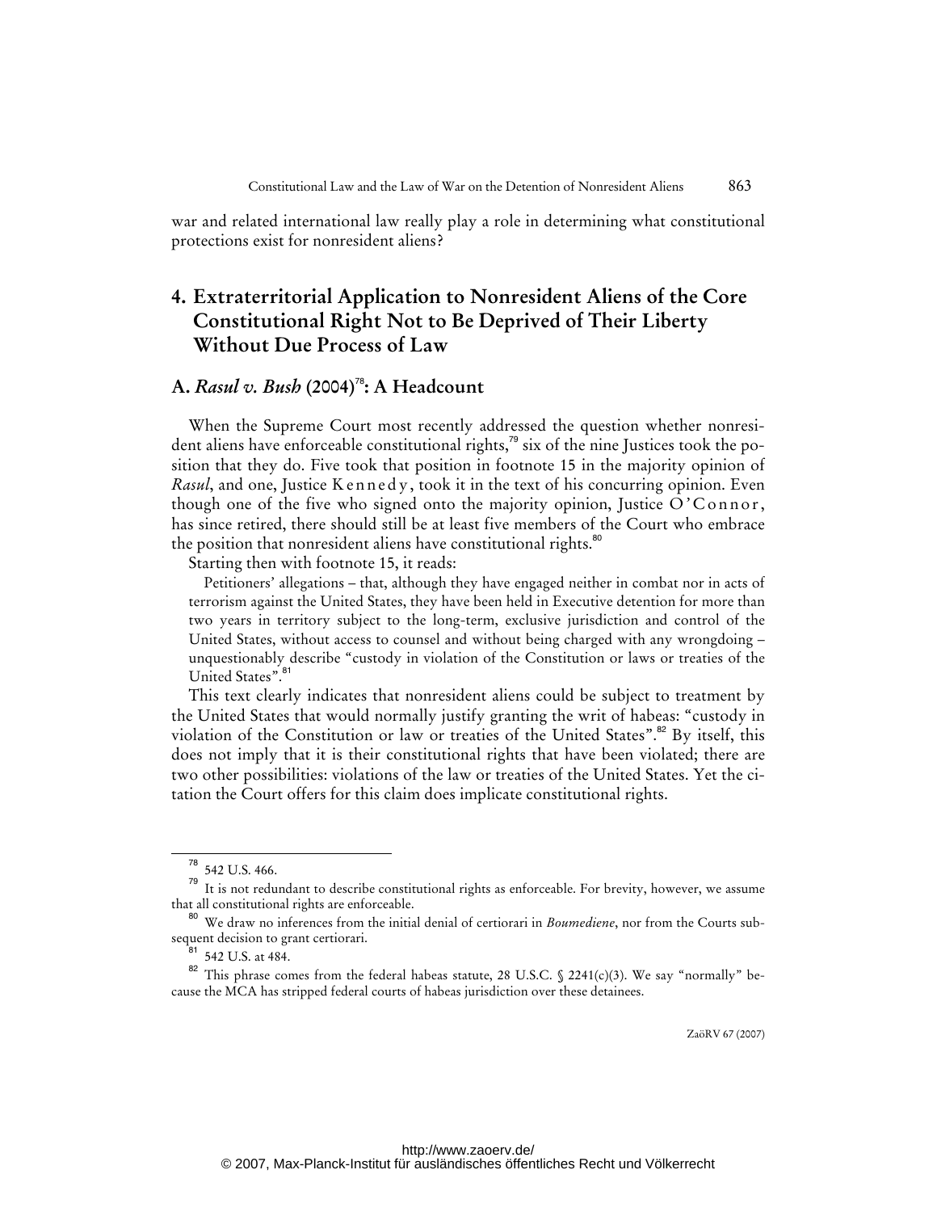war and related international law really play a role in determining what constitutional protections exist for nonresident aliens?

## 4. Extraterritorial Application to Nonresident Aliens of the Core Constitutional Right Not to Be Deprived of Their Liberty Without Due Process of Law

### A. *Rasul v. Bush* (2004)[78]: A Headcount

When the Supreme Court most recently addressed the question whether nonresident aliens have enforceable constitutional rights,[79] six of the nine Justices took the position that they do. Five took that position in footnote 15 in the majority opinion of *Rasul*, and one, Justice Kennedy, took it in the text of his concurring opinion. Even though one of the five who signed onto the majority opinion, Justice O'Connor, has since retired, there should still be at least five members of the Court who embrace the position that nonresident aliens have constitutional rights.[80]

Starting then with footnote 15, it reads:

> Petitioners' allegations – that, although they have engaged neither in combat nor in acts of terrorism against the United States, they have been held in Executive detention for more than two years in territory subject to the long-term, exclusive jurisdiction and control of the United States, without access to counsel and without being charged with any wrongdoing – unquestionably describe "custody in violation of the Constitution or laws or treaties of the United States".[81]

This text clearly indicates that nonresident aliens could be subject to treatment by the United States that would normally justify granting the writ of habeas: "custody in violation of the Constitution or law or treaties of the United States".[82] By itself, this does not imply that it is their constitutional rights that have been violated; there are two other possibilities: violations of the law or treaties of the United States. Yet the citation the Court offers for this claim does implicate constitutional rights.

---

[78] 542 U.S. 466.

[79] It is not redundant to describe constitutional rights as enforceable. For brevity, however, we assume that all constitutional rights are enforceable.

[80] We draw no inferences from the initial denial of certiorari in *Boumediene*, nor from the Courts subsequent decision to grant certiorari.

[81] 542 U.S. at 484.

[82] This phrase comes from the federal habeas statute, 28 U.S.C. § 2241(c)(3). We say "normally" because the MCA has stripped federal courts of habeas jurisdiction over these detainees.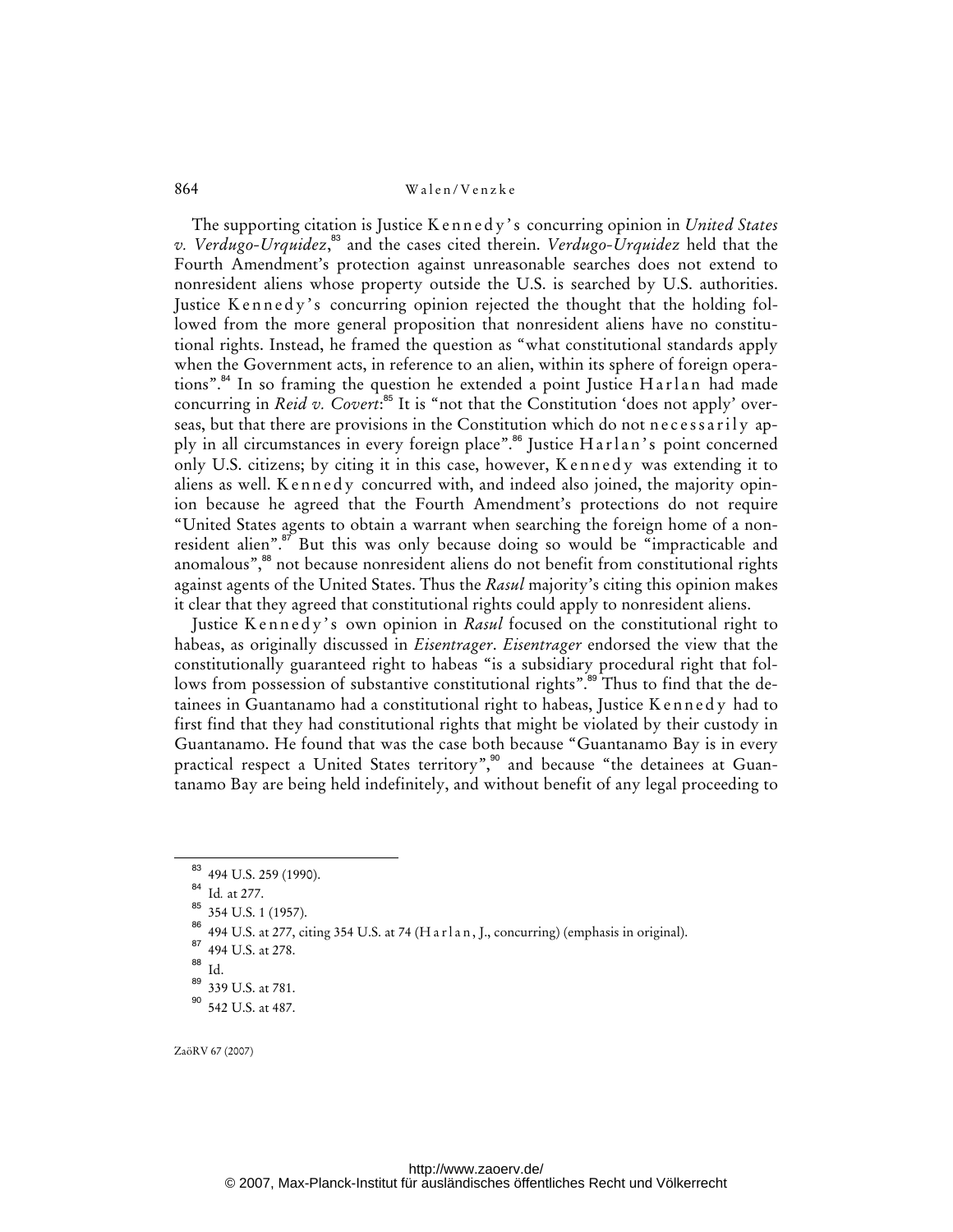The supporting citation is Justice Kennedy's concurring opinion in *United States v. Verdugo-Urquidez*,[83] and the cases cited therein. *Verdugo-Urquidez* held that the Fourth Amendment's protection against unreasonable searches does not extend to nonresident aliens whose property outside the U.S. is searched by U.S. authorities. Justice Kennedy's concurring opinion rejected the thought that the holding followed from the more general proposition that nonresident aliens have no constitutional rights. Instead, he framed the question as "what constitutional standards apply when the Government acts, in reference to an alien, within its sphere of foreign operations".[84] In so framing the question he extended a point Justice Harlan had made concurring in *Reid v. Covert*:[85] It is "not that the Constitution 'does not apply' overseas, but that there are provisions in the Constitution which do not necessarily apply in all circumstances in every foreign place".[86] Justice Harlan's point concerned only U.S. citizens; by citing it in this case, however, Kennedy was extending it to aliens as well. Kennedy concurred with, and indeed also joined, the majority opinion because he agreed that the Fourth Amendment's protections do not require "United States agents to obtain a warrant when searching the foreign home of a nonresident alien".[87] But this was only because doing so would be "impracticable and anomalous",[88] not because nonresident aliens do not benefit from constitutional rights against agents of the United States. Thus the *Rasul* majority's citing this opinion makes it clear that they agreed that constitutional rights could apply to nonresident aliens.

Justice Kennedy's own opinion in *Rasul* focused on the constitutional right to habeas, as originally discussed in *Eisentrager*. *Eisentrager* endorsed the view that the constitutionally guaranteed right to habeas "is a subsidiary procedural right that follows from possession of substantive constitutional rights".[89] Thus to find that the detainees in Guantanamo had a constitutional right to habeas, Justice Kennedy had to first find that they had constitutional rights that might be violated by their custody in Guantanamo. He found that was the case both because "Guantanamo Bay is in every practical respect a United States territory",[90] and because "the detainees at Guantanamo Bay are being held indefinitely, and without benefit of any legal proceeding to

---

[83] 494 U.S. 259 (1990).

[84] Id. at 277.

[85] 354 U.S. 1 (1957).

[86] 494 U.S. at 277, citing 354 U.S. at 74 (Harlan, J., concurring) (emphasis in original).

[87] 494 U.S. at 278.

[88] Id.

[89] 339 U.S. at 781.

[90] 542 U.S. at 487.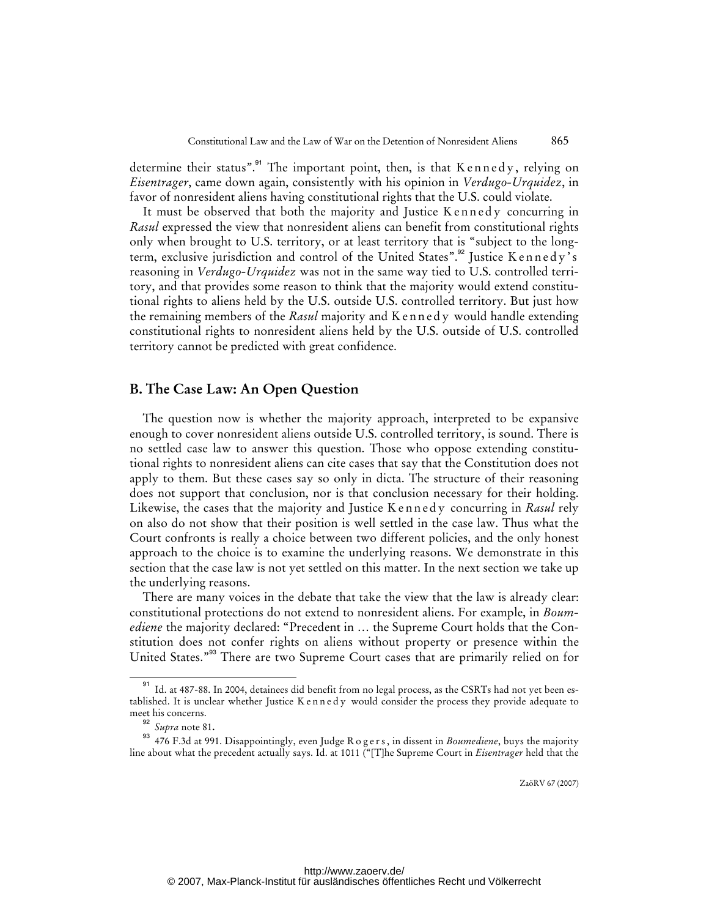determine their status".[91] The important point, then, is that Kennedy, relying on *Eisentrager*, came down again, consistently with his opinion in *Verdugo-Urquidez*, in favor of nonresident aliens having constitutional rights that the U.S. could violate.

It must be observed that both the majority and Justice Kennedy concurring in *Rasul* expressed the view that nonresident aliens can benefit from constitutional rights only when brought to U.S. territory, or at least territory that is "subject to the long-term, exclusive jurisdiction and control of the United States".[92] Justice Kennedy's reasoning in *Verdugo-Urquidez* was not in the same way tied to U.S. controlled territory, and that provides some reason to think that the majority would extend constitutional rights to aliens held by the U.S. outside U.S. controlled territory. But just how the remaining members of the *Rasul* majority and Kennedy would handle extending constitutional rights to nonresident aliens held by the U.S. outside of U.S. controlled territory cannot be predicted with great confidence.

## B. The Case Law: An Open Question

The question now is whether the majority approach, interpreted to be expansive enough to cover nonresident aliens outside U.S. controlled territory, is sound. There is no settled case law to answer this question. Those who oppose extending constitutional rights to nonresident aliens can cite cases that say that the Constitution does not apply to them. But these cases say so only in dicta. The structure of their reasoning does not support that conclusion, nor is that conclusion necessary for their holding. Likewise, the cases that the majority and Justice Kennedy concurring in *Rasul* rely on also do not show that their position is well settled in the case law. Thus what the Court confronts is really a choice between two different policies, and the only honest approach to the choice is to examine the underlying reasons. We demonstrate in this section that the case law is not yet settled on this matter. In the next section we take up the underlying reasons.

There are many voices in the debate that take the view that the law is already clear: constitutional protections do not extend to nonresident aliens. For example, in *Boumediene* the majority declared: "Precedent in … the Supreme Court holds that the Constitution does not confer rights on aliens without property or presence within the United States."[93] There are two Supreme Court cases that are primarily relied on for

---

[91] Id. at 487-88. In 2004, detainees did benefit from no legal process, as the CSRTs had not yet been established. It is unclear whether Justice Kennedy would consider the process they provide adequate to meet his concerns.

[92] *Supra* note 81.

[93] 476 F.3d at 991. Disappointingly, even Judge Rogers, in dissent in *Boumediene*, buys the majority line about what the precedent actually says. Id. at 1011 ("[T]he Supreme Court in *Eisentrager* held that the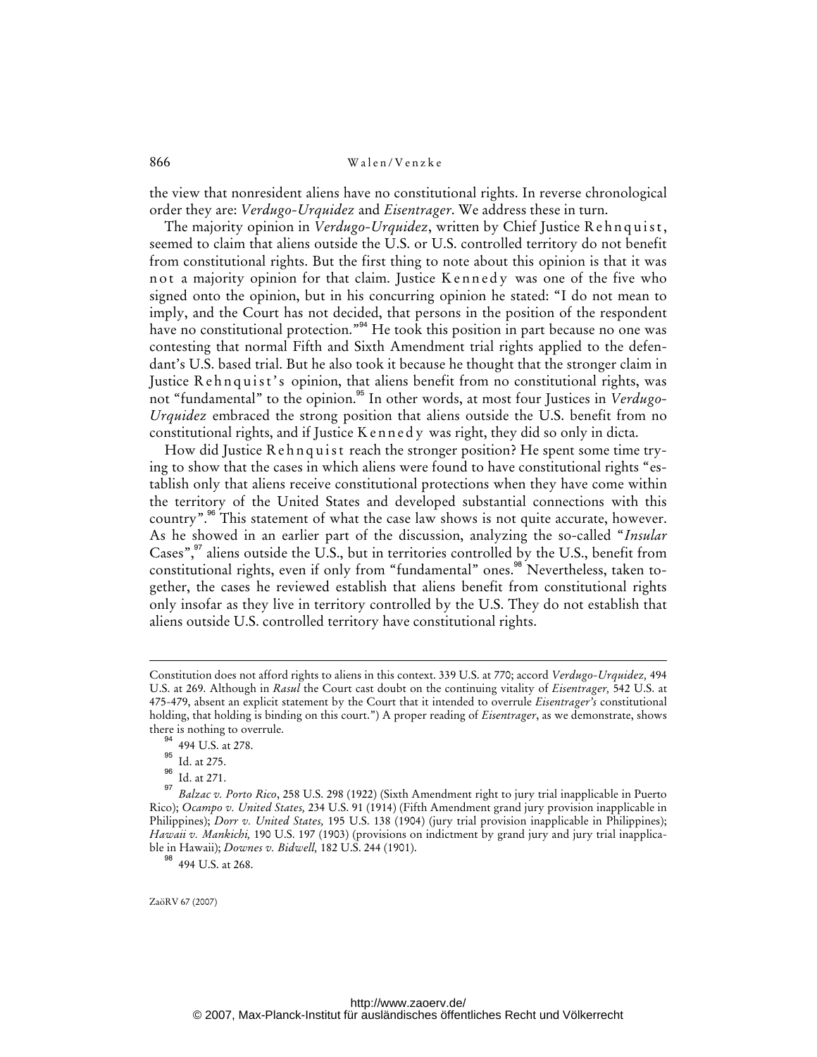the view that nonresident aliens have no constitutional rights. In reverse chronological order they are: *Verdugo-Urquidez* and *Eisentrager*. We address these in turn.

The majority opinion in *Verdugo-Urquidez*, written by Chief Justice Rehnquist, seemed to claim that aliens outside the U.S. or U.S. controlled territory do not benefit from constitutional rights. But the first thing to note about this opinion is that it was not a majority opinion for that claim. Justice Kennedy was one of the five who signed onto the opinion, but in his concurring opinion he stated: "I do not mean to imply, and the Court has not decided, that persons in the position of the respondent have no constitutional protection."[94] He took this position in part because no one was contesting that normal Fifth and Sixth Amendment trial rights applied to the defendant's U.S. based trial. But he also took it because he thought that the stronger claim in Justice Rehnquist's opinion, that aliens benefit from no constitutional rights, was not "fundamental" to the opinion.[95] In other words, at most four Justices in *Verdugo-Urquidez* embraced the strong position that aliens outside the U.S. benefit from no constitutional rights, and if Justice Kennedy was right, they did so only in dicta.

How did Justice Rehnquist reach the stronger position? He spent some time trying to show that the cases in which aliens were found to have constitutional rights "establish only that aliens receive constitutional protections when they have come within the territory of the United States and developed substantial connections with this country".[96] This statement of what the case law shows is not quite accurate, however. As he showed in an earlier part of the discussion, analyzing the so-called "*Insular* Cases",[97] aliens outside the U.S., but in territories controlled by the U.S., benefit from constitutional rights, even if only from "fundamental" ones.[98] Nevertheless, taken together, the cases he reviewed establish that aliens benefit from constitutional rights only insofar as they live in territory controlled by the U.S. They do not establish that aliens outside U.S. controlled territory have constitutional rights.

---

Constitution does not afford rights to aliens in this context. 339 U.S. at 770; accord *Verdugo-Urquidez,* 494 U.S. at 269. Although in *Rasul* the Court cast doubt on the continuing vitality of *Eisentrager,* 542 U.S. at 475-479, absent an explicit statement by the Court that it intended to overrule *Eisentrager's* constitutional holding, that holding is binding on this court.") A proper reading of *Eisentrager*, as we demonstrate, shows there is nothing to overrule.

[94] 494 U.S. at 278.

[95] Id. at 275.

[96] Id. at 271.

[97] *Balzac v. Porto Rico*, 258 U.S. 298 (1922) (Sixth Amendment right to jury trial inapplicable in Puerto Rico); *Ocampo v. United States,* 234 U.S. 91 (1914) (Fifth Amendment grand jury provision inapplicable in Philippines); *Dorr v. United States,* 195 U.S. 138 (1904) (jury trial provision inapplicable in Philippines); *Hawaii v. Mankichi,* 190 U.S. 197 (1903) (provisions on indictment by grand jury and jury trial inapplicable in Hawaii); *Downes v. Bidwell,* 182 U.S. 244 (1901).

[98] 494 U.S. at 268.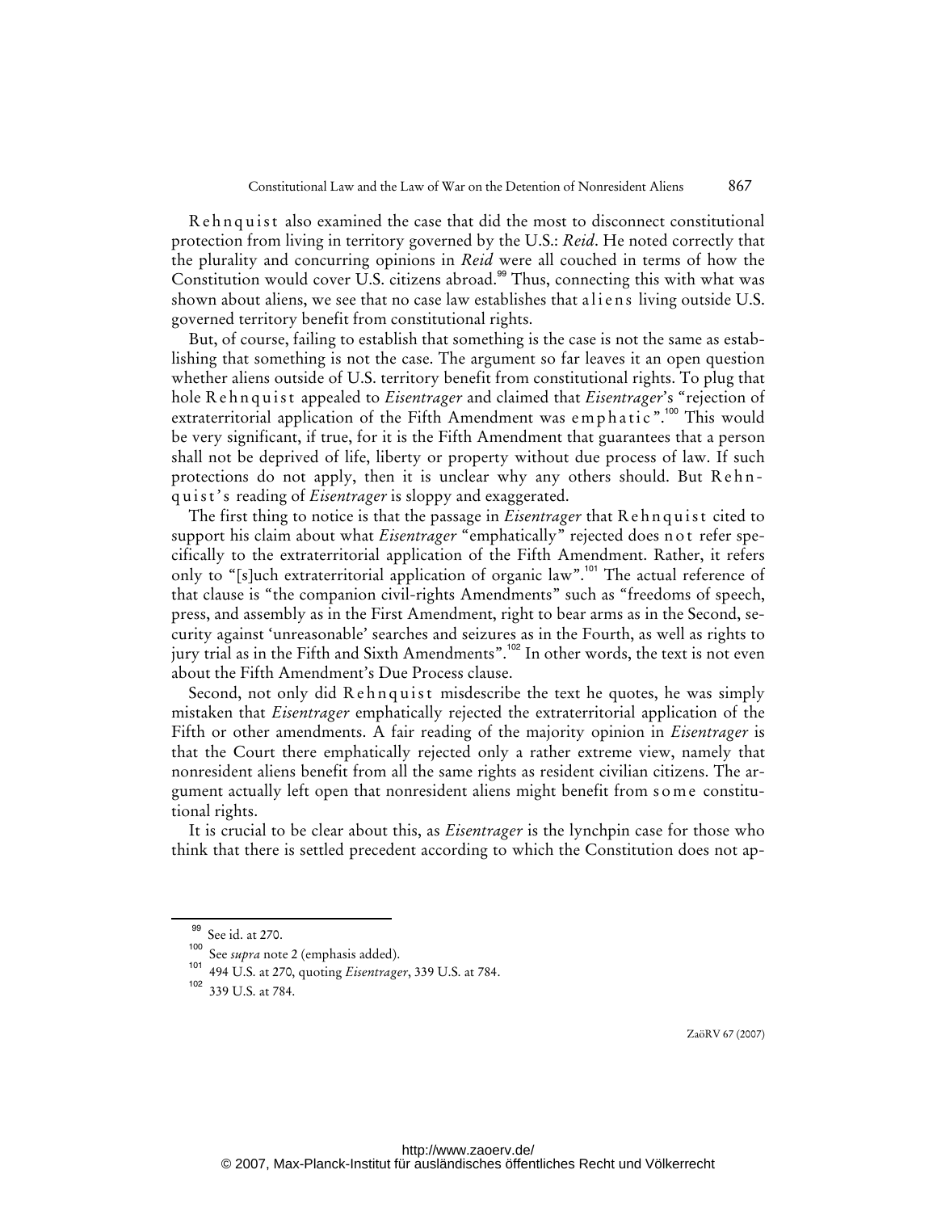Rehnquist also examined the case that did the most to disconnect constitutional protection from living in territory governed by the U.S.: *Reid*. He noted correctly that the plurality and concurring opinions in *Reid* were all couched in terms of how the Constitution would cover U.S. citizens abroad.[99] Thus, connecting this with what was shown about aliens, we see that no case law establishes that aliens living outside U.S. governed territory benefit from constitutional rights.

But, of course, failing to establish that something is the case is not the same as establishing that something is not the case. The argument so far leaves it an open question whether aliens outside of U.S. territory benefit from constitutional rights. To plug that hole Rehnquist appealed to *Eisentrager* and claimed that *Eisentrager*'s "rejection of extraterritorial application of the Fifth Amendment was emphatic".[100] This would be very significant, if true, for it is the Fifth Amendment that guarantees that a person shall not be deprived of life, liberty or property without due process of law. If such protections do not apply, then it is unclear why any others should. But Rehnquist's reading of *Eisentrager* is sloppy and exaggerated.

The first thing to notice is that the passage in *Eisentrager* that Rehnquist cited to support his claim about what *Eisentrager* "emphatically" rejected does not refer specifically to the extraterritorial application of the Fifth Amendment. Rather, it refers only to "[s]uch extraterritorial application of organic law".[101] The actual reference of that clause is "the companion civil-rights Amendments" such as "freedoms of speech, press, and assembly as in the First Amendment, right to bear arms as in the Second, security against 'unreasonable' searches and seizures as in the Fourth, as well as rights to jury trial as in the Fifth and Sixth Amendments".[102] In other words, the text is not even about the Fifth Amendment's Due Process clause.

Second, not only did Rehnquist misdescribe the text he quotes, he was simply mistaken that *Eisentrager* emphatically rejected the extraterritorial application of the Fifth or other amendments. A fair reading of the majority opinion in *Eisentrager* is that the Court there emphatically rejected only a rather extreme view, namely that nonresident aliens benefit from all the same rights as resident civilian citizens. The argument actually left open that nonresident aliens might benefit from some constitutional rights.

It is crucial to be clear about this, as *Eisentrager* is the lynchpin case for those who think that there is settled precedent according to which the Constitution does not ap-

---

[99] See id. at 270.

[100] See *supra* note 2 (emphasis added).

[101] 494 U.S. at 270, quoting *Eisentrager*, 339 U.S. at 784.

[102] 339 U.S. at 784.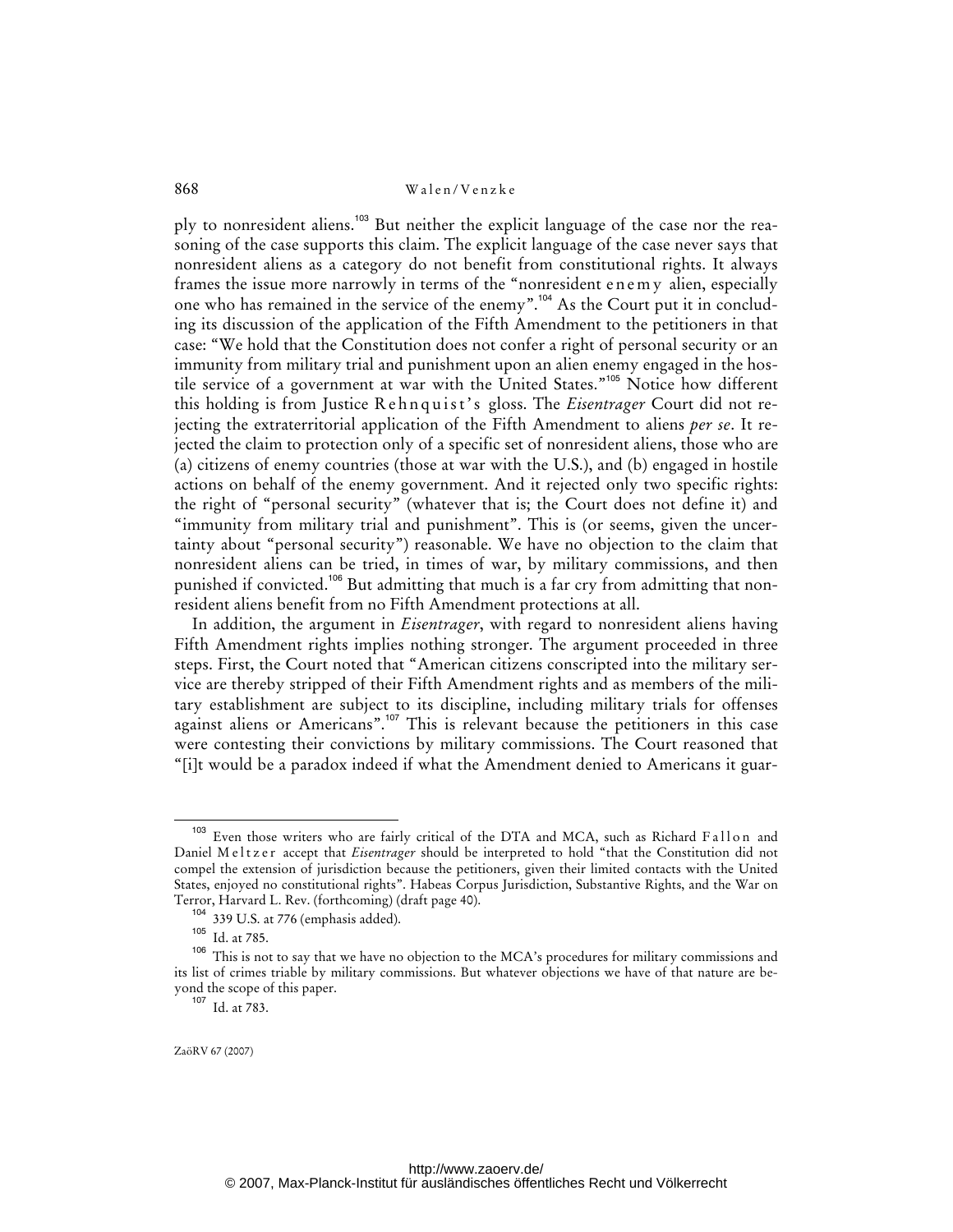ply to nonresident aliens.[103] But neither the explicit language of the case nor the reasoning of the case supports this claim. The explicit language of the case never says that nonresident aliens as a category do not benefit from constitutional rights. It always frames the issue more narrowly in terms of the "nonresident *enemy* alien, especially one who has remained in the service of the enemy".[104] As the Court put it in concluding its discussion of the application of the Fifth Amendment to the petitioners in that case: "We hold that the Constitution does not confer a right of personal security or an immunity from military trial and punishment upon an alien enemy engaged in the hostile service of a government at war with the United States."[105] Notice how different this holding is from Justice Rehnquist's gloss. The *Eisentrager* Court did not rejecting the extraterritorial application of the Fifth Amendment to aliens *per se*. It rejected the claim to protection only of a specific set of nonresident aliens, those who are (a) citizens of enemy countries (those at war with the U.S.), and (b) engaged in hostile actions on behalf of the enemy government. And it rejected only two specific rights: the right of "personal security" (whatever that is; the Court does not define it) and "immunity from military trial and punishment". This is (or seems, given the uncertainty about "personal security") reasonable. We have no objection to the claim that nonresident aliens can be tried, in times of war, by military commissions, and then punished if convicted.[106] But admitting that much is a far cry from admitting that nonresident aliens benefit from no Fifth Amendment protections at all.

In addition, the argument in *Eisentrager*, with regard to nonresident aliens having Fifth Amendment rights implies nothing stronger. The argument proceeded in three steps. First, the Court noted that "American citizens conscripted into the military service are thereby stripped of their Fifth Amendment rights and as members of the military establishment are subject to its discipline, including military trials for offenses against aliens or Americans".[107] This is relevant because the petitioners in this case were contesting their convictions by military commissions. The Court reasoned that "[i]t would be a paradox indeed if what the Amendment denied to Americans it guar-

---

[103] Even those writers who are fairly critical of the DTA and MCA, such as Richard Fallon and Daniel Meltzer accept that *Eisentrager* should be interpreted to hold "that the Constitution did not compel the extension of jurisdiction because the petitioners, given their limited contacts with the United States, enjoyed no constitutional rights". Habeas Corpus Jurisdiction, Substantive Rights, and the War on Terror, Harvard L. Rev. (forthcoming) (draft page 40).

[104] 339 U.S. at 776 (emphasis added).

[105] Id. at 785.

[106] This is not to say that we have no objection to the MCA's procedures for military commissions and its list of crimes triable by military commissions. But whatever objections we have of that nature are beyond the scope of this paper.

[107] Id. at 783.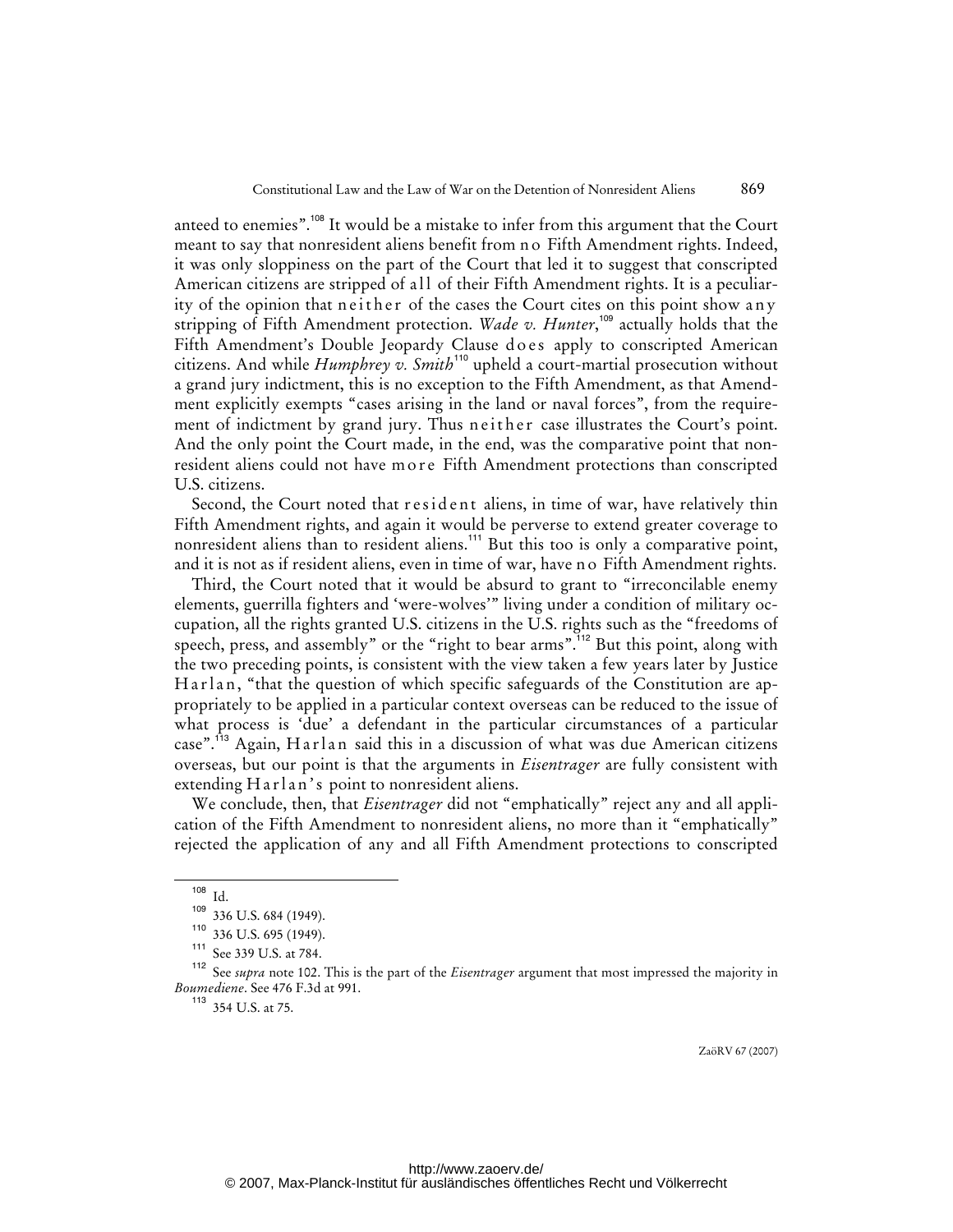anteed to enemies".[108] It would be a mistake to infer from this argument that the Court meant to say that nonresident aliens benefit from no Fifth Amendment rights. Indeed, it was only sloppiness on the part of the Court that led it to suggest that conscripted American citizens are stripped of all of their Fifth Amendment rights. It is a peculiarity of the opinion that neither of the cases the Court cites on this point show any stripping of Fifth Amendment protection. *Wade v. Hunter*,[109] actually holds that the Fifth Amendment's Double Jeopardy Clause does apply to conscripted American citizens. And while *Humphrey v. Smith*[110] upheld a court-martial prosecution without a grand jury indictment, this is no exception to the Fifth Amendment, as that Amendment explicitly exempts "cases arising in the land or naval forces", from the requirement of indictment by grand jury. Thus neither case illustrates the Court's point. And the only point the Court made, in the end, was the comparative point that nonresident aliens could not have more Fifth Amendment protections than conscripted U.S. citizens.

Second, the Court noted that resident aliens, in time of war, have relatively thin Fifth Amendment rights, and again it would be perverse to extend greater coverage to nonresident aliens than to resident aliens.[111] But this too is only a comparative point, and it is not as if resident aliens, even in time of war, have no Fifth Amendment rights.

Third, the Court noted that it would be absurd to grant to "irreconcilable enemy elements, guerrilla fighters and 'were-wolves'" living under a condition of military occupation, all the rights granted U.S. citizens in the U.S. rights such as the "freedoms of speech, press, and assembly" or the "right to bear arms".[112] But this point, along with the two preceding points, is consistent with the view taken a few years later by Justice Harlan, "that the question of which specific safeguards of the Constitution are appropriately to be applied in a particular context overseas can be reduced to the issue of what process is 'due' a defendant in the particular circumstances of a particular case".[113] Again, Harlan said this in a discussion of what was due American citizens overseas, but our point is that the arguments in *Eisentrager* are fully consistent with extending Harlan's point to nonresident aliens.

We conclude, then, that *Eisentrager* did not "emphatically" reject any and all application of the Fifth Amendment to nonresident aliens, no more than it "emphatically" rejected the application of any and all Fifth Amendment protections to conscripted

---

[108] Id.

[109] 336 U.S. 684 (1949).

[110] 336 U.S. 695 (1949).

[111] See 339 U.S. at 784.

[112] See *supra* note 102. This is the part of the *Eisentrager* argument that most impressed the majority in *Boumediene*. See 476 F.3d at 991.

[113] 354 U.S. at 75.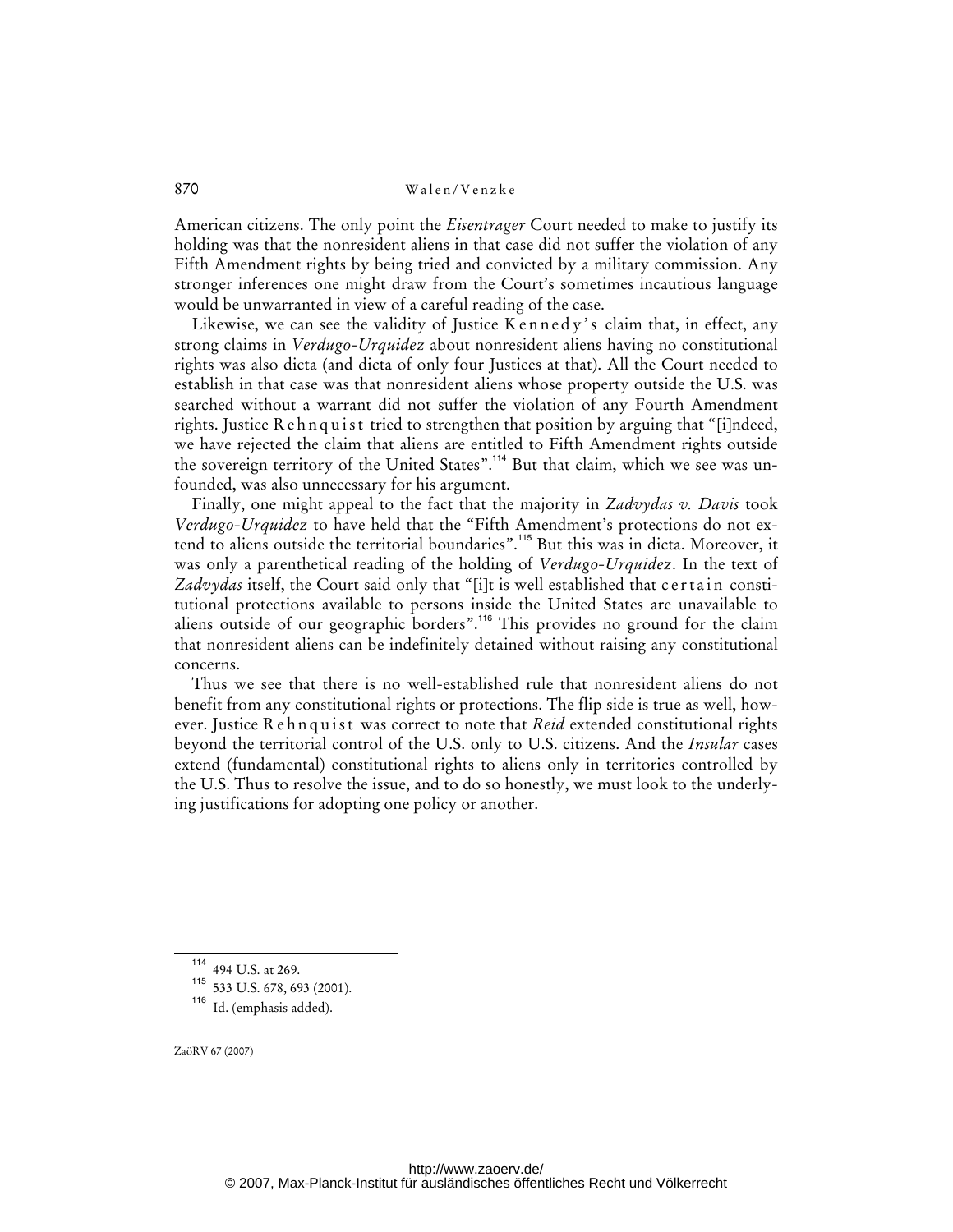American citizens. The only point the *Eisentrager* Court needed to make to justify its holding was that the nonresident aliens in that case did not suffer the violation of any Fifth Amendment rights by being tried and convicted by a military commission. Any stronger inferences one might draw from the Court's sometimes incautious language would be unwarranted in view of a careful reading of the case.

Likewise, we can see the validity of Justice Kennedy's claim that, in effect, any strong claims in *Verdugo-Urquidez* about nonresident aliens having no constitutional rights was also dicta (and dicta of only four Justices at that). All the Court needed to establish in that case was that nonresident aliens whose property outside the U.S. was searched without a warrant did not suffer the violation of any Fourth Amendment rights. Justice Rehnquist tried to strengthen that position by arguing that "[i]ndeed, we have rejected the claim that aliens are entitled to Fifth Amendment rights outside the sovereign territory of the United States".[114] But that claim, which we see was unfounded, was also unnecessary for his argument.

Finally, one might appeal to the fact that the majority in *Zadvydas v. Davis* took *Verdugo-Urquidez* to have held that the "Fifth Amendment's protections do not extend to aliens outside the territorial boundaries".[115] But this was in dicta. Moreover, it was only a parenthetical reading of the holding of *Verdugo-Urquidez*. In the text of *Zadvydas* itself, the Court said only that "[i]t is well established that *certain* constitutional protections available to persons inside the United States are unavailable to aliens outside of our geographic borders".[116] This provides no ground for the claim that nonresident aliens can be indefinitely detained without raising any constitutional concerns.

Thus we see that there is no well-established rule that nonresident aliens do not benefit from any constitutional rights or protections. The flip side is true as well, however. Justice Rehnquist was correct to note that *Reid* extended constitutional rights beyond the territorial control of the U.S. only to U.S. citizens. And the *Insular* cases extend (fundamental) constitutional rights to aliens only in territories controlled by the U.S. Thus to resolve the issue, and to do so honestly, we must look to the underlying justifications for adopting one policy or another.

---

[114] 494 U.S. at 269.

[115] 533 U.S. 678, 693 (2001).

[116] Id. (emphasis added).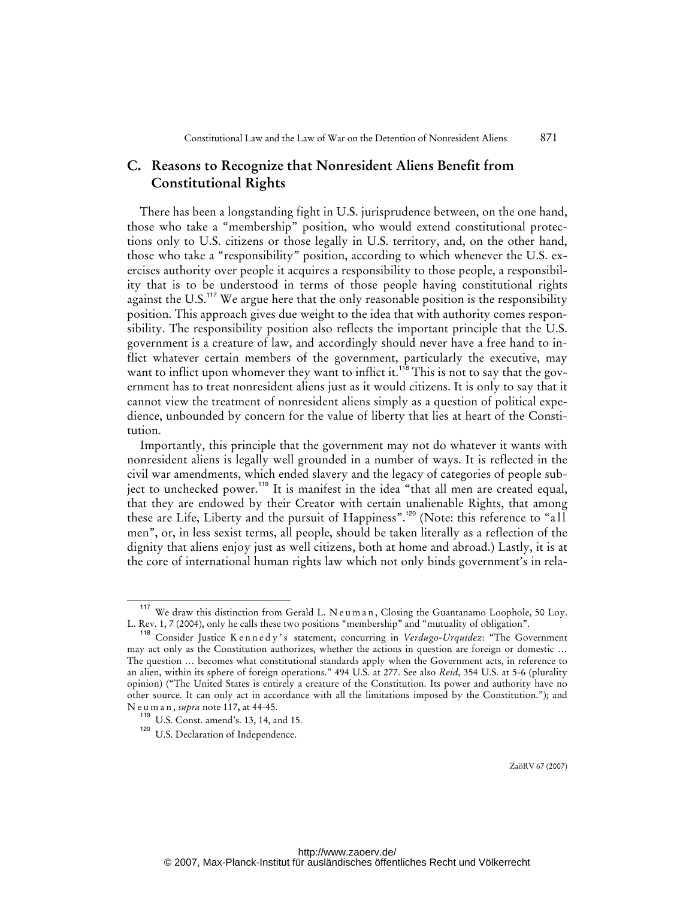## C. Reasons to Recognize that Nonresident Aliens Benefit from Constitutional Rights

There has been a longstanding fight in U.S. jurisprudence between, on the one hand, those who take a "membership" position, who would extend constitutional protections only to U.S. citizens or those legally in U.S. territory, and, on the other hand, those who take a "responsibility" position, according to which whenever the U.S. exercises authority over people it acquires a responsibility to those people, a responsibility that is to be understood in terms of those people having constitutional rights against the U.S.[117] We argue here that the only reasonable position is the responsibility position. This approach gives due weight to the idea that with authority comes responsibility. The responsibility position also reflects the important principle that the U.S. government is a creature of law, and accordingly should never have a free hand to inflict whatever certain members of the government, particularly the executive, may want to inflict upon whomever they want to inflict it.[118] This is not to say that the government has to treat nonresident aliens just as it would citizens. It is only to say that it cannot view the treatment of nonresident aliens simply as a question of political expedience, unbounded by concern for the value of liberty that lies at heart of the Constitution.

Importantly, this principle that the government may not do whatever it wants with nonresident aliens is legally well grounded in a number of ways. It is reflected in the civil war amendments, which ended slavery and the legacy of categories of people subject to unchecked power.[119] It is manifest in the idea "that all men are created equal, that they are endowed by their Creator with certain unalienable Rights, that among these are Life, Liberty and the pursuit of Happiness".[120] (Note: this reference to "all men", or, in less sexist terms, all people, should be taken literally as a reflection of the dignity that aliens enjoy just as well citizens, both at home and abroad.) Lastly, it is at the core of international human rights law which not only binds government's in rela-

---

[117] We draw this distinction from Gerald L. Neuman, Closing the Guantanamo Loophole, 50 Loy. L. Rev. 1, 7 (2004), only he calls these two positions "membership" and "mutuality of obligation".

[118] Consider Justice Kennedy's statement, concurring in *Verdugo-Urquidez*: "The Government may act only as the Constitution authorizes, whether the actions in question are foreign or domestic … The question … becomes what constitutional standards apply when the Government acts, in reference to an alien, within its sphere of foreign operations." 494 U.S. at 277. See also *Reid*, 354 U.S. at 5-6 (plurality opinion) ("The United States is entirely a creature of the Constitution. Its power and authority have no other source. It can only act in accordance with all the limitations imposed by the Constitution."); and Neuman, *supra* note 117, at 44-45.

[119] U.S. Const. amend's. 13, 14, and 15.

[120] U.S. Declaration of Independence.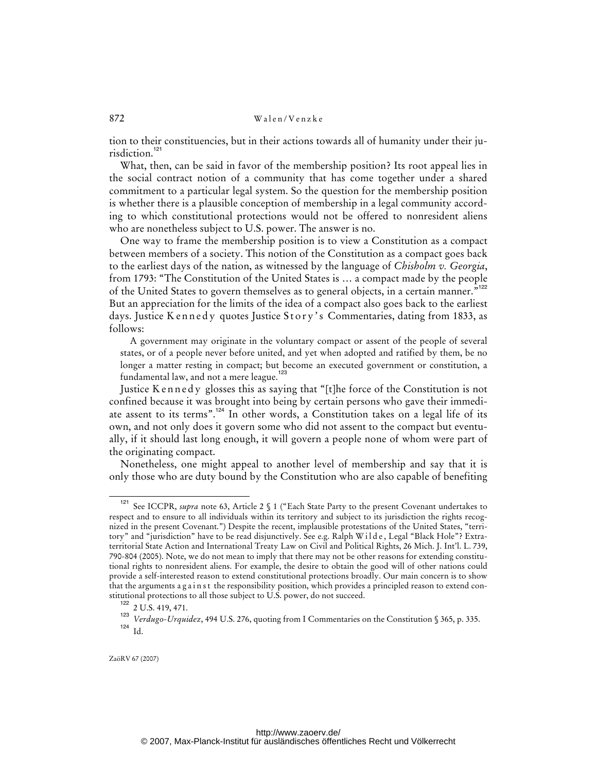tion to their constituencies, but in their actions towards all of humanity under their jurisdiction.[121]

What, then, can be said in favor of the membership position? Its root appeal lies in the social contract notion of a community that has come together under a shared commitment to a particular legal system. So the question for the membership position is whether there is a plausible conception of membership in a legal community according to which constitutional protections would not be offered to nonresident aliens who are nonetheless subject to U.S. power. The answer is no.

One way to frame the membership position is to view a Constitution as a compact between members of a society. This notion of the Constitution as a compact goes back to the earliest days of the nation, as witnessed by the language of *Chisholm v. Georgia*, from 1793: "The Constitution of the United States is ... a compact made by the people of the United States to govern themselves as to general objects, in a certain manner."[122] But an appreciation for the limits of the idea of a compact also goes back to the earliest days. Justice Kennedy quotes Justice Story's Commentaries, dating from 1833, as follows:

> A government may originate in the voluntary compact or assent of the people of several states, or of a people never before united, and yet when adopted and ratified by them, be no longer a matter resting in compact; but become an executed government or constitution, a fundamental law, and not a mere league.[123]

Justice Kennedy glosses this as saying that "[t]he force of the Constitution is not confined because it was brought into being by certain persons who gave their immediate assent to its terms".[124] In other words, a Constitution takes on a legal life of its own, and not only does it govern some who did not assent to the compact but eventually, if it should last long enough, it will govern a people none of whom were part of the originating compact.

Nonetheless, one might appeal to another level of membership and say that it is only those who are duty bound by the Constitution who are also capable of benefiting

---

[121] See ICCPR, *supra* note 63, Article 2 § 1 ("Each State Party to the present Covenant undertakes to respect and to ensure to all individuals within its territory and subject to its jurisdiction the rights recognized in the present Covenant.") Despite the recent, implausible protestations of the United States, "territory" and "jurisdiction" have to be read disjunctively. See e.g. Ralph Wilde, Legal "Black Hole"? Extraterritorial State Action and International Treaty Law on Civil and Political Rights, 26 Mich. J. Int'l. L. 739, 790-804 (2005). Note, we do not mean to imply that there may not be other reasons for extending constitutional rights to nonresident aliens. For example, the desire to obtain the good will of other nations could provide a self-interested reason to extend constitutional protections broadly. Our main concern is to show that the arguments against the responsibility position, which provides a principled reason to extend constitutional protections to all those subject to U.S. power, do not succeed.

[122] 2 U.S. 419, 471.

[123] *Verdugo-Urquidez*, 494 U.S. 276, quoting from I Commentaries on the Constitution § 365, p. 335.

[124] Id.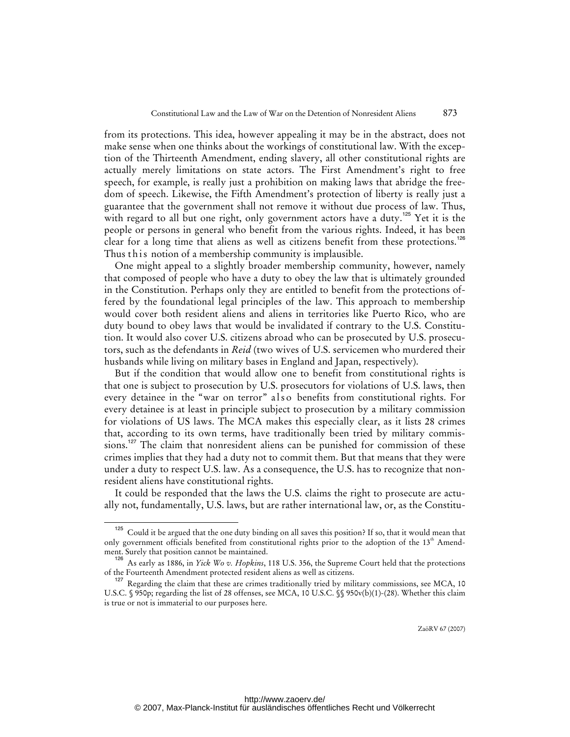from its protections. This idea, however appealing it may be in the abstract, does not make sense when one thinks about the workings of constitutional law. With the exception of the Thirteenth Amendment, ending slavery, all other constitutional rights are actually merely limitations on state actors. The First Amendment's right to free speech, for example, is really just a prohibition on making laws that abridge the freedom of speech. Likewise, the Fifth Amendment's protection of liberty is really just a guarantee that the government shall not remove it without due process of law. Thus, with regard to all but one right, only government actors have a duty.[125] Yet it is the people or persons in general who benefit from the various rights. Indeed, it has been clear for a long time that aliens as well as citizens benefit from these protections.[126] Thus this notion of a membership community is implausible.

One might appeal to a slightly broader membership community, however, namely that composed of people who have a duty to obey the law that is ultimately grounded in the Constitution. Perhaps only they are entitled to benefit from the protections offered by the foundational legal principles of the law. This approach to membership would cover both resident aliens and aliens in territories like Puerto Rico, who are duty bound to obey laws that would be invalidated if contrary to the U.S. Constitution. It would also cover U.S. citizens abroad who can be prosecuted by U.S. prosecutors, such as the defendants in *Reid* (two wives of U.S. servicemen who murdered their husbands while living on military bases in England and Japan, respectively).

But if the condition that would allow one to benefit from constitutional rights is that one is subject to prosecution by U.S. prosecutors for violations of U.S. laws, then every detainee in the "war on terror" also benefits from constitutional rights. For every detainee is at least in principle subject to prosecution by a military commission for violations of US laws. The MCA makes this especially clear, as it lists 28 crimes that, according to its own terms, have traditionally been tried by military commissions.[127] The claim that nonresident aliens can be punished for commission of these crimes implies that they had a duty not to commit them. But that means that they were under a duty to respect U.S. law. As a consequence, the U.S. has to recognize that nonresident aliens have constitutional rights.

It could be responded that the laws the U.S. claims the right to prosecute are actually not, fundamentally, U.S. laws, but are rather international law, or, as the Constitu-

---

[125] Could it be argued that the one duty binding on all saves this position? If so, that it would mean that only government officials benefited from constitutional rights prior to the adoption of the 13th Amendment. Surely that position cannot be maintained.

[126] As early as 1886, in *Yick Wo v. Hopkins*, 118 U.S. 356, the Supreme Court held that the protections of the Fourteenth Amendment protected resident aliens as well as citizens.

[127] Regarding the claim that these are crimes traditionally tried by military commissions, see MCA, 10 U.S.C. § 950p; regarding the list of 28 offenses, see MCA, 10 U.S.C. §§ 950v(b)(1)-(28). Whether this claim is true or not is immaterial to our purposes here.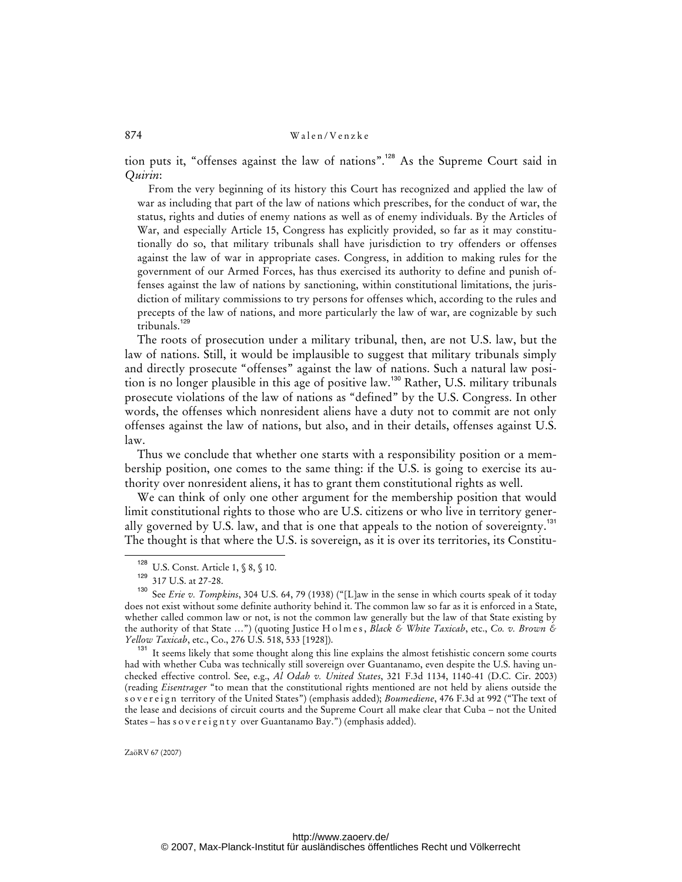tion puts it, "offenses against the law of nations".[128] As the Supreme Court said in *Quirin*:

> From the very beginning of its history this Court has recognized and applied the law of war as including that part of the law of nations which prescribes, for the conduct of war, the status, rights and duties of enemy nations as well as of enemy individuals. By the Articles of War, and especially Article 15, Congress has explicitly provided, so far as it may constitutionally do so, that military tribunals shall have jurisdiction to try offenders or offenses against the law of war in appropriate cases. Congress, in addition to making rules for the government of our Armed Forces, has thus exercised its authority to define and punish offenses against the law of nations by sanctioning, within constitutional limitations, the jurisdiction of military commissions to try persons for offenses which, according to the rules and precepts of the law of nations, and more particularly the law of war, are cognizable by such tribunals.[129]

The roots of prosecution under a military tribunal, then, are not U.S. law, but the law of nations. Still, it would be implausible to suggest that military tribunals simply and directly prosecute "offenses" against the law of nations. Such a natural law position is no longer plausible in this age of positive law.[130] Rather, U.S. military tribunals prosecute violations of the law of nations as "defined" by the U.S. Congress. In other words, the offenses which nonresident aliens have a duty not to commit are not only offenses against the law of nations, but also, and in their details, offenses against U.S. law.

Thus we conclude that whether one starts with a responsibility position or a membership position, one comes to the same thing: if the U.S. is going to exercise its authority over nonresident aliens, it has to grant them constitutional rights as well.

We can think of only one other argument for the membership position that would limit constitutional rights to those who are U.S. citizens or who live in territory generally governed by U.S. law, and that is one that appeals to the notion of sovereignty.[131] The thought is that where the U.S. is sovereign, as it is over its territories, its Constitu-

---

[128] U.S. Const. Article 1, § 8, § 10.

[129] 317 U.S. at 27-28.

[130] See *Erie v. Tompkins*, 304 U.S. 64, 79 (1938) ("[L]aw in the sense in which courts speak of it today does not exist without some definite authority behind it. The common law so far as it is enforced in a State, whether called common law or not, is not the common law generally but the law of that State existing by the authority of that State ...") (quoting Justice Holmes, *Black & White Taxicab*, etc., *Co. v. Brown & Yellow Taxicab*, etc., Co., 276 U.S. 518, 533 [1928]).

[131] It seems likely that some thought along this line explains the almost fetishistic concern some courts had with whether Cuba was technically still sovereign over Guantanamo, even despite the U.S. having unchecked effective control. See, e.g., *Al Odah v. United States*, 321 F.3d 1134, 1140-41 (D.C. Cir. 2003) (reading *Eisentrager* "to mean that the constitutional rights mentioned are not held by aliens outside the sovereign territory of the United States") (emphasis added); *Boumediene*, 476 F.3d at 992 ("The text of the lease and decisions of circuit courts and the Supreme Court all make clear that Cuba – not the United States – has sovereignty over Guantanamo Bay.") (emphasis added).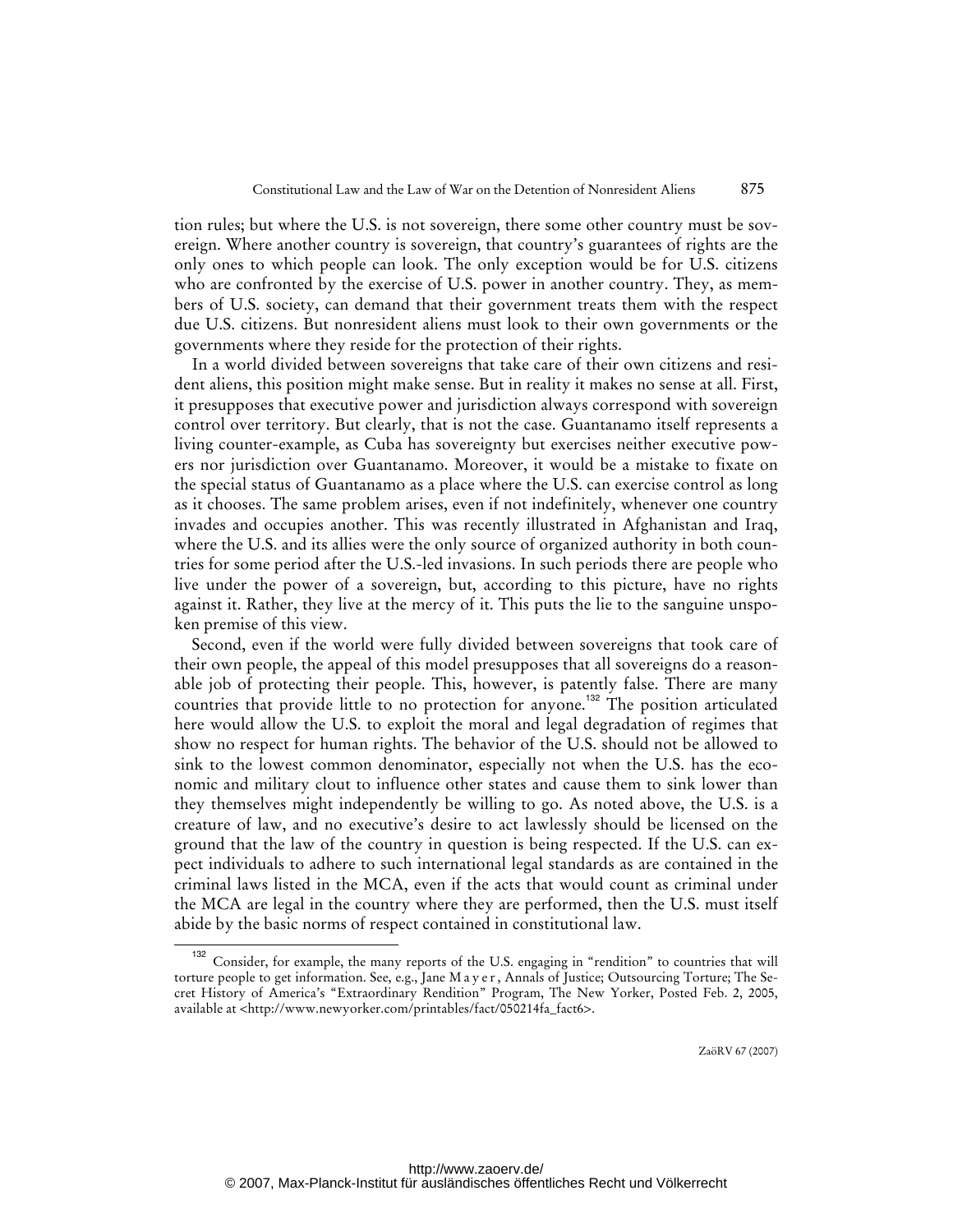tion rules; but where the U.S. is not sovereign, there some other country must be sovereign. Where another country is sovereign, that country's guarantees of rights are the only ones to which people can look. The only exception would be for U.S. citizens who are confronted by the exercise of U.S. power in another country. They, as members of U.S. society, can demand that their government treats them with the respect due U.S. citizens. But nonresident aliens must look to their own governments or the governments where they reside for the protection of their rights.

In a world divided between sovereigns that take care of their own citizens and resident aliens, this position might make sense. But in reality it makes no sense at all. First, it presupposes that executive power and jurisdiction always correspond with sovereign control over territory. But clearly, that is not the case. Guantanamo itself represents a living counter-example, as Cuba has sovereignty but exercises neither executive powers nor jurisdiction over Guantanamo. Moreover, it would be a mistake to fixate on the special status of Guantanamo as a place where the U.S. can exercise control as long as it chooses. The same problem arises, even if not indefinitely, whenever one country invades and occupies another. This was recently illustrated in Afghanistan and Iraq, where the U.S. and its allies were the only source of organized authority in both countries for some period after the U.S.-led invasions. In such periods there are people who live under the power of a sovereign, but, according to this picture, have no rights against it. Rather, they live at the mercy of it. This puts the lie to the sanguine unspoken premise of this view.

Second, even if the world were fully divided between sovereigns that took care of their own people, the appeal of this model presupposes that all sovereigns do a reasonable job of protecting their people. This, however, is patently false. There are many countries that provide little to no protection for anyone.[132] The position articulated here would allow the U.S. to exploit the moral and legal degradation of regimes that show no respect for human rights. The behavior of the U.S. should not be allowed to sink to the lowest common denominator, especially not when the U.S. has the economic and military clout to influence other states and cause them to sink lower than they themselves might independently be willing to go. As noted above, the U.S. is a creature of law, and no executive's desire to act lawlessly should be licensed on the ground that the law of the country in question is being respected. If the U.S. can expect individuals to adhere to such international legal standards as are contained in the criminal laws listed in the MCA, even if the acts that would count as criminal under the MCA are legal in the country where they are performed, then the U.S. must itself abide by the basic norms of respect contained in constitutional law.

---

[132] Consider, for example, the many reports of the U.S. engaging in "rendition" to countries that will torture people to get information. See, e.g., Jane Mayer, Annals of Justice; Outsourcing Torture; The Secret History of America's "Extraordinary Rendition" Program, The New Yorker, Posted Feb. 2, 2005, available at <http://www.newyorker.com/printables/fact/050214fa_fact6>.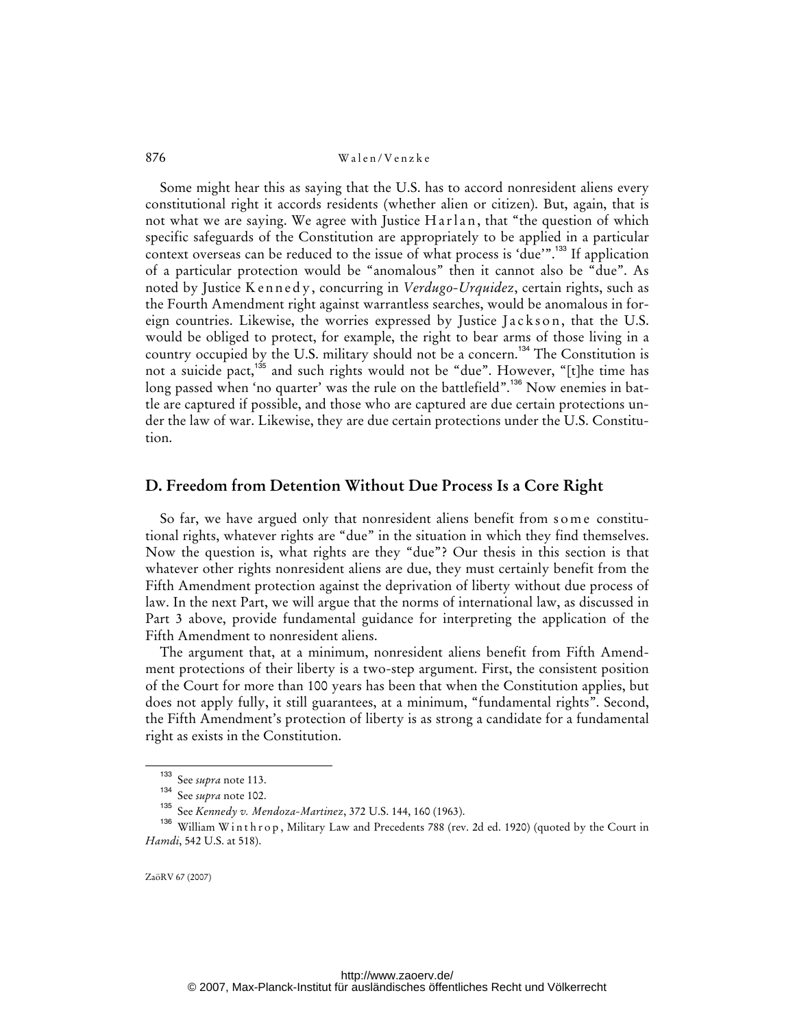Some might hear this as saying that the U.S. has to accord nonresident aliens every constitutional right it accords residents (whether alien or citizen). But, again, that is not what we are saying. We agree with Justice Harlan, that "the question of which specific safeguards of the Constitution are appropriately to be applied in a particular context overseas can be reduced to the issue of what process is 'due'".[133] If application of a particular protection would be "anomalous" then it cannot also be "due". As noted by Justice Kennedy, concurring in *Verdugo-Urquidez*, certain rights, such as the Fourth Amendment right against warrantless searches, would be anomalous in foreign countries. Likewise, the worries expressed by Justice Jackson, that the U.S. would be obliged to protect, for example, the right to bear arms of those living in a country occupied by the U.S. military should not be a concern.[134] The Constitution is not a suicide pact,[135] and such rights would not be "due". However, "[t]he time has long passed when 'no quarter' was the rule on the battlefield".[136] Now enemies in battle are captured if possible, and those who are captured are due certain protections under the law of war. Likewise, they are due certain protections under the U.S. Constitution.

## D. Freedom from Detention Without Due Process Is a Core Right

So far, we have argued only that nonresident aliens benefit from some constitutional rights, whatever rights are "due" in the situation in which they find themselves. Now the question is, what rights are they "due"? Our thesis in this section is that whatever other rights nonresident aliens are due, they must certainly benefit from the Fifth Amendment protection against the deprivation of liberty without due process of law. In the next Part, we will argue that the norms of international law, as discussed in Part 3 above, provide fundamental guidance for interpreting the application of the Fifth Amendment to nonresident aliens.

The argument that, at a minimum, nonresident aliens benefit from Fifth Amendment protections of their liberty is a two-step argument. First, the consistent position of the Court for more than 100 years has been that when the Constitution applies, but does not apply fully, it still guarantees, at a minimum, "fundamental rights". Second, the Fifth Amendment's protection of liberty is as strong a candidate for a fundamental right as exists in the Constitution.

---

[133] See *supra* note 113.

[134] See *supra* note 102.

[135] See *Kennedy v. Mendoza-Martinez*, 372 U.S. 144, 160 (1963).

[136] William Winthrop, Military Law and Precedents 788 (rev. 2d ed. 1920) (quoted by the Court in *Hamdi*, 542 U.S. at 518).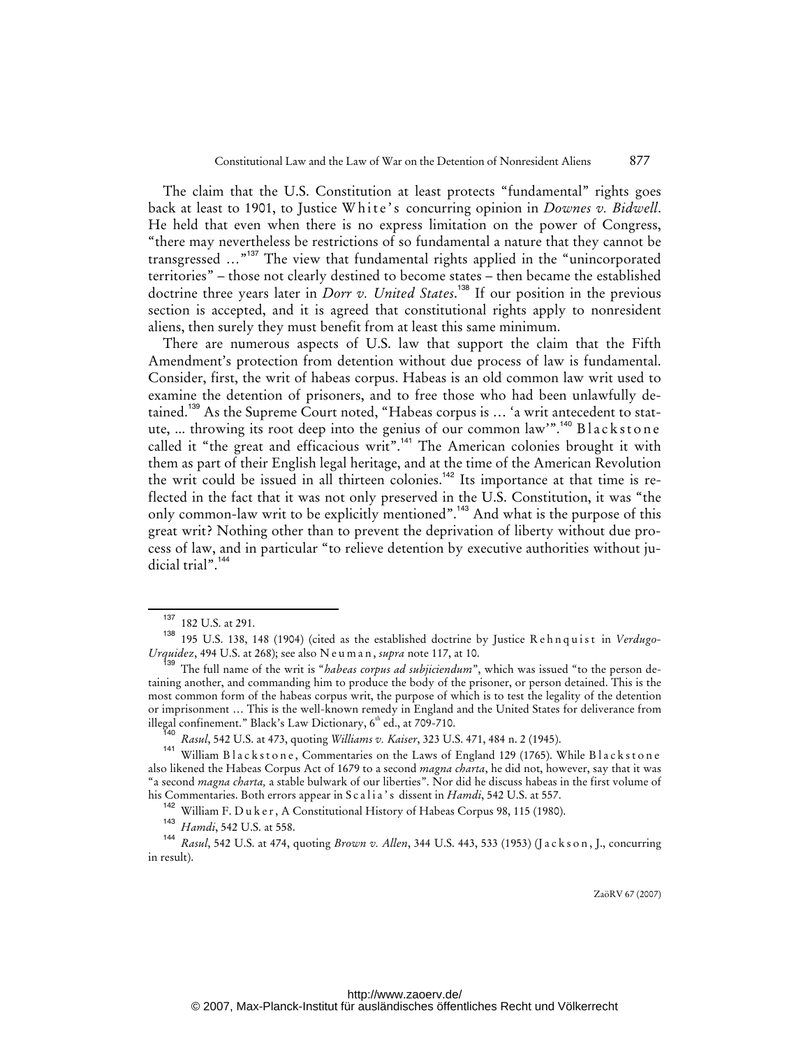The claim that the U.S. Constitution at least protects "fundamental" rights goes back at least to 1901, to Justice White's concurring opinion in *Downes v. Bidwell*. He held that even when there is no express limitation on the power of Congress, "there may nevertheless be restrictions of so fundamental a nature that they cannot be transgressed …"[137] The view that fundamental rights applied in the "unincorporated territories" – those not clearly destined to become states – then became the established doctrine three years later in *Dorr v. United States*.[138] If our position in the previous section is accepted, and it is agreed that constitutional rights apply to nonresident aliens, then surely they must benefit from at least this same minimum.

There are numerous aspects of U.S. law that support the claim that the Fifth Amendment's protection from detention without due process of law is fundamental. Consider, first, the writ of habeas corpus. Habeas is an old common law writ used to examine the detention of prisoners, and to free those who had been unlawfully detained.[139] As the Supreme Court noted, "Habeas corpus is … 'a writ antecedent to statute, ... throwing its root deep into the genius of our common law'".[140] Blackstone called it "the great and efficacious writ".[141] The American colonies brought it with them as part of their English legal heritage, and at the time of the American Revolution the writ could be issued in all thirteen colonies.[142] Its importance at that time is reflected in the fact that it was not only preserved in the U.S. Constitution, it was "the only common-law writ to be explicitly mentioned".[143] And what is the purpose of this great writ? Nothing other than to prevent the deprivation of liberty without due process of law, and in particular "to relieve detention by executive authorities without judicial trial".[144]

---

[137] 182 U.S. at 291.

[138] 195 U.S. 138, 148 (1904) (cited as the established doctrine by Justice Rehnquist in *Verdugo-Urquidez*, 494 U.S. at 268); see also Neuman, *supra* note 117, at 10.

[139] The full name of the writ is "*habeas corpus ad subjiciendum*", which was issued "to the person detaining another, and commanding him to produce the body of the prisoner, or person detained. This is the most common form of the habeas corpus writ, the purpose of which is to test the legality of the detention or imprisonment … This is the well-known remedy in England and the United States for deliverance from illegal confinement." Black's Law Dictionary, 6th ed., at 709-710.

[140] *Rasul*, 542 U.S. at 473, quoting *Williams v. Kaiser*, 323 U.S. 471, 484 n. 2 (1945).

[141] William Blackstone, Commentaries on the Laws of England 129 (1765). While Blackstone also likened the Habeas Corpus Act of 1679 to a second *magna charta*, he did not, however, say that it was "a second *magna charta,* a stable bulwark of our liberties". Nor did he discuss habeas in the first volume of his Commentaries. Both errors appear in Scalia's dissent in *Hamdi*, 542 U.S. at 557.

[142] William F. Duker, A Constitutional History of Habeas Corpus 98, 115 (1980).

[143] *Hamdi*, 542 U.S. at 558.

[144] *Rasul*, 542 U.S. at 474, quoting *Brown v. Allen*, 344 U.S. 443, 533 (1953) (Jackson, J., concurring in result).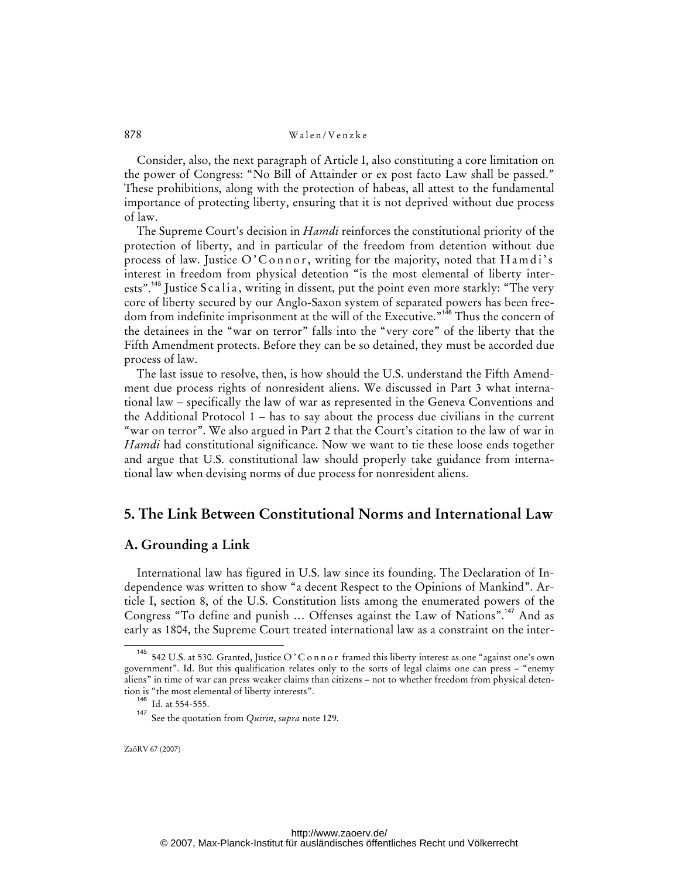Consider, also, the next paragraph of Article I, also constituting a core limitation on the power of Congress: "No Bill of Attainder or ex post facto Law shall be passed." These prohibitions, along with the protection of habeas, all attest to the fundamental importance of protecting liberty, ensuring that it is not deprived without due process of law.

The Supreme Court's decision in *Hamdi* reinforces the constitutional priority of the protection of liberty, and in particular of the freedom from detention without due process of law. Justice O'Connor, writing for the majority, noted that Hamdi's interest in freedom from physical detention "is the most elemental of liberty interests".[145] Justice Scalia, writing in dissent, put the point even more starkly: "The very core of liberty secured by our Anglo-Saxon system of separated powers has been freedom from indefinite imprisonment at the will of the Executive."[146] Thus the concern of the detainees in the "war on terror" falls into the "very core" of the liberty that the Fifth Amendment protects. Before they can be so detained, they must be accorded due process of law.

The last issue to resolve, then, is how should the U.S. understand the Fifth Amendment due process rights of nonresident aliens. We discussed in Part 3 what international law – specifically the law of war as represented in the Geneva Conventions and the Additional Protocol 1 – has to say about the process due civilians in the current "war on terror". We also argued in Part 2 that the Court's citation to the law of war in *Hamdi* had constitutional significance. Now we want to tie these loose ends together and argue that U.S. constitutional law should properly take guidance from international law when devising norms of due process for nonresident aliens.

## 5. The Link Between Constitutional Norms and International Law

### A. Grounding a Link

International law has figured in U.S. law since its founding. The Declaration of Independence was written to show "a decent Respect to the Opinions of Mankind". Article I, section 8, of the U.S. Constitution lists among the enumerated powers of the Congress "To define and punish … Offenses against the Law of Nations".[147] And as early as 1804, the Supreme Court treated international law as a constraint on the inter-

---

[145] 542 U.S. at 530. Granted, Justice O'Connor framed this liberty interest as one "against one's own government". Id. But this qualification relates only to the sorts of legal claims one can press – "enemy aliens" in time of war can press weaker claims than citizens – not to whether freedom from physical detention is "the most elemental of liberty interests".

[146] Id. at 554-555.

[147] See the quotation from *Quirin*, *supra* note 129.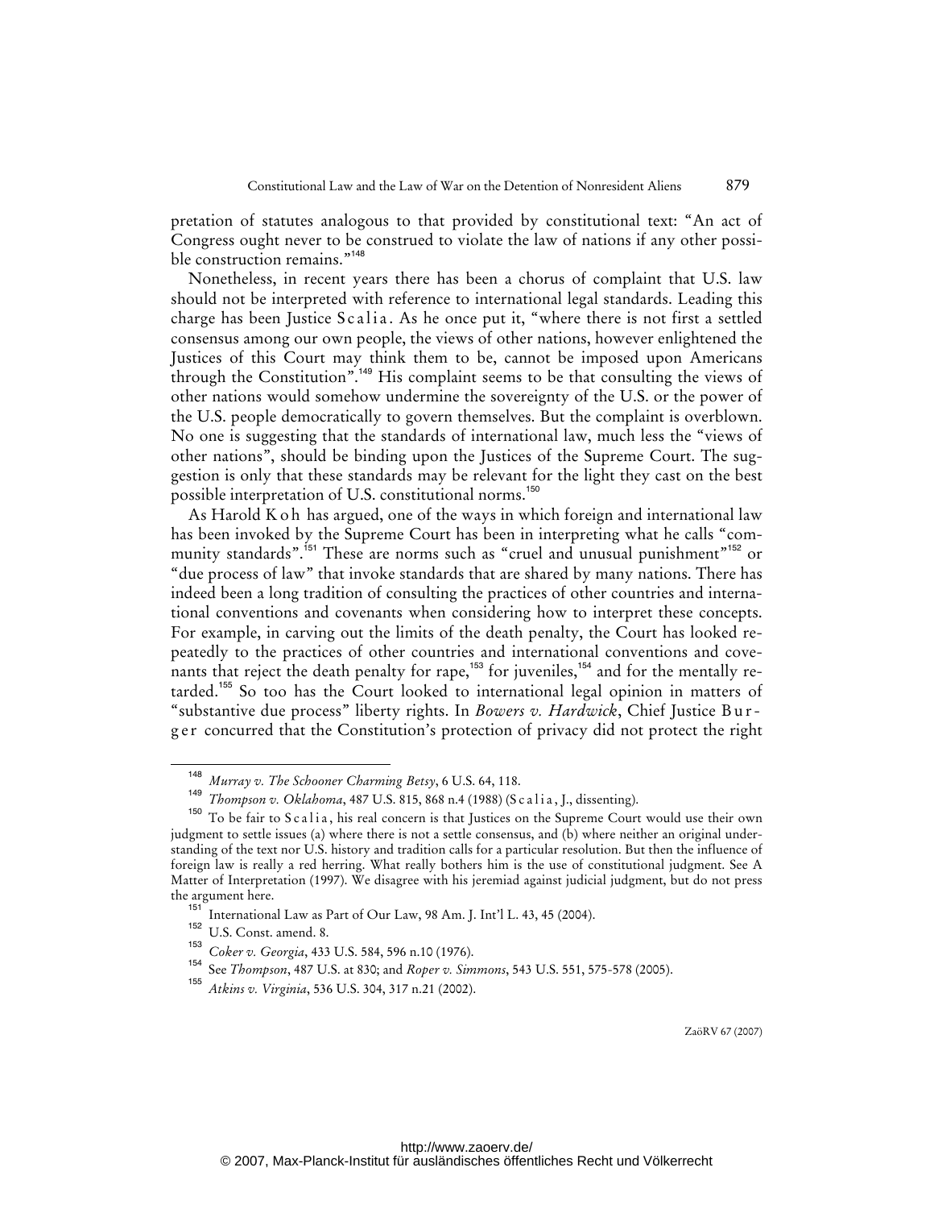pretation of statutes analogous to that provided by constitutional text: "An act of Congress ought never to be construed to violate the law of nations if any other possible construction remains."[148]

Nonetheless, in recent years there has been a chorus of complaint that U.S. law should not be interpreted with reference to international legal standards. Leading this charge has been Justice Scalia. As he once put it, "where there is not first a settled consensus among our own people, the views of other nations, however enlightened the Justices of this Court may think them to be, cannot be imposed upon Americans through the Constitution".[149] His complaint seems to be that consulting the views of other nations would somehow undermine the sovereignty of the U.S. or the power of the U.S. people democratically to govern themselves. But the complaint is overblown. No one is suggesting that the standards of international law, much less the "views of other nations", should be binding upon the Justices of the Supreme Court. The suggestion is only that these standards may be relevant for the light they cast on the best possible interpretation of U.S. constitutional norms.[150]

As Harold Koh has argued, one of the ways in which foreign and international law has been invoked by the Supreme Court has been in interpreting what he calls "community standards".[151] These are norms such as "cruel and unusual punishment"[152] or "due process of law" that invoke standards that are shared by many nations. There has indeed been a long tradition of consulting the practices of other countries and international conventions and covenants when considering how to interpret these concepts. For example, in carving out the limits of the death penalty, the Court has looked repeatedly to the practices of other countries and international conventions and covenants that reject the death penalty for rape,[153] for juveniles,[154] and for the mentally retarded.[155] So too has the Court looked to international legal opinion in matters of "substantive due process" liberty rights. In *Bowers v. Hardwick*, Chief Justice Burger concurred that the Constitution's protection of privacy did not protect the right

---

[148] *Murray v. The Schooner Charming Betsy*, 6 U.S. 64, 118.

[149] *Thompson v. Oklahoma*, 487 U.S. 815, 868 n.4 (1988) (Scalia, J., dissenting).

[150] To be fair to Scalia, his real concern is that Justices on the Supreme Court would use their own judgment to settle issues (a) where there is not a settle consensus, and (b) where neither an original understanding of the text nor U.S. history and tradition calls for a particular resolution. But then the influence of foreign law is really a red herring. What really bothers him is the use of constitutional judgment. See A Matter of Interpretation (1997). We disagree with his jeremiad against judicial judgment, but do not press the argument here.

[151] International Law as Part of Our Law, 98 Am. J. Int'l L. 43, 45 (2004).

[152] U.S. Const. amend. 8.

[153] *Coker v. Georgia*, 433 U.S. 584, 596 n.10 (1976).

[154] See *Thompson*, 487 U.S. at 830; and *Roper v. Simmons*, 543 U.S. 551, 575-578 (2005).

[155] *Atkins v. Virginia*, 536 U.S. 304, 317 n.21 (2002).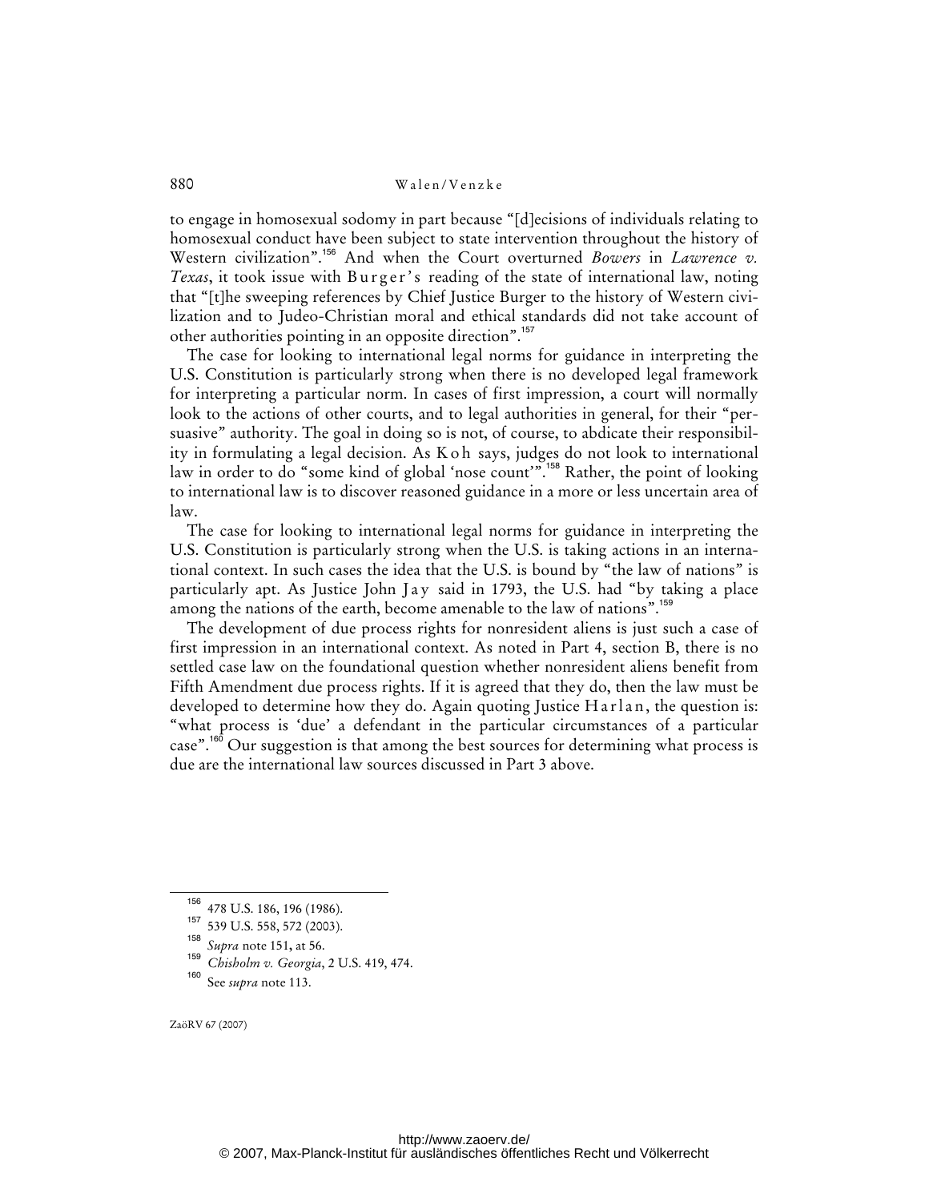to engage in homosexual sodomy in part because "[d]ecisions of individuals relating to homosexual conduct have been subject to state intervention throughout the history of Western civilization".[156] And when the Court overturned *Bowers* in *Lawrence v. Texas*, it took issue with Burger's reading of the state of international law, noting that "[t]he sweeping references by Chief Justice Burger to the history of Western civilization and to Judeo-Christian moral and ethical standards did not take account of other authorities pointing in an opposite direction".[157]

The case for looking to international legal norms for guidance in interpreting the U.S. Constitution is particularly strong when there is no developed legal framework for interpreting a particular norm. In cases of first impression, a court will normally look to the actions of other courts, and to legal authorities in general, for their "persuasive" authority. The goal in doing so is not, of course, to abdicate their responsibility in formulating a legal decision. As Koh says, judges do not look to international law in order to do "some kind of global 'nose count'".[158] Rather, the point of looking to international law is to discover reasoned guidance in a more or less uncertain area of law.

The case for looking to international legal norms for guidance in interpreting the U.S. Constitution is particularly strong when the U.S. is taking actions in an international context. In such cases the idea that the U.S. is bound by "the law of nations" is particularly apt. As Justice John Jay said in 1793, the U.S. had "by taking a place among the nations of the earth, become amenable to the law of nations".[159]

The development of due process rights for nonresident aliens is just such a case of first impression in an international context. As noted in Part 4, section B, there is no settled case law on the foundational question whether nonresident aliens benefit from Fifth Amendment due process rights. If it is agreed that they do, then the law must be developed to determine how they do. Again quoting Justice Harlan, the question is: "what process is 'due' a defendant in the particular circumstances of a particular case".[160] Our suggestion is that among the best sources for determining what process is due are the international law sources discussed in Part 3 above.

---

[156] 478 U.S. 186, 196 (1986).

[157] 539 U.S. 558, 572 (2003).

[158] *Supra* note 151, at 56.

[159] *Chisholm v. Georgia*, 2 U.S. 419, 474.

[160] See *supra* note 113.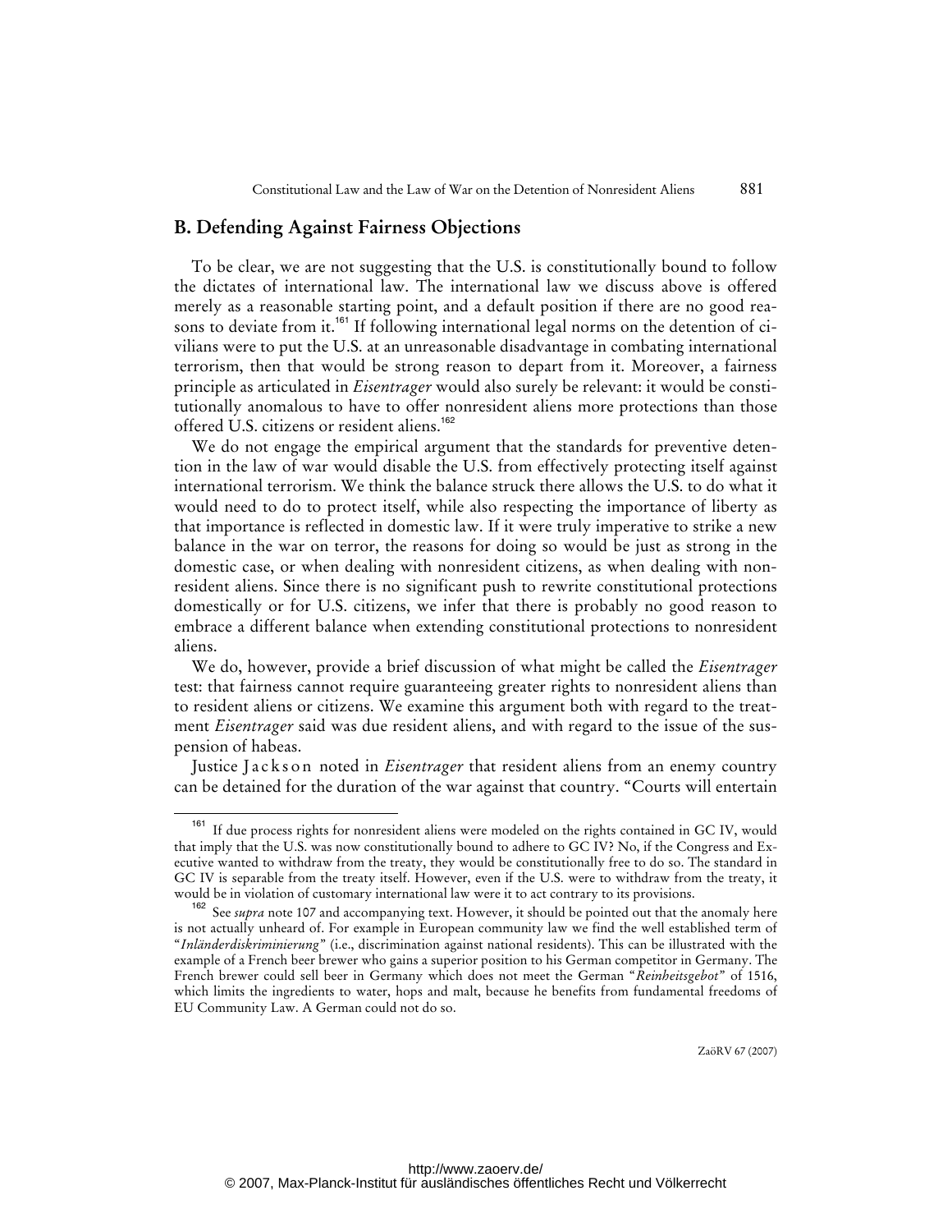## B. Defending Against Fairness Objections

To be clear, we are not suggesting that the U.S. is constitutionally bound to follow the dictates of international law. The international law we discuss above is offered merely as a reasonable starting point, and a default position if there are no good reasons to deviate from it.[161] If following international legal norms on the detention of civilians were to put the U.S. at an unreasonable disadvantage in combating international terrorism, then that would be strong reason to depart from it. Moreover, a fairness principle as articulated in *Eisentrager* would also surely be relevant: it would be constitutionally anomalous to have to offer nonresident aliens more protections than those offered U.S. citizens or resident aliens.[162]

We do not engage the empirical argument that the standards for preventive detention in the law of war would disable the U.S. from effectively protecting itself against international terrorism. We think the balance struck there allows the U.S. to do what it would need to do to protect itself, while also respecting the importance of liberty as that importance is reflected in domestic law. If it were truly imperative to strike a new balance in the war on terror, the reasons for doing so would be just as strong in the domestic case, or when dealing with nonresident citizens, as when dealing with nonresident aliens. Since there is no significant push to rewrite constitutional protections domestically or for U.S. citizens, we infer that there is probably no good reason to embrace a different balance when extending constitutional protections to nonresident aliens.

We do, however, provide a brief discussion of what might be called the *Eisentrager* test: that fairness cannot require guaranteeing greater rights to nonresident aliens than to resident aliens or citizens. We examine this argument both with regard to the treatment *Eisentrager* said was due resident aliens, and with regard to the issue of the suspension of habeas.

Justice Jackson noted in *Eisentrager* that resident aliens from an enemy country can be detained for the duration of the war against that country. "Courts will entertain

---

[161] If due process rights for nonresident aliens were modeled on the rights contained in GC IV, would that imply that the U.S. was now constitutionally bound to adhere to GC IV? No, if the Congress and Executive wanted to withdraw from the treaty, they would be constitutionally free to do so. The standard in GC IV is separable from the treaty itself. However, even if the U.S. were to withdraw from the treaty, it would be in violation of customary international law were it to act contrary to its provisions.

[162] See *supra* note 107 and accompanying text. However, it should be pointed out that the anomaly here is not actually unheard of. For example in European community law we find the well established term of "*Inländerdiskriminierung*" (i.e., discrimination against national residents). This can be illustrated with the example of a French beer brewer who gains a superior position to his German competitor in Germany. The French brewer could sell beer in Germany which does not meet the German "*Reinheitsgebot*" of 1516, which limits the ingredients to water, hops and malt, because he benefits from fundamental freedoms of EU Community Law. A German could not do so.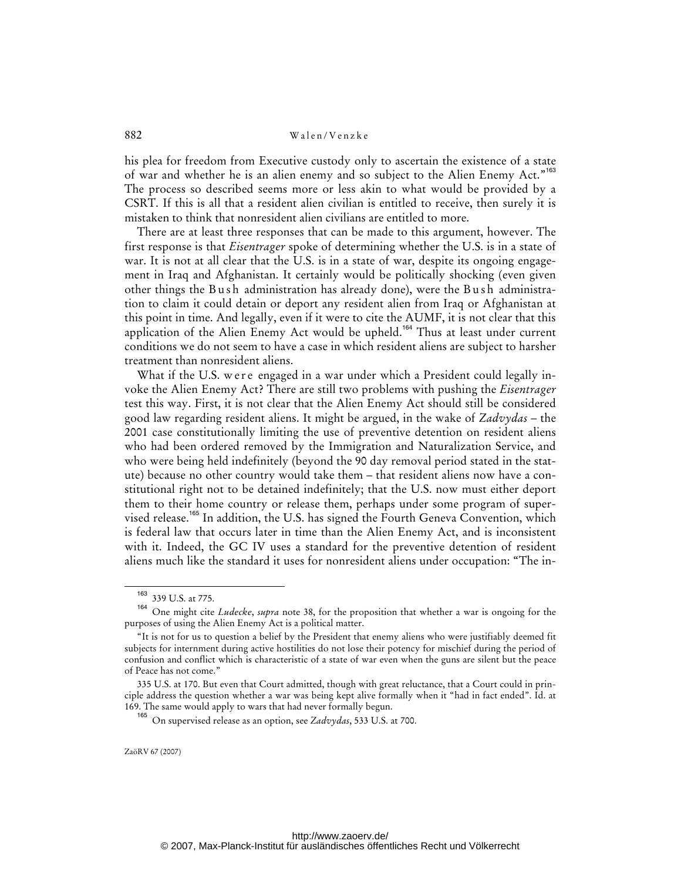his plea for freedom from Executive custody only to ascertain the existence of a state of war and whether he is an alien enemy and so subject to the Alien Enemy Act."[163] The process so described seems more or less akin to what would be provided by a CSRT. If this is all that a resident alien civilian is entitled to receive, then surely it is mistaken to think that nonresident alien civilians are entitled to more.

There are at least three responses that can be made to this argument, however. The first response is that *Eisentrager* spoke of determining whether the U.S. is in a state of war. It is not at all clear that the U.S. is in a state of war, despite its ongoing engagement in Iraq and Afghanistan. It certainly would be politically shocking (even given other things the Bush administration has already done), were the Bush administration to claim it could detain or deport any resident alien from Iraq or Afghanistan at this point in time. And legally, even if it were to cite the AUMF, it is not clear that this application of the Alien Enemy Act would be upheld.[164] Thus at least under current conditions we do not seem to have a case in which resident aliens are subject to harsher treatment than nonresident aliens.

What if the U.S. were engaged in a war under which a President could legally invoke the Alien Enemy Act? There are still two problems with pushing the *Eisentrager* test this way. First, it is not clear that the Alien Enemy Act should still be considered good law regarding resident aliens. It might be argued, in the wake of *Zadvydas* – the 2001 case constitutionally limiting the use of preventive detention on resident aliens who had been ordered removed by the Immigration and Naturalization Service, and who were being held indefinitely (beyond the 90 day removal period stated in the statute) because no other country would take them – that resident aliens now have a constitutional right not to be detained indefinitely; that the U.S. now must either deport them to their home country or release them, perhaps under some program of supervised release.[165] In addition, the U.S. has signed the Fourth Geneva Convention, which is federal law that occurs later in time than the Alien Enemy Act, and is inconsistent with it. Indeed, the GC IV uses a standard for the preventive detention of resident aliens much like the standard it uses for nonresident aliens under occupation: "The in-

---

[163] 339 U.S. at 775.

[164] One might cite *Ludecke*, *supra* note 38, for the proposition that whether a war is ongoing for the purposes of using the Alien Enemy Act is a political matter.

"It is not for us to question a belief by the President that enemy aliens who were justifiably deemed fit subjects for internment during active hostilities do not lose their potency for mischief during the period of confusion and conflict which is characteristic of a state of war even when the guns are silent but the peace of Peace has not come."

335 U.S. at 170. But even that Court admitted, though with great reluctance, that a Court could in principle address the question whether a war was being kept alive formally when it "had in fact ended". Id. at 169. The same would apply to wars that had never formally begun.

[165] On supervised release as an option, see *Zadvydas*, 533 U.S. at 700.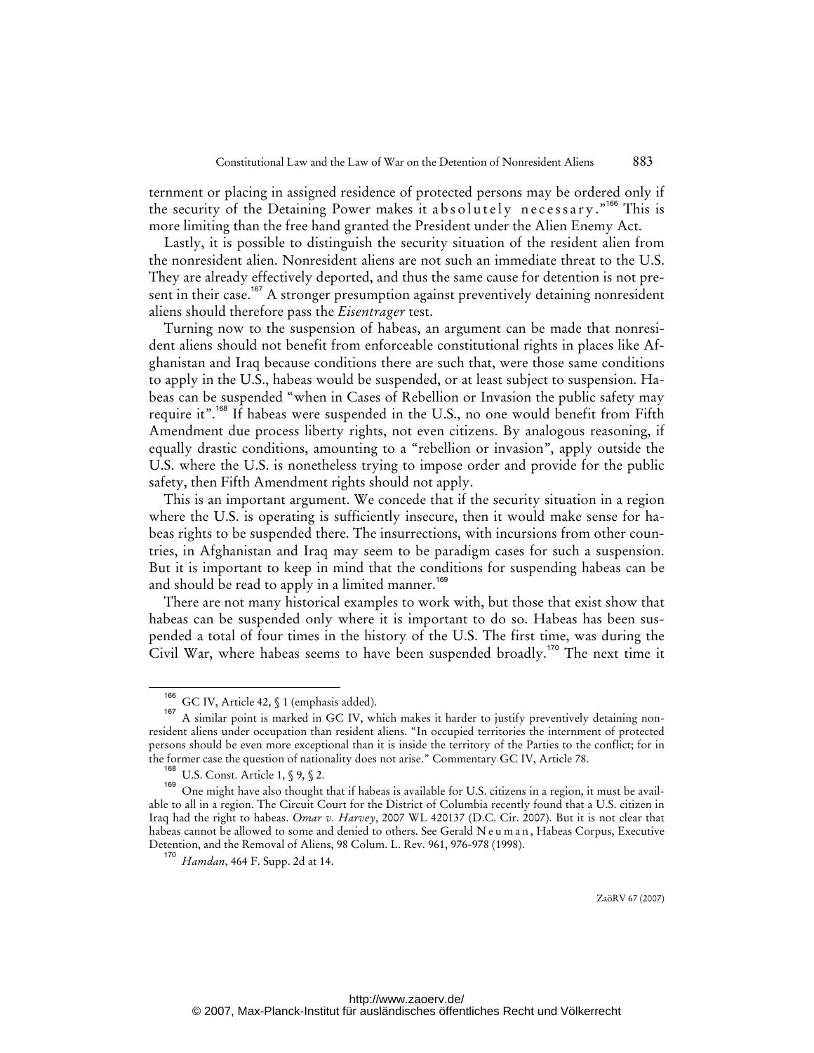ternment or placing in assigned residence of protected persons may be ordered only if the security of the Detaining Power makes it *absolutely necessary*."[166] This is more limiting than the free hand granted the President under the Alien Enemy Act.

Lastly, it is possible to distinguish the security situation of the resident alien from the nonresident alien. Nonresident aliens are not such an immediate threat to the U.S. They are already effectively deported, and thus the same cause for detention is not present in their case.[167] A stronger presumption against preventively detaining nonresident aliens should therefore pass the *Eisentrager* test.

Turning now to the suspension of habeas, an argument can be made that nonresident aliens should not benefit from enforceable constitutional rights in places like Afghanistan and Iraq because conditions there are such that, were those same conditions to apply in the U.S., habeas would be suspended, or at least subject to suspension. Habeas can be suspended "when in Cases of Rebellion or Invasion the public safety may require it".[168] If habeas were suspended in the U.S., no one would benefit from Fifth Amendment due process liberty rights, not even citizens. By analogous reasoning, if equally drastic conditions, amounting to a "rebellion or invasion", apply outside the U.S. where the U.S. is nonetheless trying to impose order and provide for the public safety, then Fifth Amendment rights should not apply.

This is an important argument. We concede that if the security situation in a region where the U.S. is operating is sufficiently insecure, then it would make sense for habeas rights to be suspended there. The insurrections, with incursions from other countries, in Afghanistan and Iraq may seem to be paradigm cases for such a suspension. But it is important to keep in mind that the conditions for suspending habeas can be and should be read to apply in a limited manner.[169]

There are not many historical examples to work with, but those that exist show that habeas can be suspended only where it is important to do so. Habeas has been suspended a total of four times in the history of the U.S. The first time, was during the Civil War, where habeas seems to have been suspended broadly.[170] The next time it

---

[166] GC IV, Article 42, § 1 (emphasis added).

[167] A similar point is marked in GC IV, which makes it harder to justify preventively detaining nonresident aliens under occupation than resident aliens. "In occupied territories the internment of protected persons should be even more exceptional than it is inside the territory of the Parties to the conflict; for in the former case the question of nationality does not arise." Commentary GC IV, Article 78.

[168] U.S. Const. Article 1, § 9, § 2.

[169] One might have also thought that if habeas is available for U.S. citizens in a region, it must be available to all in a region. The Circuit Court for the District of Columbia recently found that a U.S. citizen in Iraq had the right to habeas. *Omar v. Harvey*, 2007 WL 420137 (D.C. Cir. 2007). But it is not clear that habeas cannot be allowed to some and denied to others. See Gerald Neuman, Habeas Corpus, Executive Detention, and the Removal of Aliens, 98 Colum. L. Rev. 961, 976-978 (1998).

[170] *Hamdan*, 464 F. Supp. 2d at 14.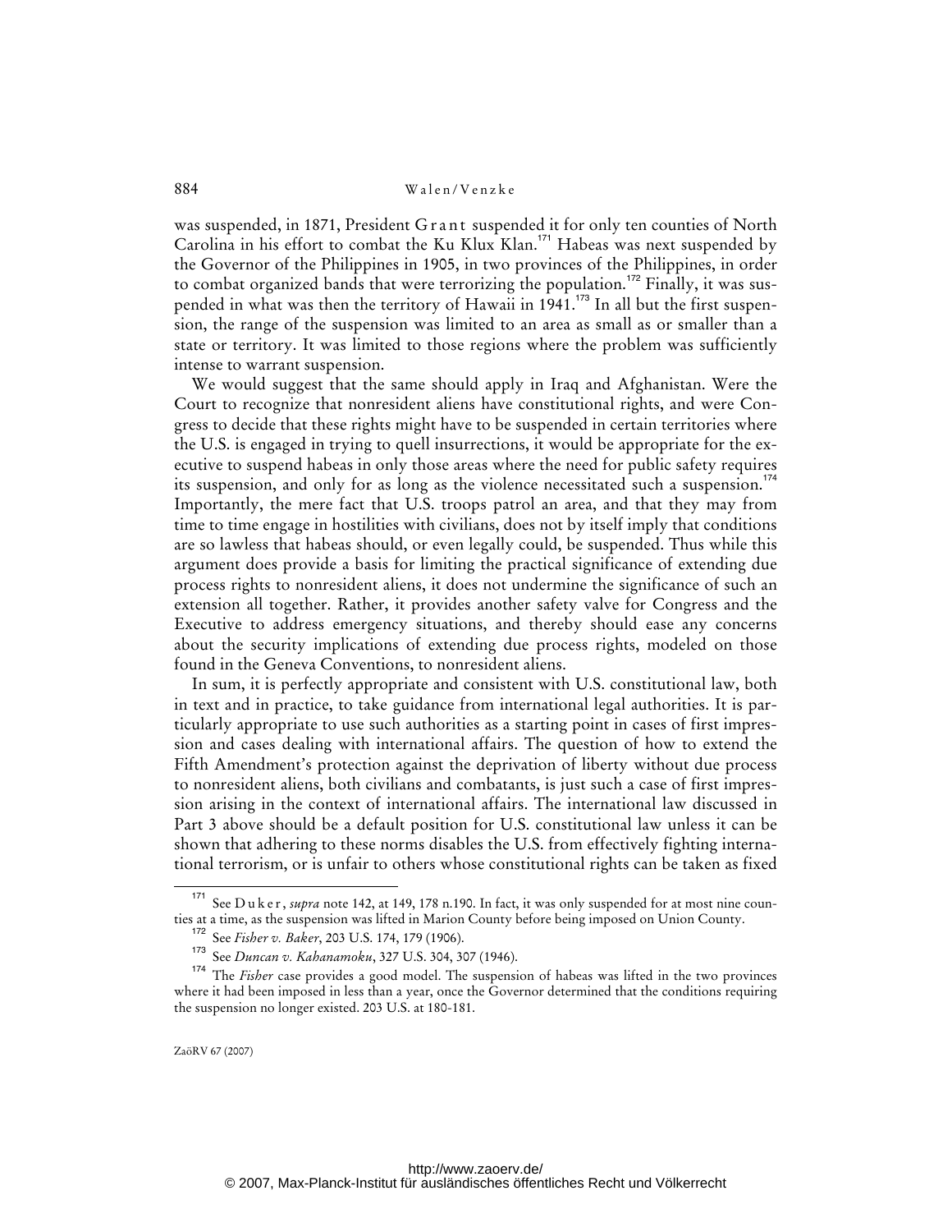was suspended, in 1871, President Grant suspended it for only ten counties of North Carolina in his effort to combat the Ku Klux Klan.[171] Habeas was next suspended by the Governor of the Philippines in 1905, in two provinces of the Philippines, in order to combat organized bands that were terrorizing the population.[172] Finally, it was suspended in what was then the territory of Hawaii in 1941.[173] In all but the first suspension, the range of the suspension was limited to an area as small as or smaller than a state or territory. It was limited to those regions where the problem was sufficiently intense to warrant suspension.

We would suggest that the same should apply in Iraq and Afghanistan. Were the Court to recognize that nonresident aliens have constitutional rights, and were Congress to decide that these rights might have to be suspended in certain territories where the U.S. is engaged in trying to quell insurrections, it would be appropriate for the executive to suspend habeas in only those areas where the need for public safety requires its suspension, and only for as long as the violence necessitated such a suspension.[174] Importantly, the mere fact that U.S. troops patrol an area, and that they may from time to time engage in hostilities with civilians, does not by itself imply that conditions are so lawless that habeas should, or even legally could, be suspended. Thus while this argument does provide a basis for limiting the practical significance of extending due process rights to nonresident aliens, it does not undermine the significance of such an extension all together. Rather, it provides another safety valve for Congress and the Executive to address emergency situations, and thereby should ease any concerns about the security implications of extending due process rights, modeled on those found in the Geneva Conventions, to nonresident aliens.

In sum, it is perfectly appropriate and consistent with U.S. constitutional law, both in text and in practice, to take guidance from international legal authorities. It is particularly appropriate to use such authorities as a starting point in cases of first impression and cases dealing with international affairs. The question of how to extend the Fifth Amendment's protection against the deprivation of liberty without due process to nonresident aliens, both civilians and combatants, is just such a case of first impression arising in the context of international affairs. The international law discussed in Part 3 above should be a default position for U.S. constitutional law unless it can be shown that adhering to these norms disables the U.S. from effectively fighting international terrorism, or is unfair to others whose constitutional rights can be taken as fixed

---

[171] See Duker, *supra* note 142, at 149, 178 n.190. In fact, it was only suspended for at most nine counties at a time, as the suspension was lifted in Marion County before being imposed on Union County.

[172] See *Fisher v. Baker*, 203 U.S. 174, 179 (1906).

[173] See *Duncan v. Kahanamoku*, 327 U.S. 304, 307 (1946).

[174] The *Fisher* case provides a good model. The suspension of habeas was lifted in the two provinces where it had been imposed in less than a year, once the Governor determined that the conditions requiring the suspension no longer existed. 203 U.S. at 180-181.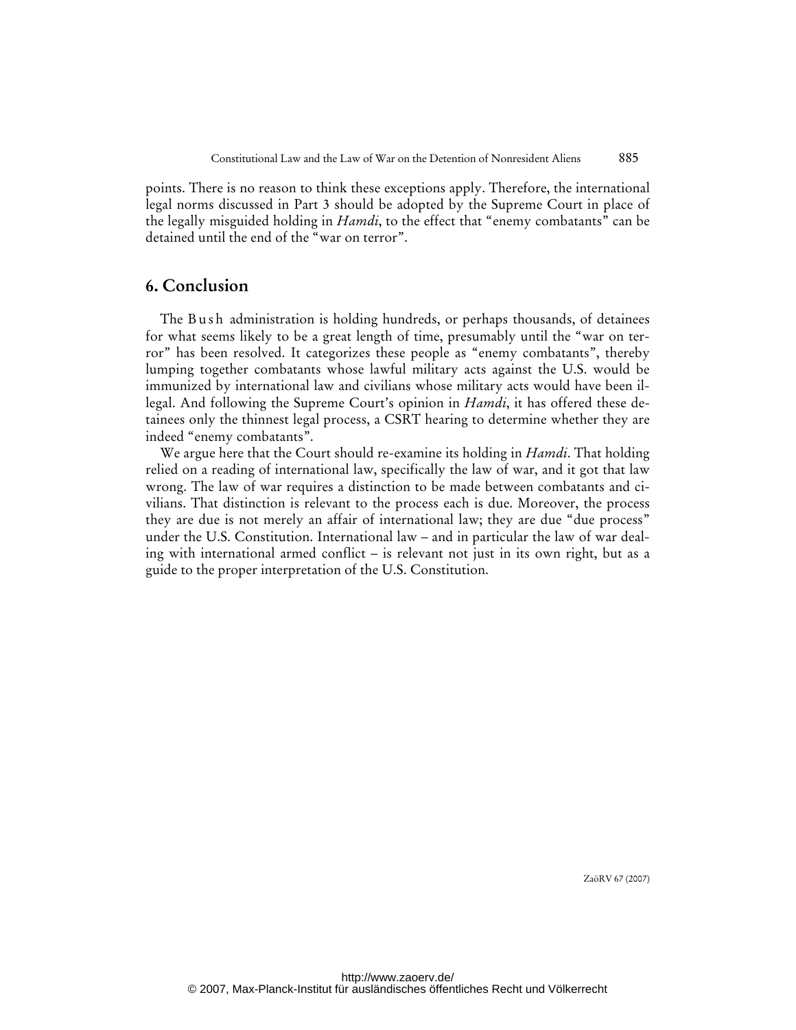points. There is no reason to think these exceptions apply. Therefore, the international legal norms discussed in Part 3 should be adopted by the Supreme Court in place of the legally misguided holding in *Hamdi*, to the effect that "enemy combatants" can be detained until the end of the "war on terror".

## 6. Conclusion

The Bush administration is holding hundreds, or perhaps thousands, of detainees for what seems likely to be a great length of time, presumably until the "war on terror" has been resolved. It categorizes these people as "enemy combatants", thereby lumping together combatants whose lawful military acts against the U.S. would be immunized by international law and civilians whose military acts would have been illegal. And following the Supreme Court's opinion in *Hamdi*, it has offered these detainees only the thinnest legal process, a CSRT hearing to determine whether they are indeed "enemy combatants".

We argue here that the Court should re-examine its holding in *Hamdi*. That holding relied on a reading of international law, specifically the law of war, and it got that law wrong. The law of war requires a distinction to be made between combatants and civilians. That distinction is relevant to the process each is due. Moreover, the process they are due is not merely an affair of international law; they are due "due process" under the U.S. Constitution. International law – and in particular the law of war dealing with international armed conflict – is relevant not just in its own right, but as a guide to the proper interpretation of the U.S. Constitution.